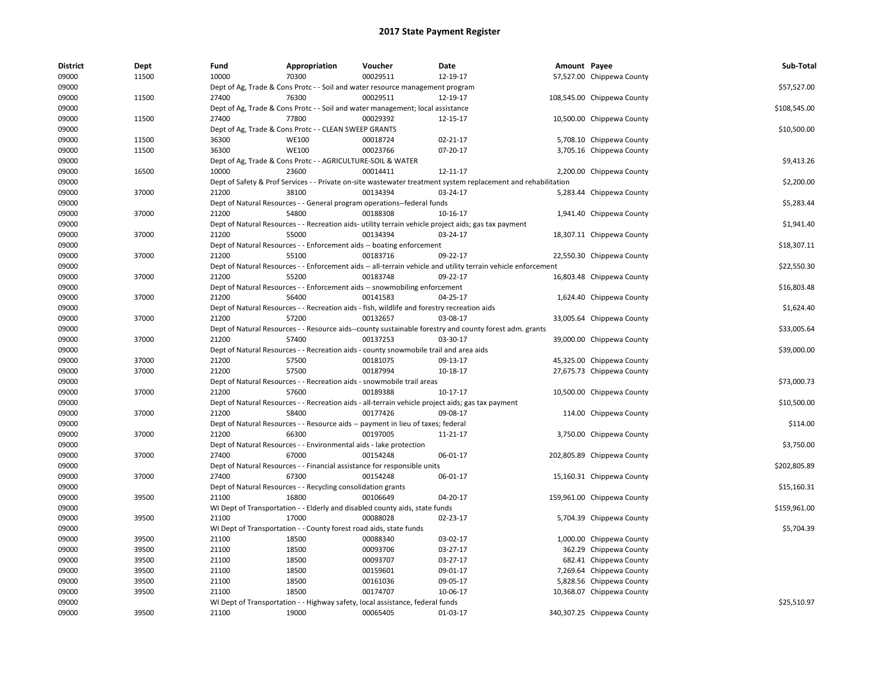# 2017 State Payment Register

| District | Dept | Fund | Appropriation | Voucher | Date | Amount | Payee | Sub-Total |
|---|---|---|---|---|---|---|---|---|
| 09000 | 11500 | 10000 | 70300 | 00029511 | 12-19-17 | 57,527.00 | Chippewa County | |
| 09000 | | Dept of Ag, Trade & Cons Protc - - Soil and water resource management program | | | | | | $57,527.00 |
| 09000 | 11500 | 27400 | 76300 | 00029511 | 12-19-17 | 108,545.00 | Chippewa County | |
| 09000 | | Dept of Ag, Trade & Cons Protc - - Soil and water management; local assistance | | | | | | $108,545.00 |
| 09000 | 11500 | 27400 | 77800 | 00029392 | 12-15-17 | 10,500.00 | Chippewa County | |
| 09000 | | Dept of Ag, Trade & Cons Protc - - CLEAN SWEEP GRANTS | | | | | | $10,500.00 |
| 09000 | 11500 | 36300 | WE100 | 00018724 | 02-21-17 | 5,708.10 | Chippewa County | |
| 09000 | 11500 | 36300 | WE100 | 00023766 | 07-20-17 | 3,705.16 | Chippewa County | |
| 09000 | | Dept of Ag, Trade & Cons Protc - - AGRICULTURE-SOIL & WATER | | | | | | $9,413.26 |
| 09000 | 16500 | 10000 | 23600 | 00014411 | 12-11-17 | 2,200.00 | Chippewa County | |
| 09000 | | Dept of Safety & Prof Services - - Private on-site wastewater treatment system replacement and rehabilitation | | | | | | $2,200.00 |
| 09000 | 37000 | 21200 | 38100 | 00134394 | 03-24-17 | 5,283.44 | Chippewa County | |
| 09000 | | Dept of Natural Resources - - General program operations--federal funds | | | | | | $5,283.44 |
| 09000 | 37000 | 21200 | 54800 | 00188308 | 10-16-17 | 1,941.40 | Chippewa County | |
| 09000 | | Dept of Natural Resources - - Recreation aids- utility terrain vehicle project aids; gas tax payment | | | | | | $1,941.40 |
| 09000 | 37000 | 21200 | 55000 | 00134394 | 03-24-17 | 18,307.11 | Chippewa County | |
| 09000 | | Dept of Natural Resources - - Enforcement aids -- boating enforcement | | | | | | $18,307.11 |
| 09000 | 37000 | 21200 | 55100 | 00183716 | 09-22-17 | 22,550.30 | Chippewa County | |
| 09000 | | Dept of Natural Resources - - Enforcement aids -- all-terrain vehicle and utility terrain vehicle enforcement | | | | | | $22,550.30 |
| 09000 | 37000 | 21200 | 55200 | 00183748 | 09-22-17 | 16,803.48 | Chippewa County | |
| 09000 | | Dept of Natural Resources - - Enforcement aids -- snowmobiling enforcement | | | | | | $16,803.48 |
| 09000 | 37000 | 21200 | 56400 | 00141583 | 04-25-17 | 1,624.40 | Chippewa County | |
| 09000 | | Dept of Natural Resources - - Recreation aids - fish, wildlife and forestry recreation aids | | | | | | $1,624.40 |
| 09000 | 37000 | 21200 | 57200 | 00132657 | 03-08-17 | 33,005.64 | Chippewa County | |
| 09000 | | Dept of Natural Resources - - Resource aids--county sustainable forestry and county forest adm. grants | | | | | | $33,005.64 |
| 09000 | 37000 | 21200 | 57400 | 00137253 | 03-30-17 | 39,000.00 | Chippewa County | |
| 09000 | | Dept of Natural Resources - - Recreation aids - county snowmobile trail and area aids | | | | | | $39,000.00 |
| 09000 | 37000 | 21200 | 57500 | 00181075 | 09-13-17 | 45,325.00 | Chippewa County | |
| 09000 | 37000 | 21200 | 57500 | 00187994 | 10-18-17 | 27,675.73 | Chippewa County | |
| 09000 | | Dept of Natural Resources - - Recreation aids - snowmobile trail areas | | | | | | $73,000.73 |
| 09000 | 37000 | 21200 | 57600 | 00189388 | 10-17-17 | 10,500.00 | Chippewa County | |
| 09000 | | Dept of Natural Resources - - Recreation aids - all-terrain vehicle project aids; gas tax payment | | | | | | $10,500.00 |
| 09000 | 37000 | 21200 | 58400 | 00177426 | 09-08-17 | 114.00 | Chippewa County | |
| 09000 | | Dept of Natural Resources - - Resource aids -- payment in lieu of taxes; federal | | | | | | $114.00 |
| 09000 | 37000 | 21200 | 66300 | 00197005 | 11-21-17 | 3,750.00 | Chippewa County | |
| 09000 | | Dept of Natural Resources - - Environmental aids - lake protection | | | | | | $3,750.00 |
| 09000 | 37000 | 27400 | 67000 | 00154248 | 06-01-17 | 202,805.89 | Chippewa County | |
| 09000 | | Dept of Natural Resources - - Financial assistance for responsible units | | | | | | $202,805.89 |
| 09000 | 37000 | 27400 | 67300 | 00154248 | 06-01-17 | 15,160.31 | Chippewa County | |
| 09000 | | Dept of Natural Resources - - Recycling consolidation grants | | | | | | $15,160.31 |
| 09000 | 39500 | 21100 | 16800 | 00106649 | 04-20-17 | 159,961.00 | Chippewa County | |
| 09000 | | WI Dept of Transportation - - Elderly and disabled county aids, state funds | | | | | | $159,961.00 |
| 09000 | 39500 | 21100 | 17000 | 00088028 | 02-23-17 | 5,704.39 | Chippewa County | |
| 09000 | | WI Dept of Transportation - - County forest road aids, state funds | | | | | | $5,704.39 |
| 09000 | 39500 | 21100 | 18500 | 00088340 | 03-02-17 | 1,000.00 | Chippewa County | |
| 09000 | 39500 | 21100 | 18500 | 00093706 | 03-27-17 | 362.29 | Chippewa County | |
| 09000 | 39500 | 21100 | 18500 | 00093707 | 03-27-17 | 682.41 | Chippewa County | |
| 09000 | 39500 | 21100 | 18500 | 00159601 | 09-01-17 | 7,269.64 | Chippewa County | |
| 09000 | 39500 | 21100 | 18500 | 00161036 | 09-05-17 | 5,828.56 | Chippewa County | |
| 09000 | 39500 | 21100 | 18500 | 00174707 | 10-06-17 | 10,368.07 | Chippewa County | |
| 09000 | | WI Dept of Transportation - - Highway safety, local assistance, federal funds | | | | | | $25,510.97 |
| 09000 | 39500 | 21100 | 19000 | 00065405 | 01-03-17 | 340,307.25 | Chippewa County | |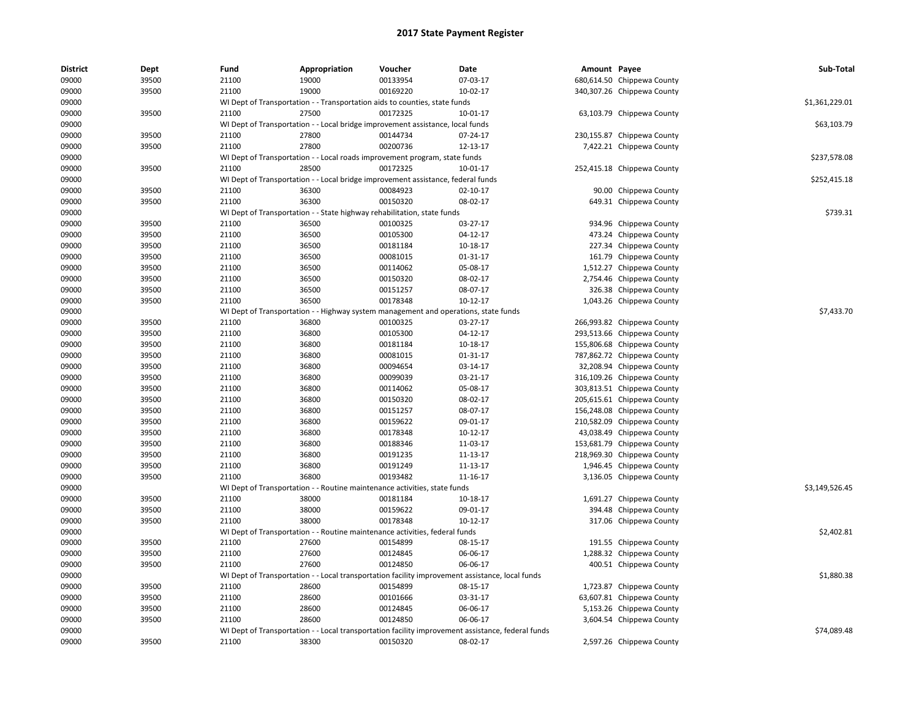# 2017 State Payment Register

| District | Dept | Fund | Appropriation | Voucher | Date | Amount | Payee | Sub-Total |
|---|---|---|---|---|---|---|---|---|
| 09000 | 39500 | 21100 | 19000 | 00133954 | 07-03-17 | 680,614.50 | Chippewa County | |
| 09000 | 39500 | 21100 | 19000 | 00169220 | 10-02-17 | 340,307.26 | Chippewa County | |
| 09000 | | WI Dept of Transportation - - Transportation aids to counties, state funds | | | | | | $1,361,229.01 |
| 09000 | 39500 | 21100 | 27500 | 00172325 | 10-01-17 | 63,103.79 | Chippewa County | |
| 09000 | | WI Dept of Transportation - - Local bridge improvement assistance, local funds | | | | | | $63,103.79 |
| 09000 | 39500 | 21100 | 27800 | 00144734 | 07-24-17 | 230,155.87 | Chippewa County | |
| 09000 | 39500 | 21100 | 27800 | 00200736 | 12-13-17 | 7,422.21 | Chippewa County | |
| 09000 | | WI Dept of Transportation - - Local roads improvement program, state funds | | | | | | $237,578.08 |
| 09000 | 39500 | 21100 | 28500 | 00172325 | 10-01-17 | 252,415.18 | Chippewa County | |
| 09000 | | WI Dept of Transportation - - Local bridge improvement assistance, federal funds | | | | | | $252,415.18 |
| 09000 | 39500 | 21100 | 36300 | 00084923 | 02-10-17 | 90.00 | Chippewa County | |
| 09000 | 39500 | 21100 | 36300 | 00150320 | 08-02-17 | 649.31 | Chippewa County | |
| 09000 | | WI Dept of Transportation - - State highway rehabilitation, state funds | | | | | | $739.31 |
| 09000 | 39500 | 21100 | 36500 | 00100325 | 03-27-17 | 934.96 | Chippewa County | |
| 09000 | 39500 | 21100 | 36500 | 00105300 | 04-12-17 | 473.24 | Chippewa County | |
| 09000 | 39500 | 21100 | 36500 | 00181184 | 10-18-17 | 227.34 | Chippewa County | |
| 09000 | 39500 | 21100 | 36500 | 00081015 | 01-31-17 | 161.79 | Chippewa County | |
| 09000 | 39500 | 21100 | 36500 | 00114062 | 05-08-17 | 1,512.27 | Chippewa County | |
| 09000 | 39500 | 21100 | 36500 | 00150320 | 08-02-17 | 2,754.46 | Chippewa County | |
| 09000 | 39500 | 21100 | 36500 | 00151257 | 08-07-17 | 326.38 | Chippewa County | |
| 09000 | 39500 | 21100 | 36500 | 00178348 | 10-12-17 | 1,043.26 | Chippewa County | |
| 09000 | | WI Dept of Transportation - - Highway system management and operations, state funds | | | | | | $7,433.70 |
| 09000 | 39500 | 21100 | 36800 | 00100325 | 03-27-17 | 266,993.82 | Chippewa County | |
| 09000 | 39500 | 21100 | 36800 | 00105300 | 04-12-17 | 293,513.66 | Chippewa County | |
| 09000 | 39500 | 21100 | 36800 | 00181184 | 10-18-17 | 155,806.68 | Chippewa County | |
| 09000 | 39500 | 21100 | 36800 | 00081015 | 01-31-17 | 787,862.72 | Chippewa County | |
| 09000 | 39500 | 21100 | 36800 | 00094654 | 03-14-17 | 32,208.94 | Chippewa County | |
| 09000 | 39500 | 21100 | 36800 | 00099039 | 03-21-17 | 316,109.26 | Chippewa County | |
| 09000 | 39500 | 21100 | 36800 | 00114062 | 05-08-17 | 303,813.51 | Chippewa County | |
| 09000 | 39500 | 21100 | 36800 | 00150320 | 08-02-17 | 205,615.61 | Chippewa County | |
| 09000 | 39500 | 21100 | 36800 | 00151257 | 08-07-17 | 156,248.08 | Chippewa County | |
| 09000 | 39500 | 21100 | 36800 | 00159622 | 09-01-17 | 210,582.09 | Chippewa County | |
| 09000 | 39500 | 21100 | 36800 | 00178348 | 10-12-17 | 43,038.49 | Chippewa County | |
| 09000 | 39500 | 21100 | 36800 | 00188346 | 11-03-17 | 153,681.79 | Chippewa County | |
| 09000 | 39500 | 21100 | 36800 | 00191235 | 11-13-17 | 218,969.30 | Chippewa County | |
| 09000 | 39500 | 21100 | 36800 | 00191249 | 11-13-17 | 1,946.45 | Chippewa County | |
| 09000 | 39500 | 21100 | 36800 | 00193482 | 11-16-17 | 3,136.05 | Chippewa County | |
| 09000 | | WI Dept of Transportation - - Routine maintenance activities, state funds | | | | | | $3,149,526.45 |
| 09000 | 39500 | 21100 | 38000 | 00181184 | 10-18-17 | 1,691.27 | Chippewa County | |
| 09000 | 39500 | 21100 | 38000 | 00159622 | 09-01-17 | 394.48 | Chippewa County | |
| 09000 | 39500 | 21100 | 38000 | 00178348 | 10-12-17 | 317.06 | Chippewa County | |
| 09000 | | WI Dept of Transportation - - Routine maintenance activities, federal funds | | | | | | $2,402.81 |
| 09000 | 39500 | 21100 | 27600 | 00154899 | 08-15-17 | 191.55 | Chippewa County | |
| 09000 | 39500 | 21100 | 27600 | 00124845 | 06-06-17 | 1,288.32 | Chippewa County | |
| 09000 | 39500 | 21100 | 27600 | 00124850 | 06-06-17 | 400.51 | Chippewa County | |
| 09000 | | WI Dept of Transportation - - Local transportation facility improvement assistance, local funds | | | | | | $1,880.38 |
| 09000 | 39500 | 21100 | 28600 | 00154899 | 08-15-17 | 1,723.87 | Chippewa County | |
| 09000 | 39500 | 21100 | 28600 | 00101666 | 03-31-17 | 63,607.81 | Chippewa County | |
| 09000 | 39500 | 21100 | 28600 | 00124845 | 06-06-17 | 5,153.26 | Chippewa County | |
| 09000 | 39500 | 21100 | 28600 | 00124850 | 06-06-17 | 3,604.54 | Chippewa County | |
| 09000 | | WI Dept of Transportation - - Local transportation facility improvement assistance, federal funds | | | | | | $74,089.48 |
| 09000 | 39500 | 21100 | 38300 | 00150320 | 08-02-17 | 2,597.26 | Chippewa County | |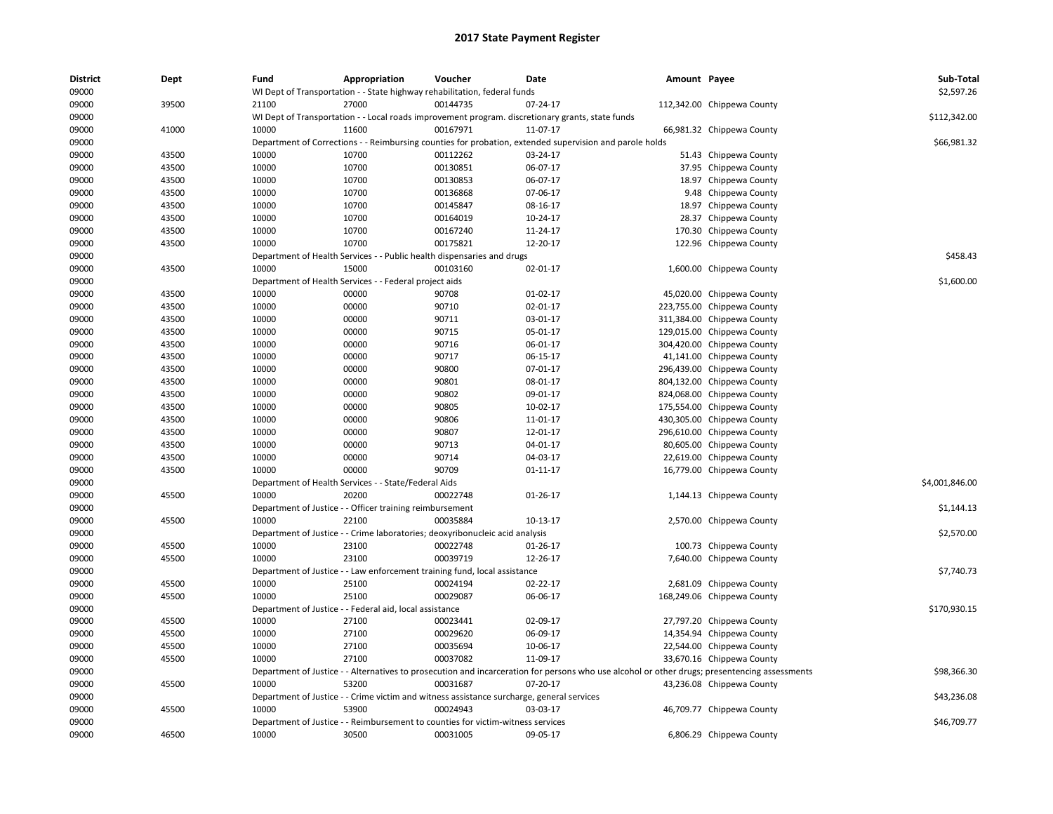# 2017 State Payment Register

| District | Dept | Fund | Appropriation | Voucher | Date | Amount | Payee | Sub-Total |
|---|---|---|---|---|---|---|---|---|
| 09000 | | WI Dept of Transportation - - State highway rehabilitation, federal funds | | | | | | $2,597.26 |
| 09000 | 39500 | 21100 | 27000 | 00144735 | 07-24-17 | 112,342.00 | Chippewa County | |
| 09000 | | WI Dept of Transportation - - Local roads improvement program. discretionary grants, state funds | | | | | | $112,342.00 |
| 09000 | 41000 | 10000 | 11600 | 00167971 | 11-07-17 | 66,981.32 | Chippewa County | |
| 09000 | | Department of Corrections - - Reimbursing counties for probation, extended supervision and parole holds | | | | | | $66,981.32 |
| 09000 | 43500 | 10000 | 10700 | 00112262 | 03-24-17 | 51.43 | Chippewa County | |
| 09000 | 43500 | 10000 | 10700 | 00130851 | 06-07-17 | 37.95 | Chippewa County | |
| 09000 | 43500 | 10000 | 10700 | 00130853 | 06-07-17 | 18.97 | Chippewa County | |
| 09000 | 43500 | 10000 | 10700 | 00136868 | 07-06-17 | 9.48 | Chippewa County | |
| 09000 | 43500 | 10000 | 10700 | 00145847 | 08-16-17 | 18.97 | Chippewa County | |
| 09000 | 43500 | 10000 | 10700 | 00164019 | 10-24-17 | 28.37 | Chippewa County | |
| 09000 | 43500 | 10000 | 10700 | 00167240 | 11-24-17 | 170.30 | Chippewa County | |
| 09000 | 43500 | 10000 | 10700 | 00175821 | 12-20-17 | 122.96 | Chippewa County | |
| 09000 | | Department of Health Services - - Public health dispensaries and drugs | | | | | | $458.43 |
| 09000 | 43500 | 10000 | 15000 | 00103160 | 02-01-17 | 1,600.00 | Chippewa County | |
| 09000 | | Department of Health Services - - Federal project aids | | | | | | $1,600.00 |
| 09000 | 43500 | 10000 | 00000 | 90708 | 01-02-17 | 45,020.00 | Chippewa County | |
| 09000 | 43500 | 10000 | 00000 | 90710 | 02-01-17 | 223,755.00 | Chippewa County | |
| 09000 | 43500 | 10000 | 00000 | 90711 | 03-01-17 | 311,384.00 | Chippewa County | |
| 09000 | 43500 | 10000 | 00000 | 90715 | 05-01-17 | 129,015.00 | Chippewa County | |
| 09000 | 43500 | 10000 | 00000 | 90716 | 06-01-17 | 304,420.00 | Chippewa County | |
| 09000 | 43500 | 10000 | 00000 | 90717 | 06-15-17 | 41,141.00 | Chippewa County | |
| 09000 | 43500 | 10000 | 00000 | 90800 | 07-01-17 | 296,439.00 | Chippewa County | |
| 09000 | 43500 | 10000 | 00000 | 90801 | 08-01-17 | 804,132.00 | Chippewa County | |
| 09000 | 43500 | 10000 | 00000 | 90802 | 09-01-17 | 824,068.00 | Chippewa County | |
| 09000 | 43500 | 10000 | 00000 | 90805 | 10-02-17 | 175,554.00 | Chippewa County | |
| 09000 | 43500 | 10000 | 00000 | 90806 | 11-01-17 | 430,305.00 | Chippewa County | |
| 09000 | 43500 | 10000 | 00000 | 90807 | 12-01-17 | 296,610.00 | Chippewa County | |
| 09000 | 43500 | 10000 | 00000 | 90713 | 04-01-17 | 80,605.00 | Chippewa County | |
| 09000 | 43500 | 10000 | 00000 | 90714 | 04-03-17 | 22,619.00 | Chippewa County | |
| 09000 | 43500 | 10000 | 00000 | 90709 | 01-11-17 | 16,779.00 | Chippewa County | |
| 09000 | | Department of Health Services - - State/Federal Aids | | | | | | $4,001,846.00 |
| 09000 | 45500 | 10000 | 20200 | 00022748 | 01-26-17 | 1,144.13 | Chippewa County | |
| 09000 | | Department of Justice - - Officer training reimbursement | | | | | | $1,144.13 |
| 09000 | 45500 | 10000 | 22100 | 00035884 | 10-13-17 | 2,570.00 | Chippewa County | |
| 09000 | | Department of Justice - - Crime laboratories; deoxyribonucleic acid analysis | | | | | | $2,570.00 |
| 09000 | 45500 | 10000 | 23100 | 00022748 | 01-26-17 | 100.73 | Chippewa County | |
| 09000 | 45500 | 10000 | 23100 | 00039719 | 12-26-17 | 7,640.00 | Chippewa County | |
| 09000 | | Department of Justice - - Law enforcement training fund, local assistance | | | | | | $7,740.73 |
| 09000 | 45500 | 10000 | 25100 | 00024194 | 02-22-17 | 2,681.09 | Chippewa County | |
| 09000 | 45500 | 10000 | 25100 | 00029087 | 06-06-17 | 168,249.06 | Chippewa County | |
| 09000 | | Department of Justice - - Federal aid, local assistance | | | | | | $170,930.15 |
| 09000 | 45500 | 10000 | 27100 | 00023441 | 02-09-17 | 27,797.20 | Chippewa County | |
| 09000 | 45500 | 10000 | 27100 | 00029620 | 06-09-17 | 14,354.94 | Chippewa County | |
| 09000 | 45500 | 10000 | 27100 | 00035694 | 10-06-17 | 22,544.00 | Chippewa County | |
| 09000 | 45500 | 10000 | 27100 | 00037082 | 11-09-17 | 33,670.16 | Chippewa County | |
| 09000 | | Department of Justice - - Alternatives to prosecution and incarceration for persons who use alcohol or other drugs; presentencing assessments | | | | | | $98,366.30 |
| 09000 | 45500 | 10000 | 53200 | 00031687 | 07-20-17 | 43,236.08 | Chippewa County | |
| 09000 | | Department of Justice - - Crime victim and witness assistance surcharge, general services | | | | | | $43,236.08 |
| 09000 | 45500 | 10000 | 53900 | 00024943 | 03-03-17 | 46,709.77 | Chippewa County | |
| 09000 | | Department of Justice - - Reimbursement to counties for victim-witness services | | | | | | $46,709.77 |
| 09000 | 46500 | 10000 | 30500 | 00031005 | 09-05-17 | 6,806.29 | Chippewa County | |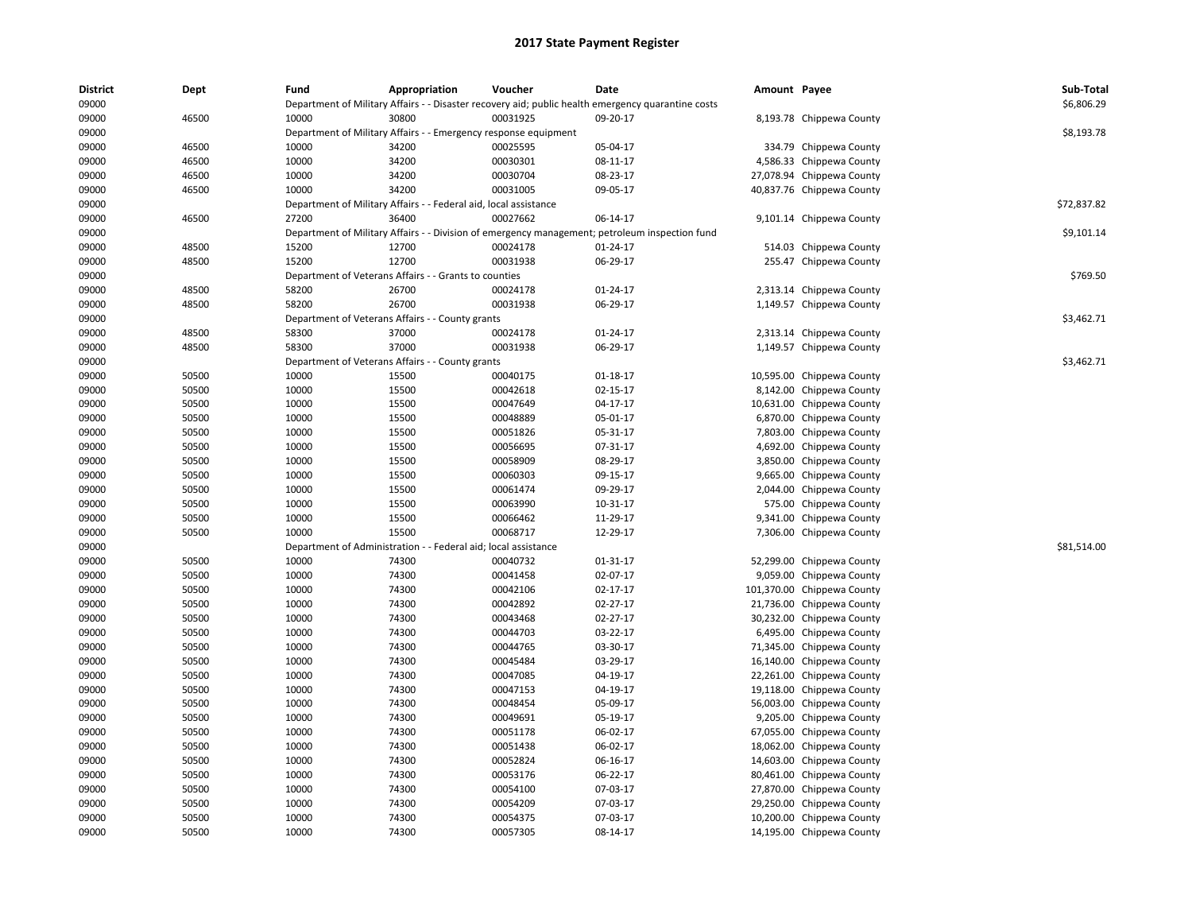# 2017 State Payment Register

| District | Dept | Fund | Appropriation | Voucher | Date | Amount | Payee | Sub-Total |
|---|---|---|---|---|---|---|---|---|
| 09000 | | Department of Military Affairs - - Disaster recovery aid; public health emergency quarantine costs | | | | | | $6,806.29 |
| 09000 | 46500 | 10000 | 30800 | 00031925 | 09-20-17 | 8,193.78 | Chippewa County | |
| 09000 | | Department of Military Affairs - - Emergency response equipment | | | | | | $8,193.78 |
| 09000 | 46500 | 10000 | 34200 | 00025595 | 05-04-17 | 334.79 | Chippewa County | |
| 09000 | 46500 | 10000 | 34200 | 00030301 | 08-11-17 | 4,586.33 | Chippewa County | |
| 09000 | 46500 | 10000 | 34200 | 00030704 | 08-23-17 | 27,078.94 | Chippewa County | |
| 09000 | 46500 | 10000 | 34200 | 00031005 | 09-05-17 | 40,837.76 | Chippewa County | |
| 09000 | | Department of Military Affairs - - Federal aid, local assistance | | | | | | $72,837.82 |
| 09000 | 46500 | 27200 | 36400 | 00027662 | 06-14-17 | 9,101.14 | Chippewa County | |
| 09000 | | Department of Military Affairs - - Division of emergency management; petroleum inspection fund | | | | | | $9,101.14 |
| 09000 | 48500 | 15200 | 12700 | 00024178 | 01-24-17 | 514.03 | Chippewa County | |
| 09000 | 48500 | 15200 | 12700 | 00031938 | 06-29-17 | 255.47 | Chippewa County | |
| 09000 | | Department of Veterans Affairs - - Grants to counties | | | | | | $769.50 |
| 09000 | 48500 | 58200 | 26700 | 00024178 | 01-24-17 | 2,313.14 | Chippewa County | |
| 09000 | 48500 | 58200 | 26700 | 00031938 | 06-29-17 | 1,149.57 | Chippewa County | |
| 09000 | | Department of Veterans Affairs - - County grants | | | | | | $3,462.71 |
| 09000 | 48500 | 58300 | 37000 | 00024178 | 01-24-17 | 2,313.14 | Chippewa County | |
| 09000 | 48500 | 58300 | 37000 | 00031938 | 06-29-17 | 1,149.57 | Chippewa County | |
| 09000 | | Department of Veterans Affairs - - County grants | | | | | | $3,462.71 |
| 09000 | 50500 | 10000 | 15500 | 00040175 | 01-18-17 | 10,595.00 | Chippewa County | |
| 09000 | 50500 | 10000 | 15500 | 00042618 | 02-15-17 | 8,142.00 | Chippewa County | |
| 09000 | 50500 | 10000 | 15500 | 00047649 | 04-17-17 | 10,631.00 | Chippewa County | |
| 09000 | 50500 | 10000 | 15500 | 00048889 | 05-01-17 | 6,870.00 | Chippewa County | |
| 09000 | 50500 | 10000 | 15500 | 00051826 | 05-31-17 | 7,803.00 | Chippewa County | |
| 09000 | 50500 | 10000 | 15500 | 00056695 | 07-31-17 | 4,692.00 | Chippewa County | |
| 09000 | 50500 | 10000 | 15500 | 00058909 | 08-29-17 | 3,850.00 | Chippewa County | |
| 09000 | 50500 | 10000 | 15500 | 00060303 | 09-15-17 | 9,665.00 | Chippewa County | |
| 09000 | 50500 | 10000 | 15500 | 00061474 | 09-29-17 | 2,044.00 | Chippewa County | |
| 09000 | 50500 | 10000 | 15500 | 00063990 | 10-31-17 | 575.00 | Chippewa County | |
| 09000 | 50500 | 10000 | 15500 | 00066462 | 11-29-17 | 9,341.00 | Chippewa County | |
| 09000 | 50500 | 10000 | 15500 | 00068717 | 12-29-17 | 7,306.00 | Chippewa County | |
| 09000 | | Department of Administration - - Federal aid; local assistance | | | | | | $81,514.00 |
| 09000 | 50500 | 10000 | 74300 | 00040732 | 01-31-17 | 52,299.00 | Chippewa County | |
| 09000 | 50500 | 10000 | 74300 | 00041458 | 02-07-17 | 9,059.00 | Chippewa County | |
| 09000 | 50500 | 10000 | 74300 | 00042106 | 02-17-17 | 101,370.00 | Chippewa County | |
| 09000 | 50500 | 10000 | 74300 | 00042892 | 02-27-17 | 21,736.00 | Chippewa County | |
| 09000 | 50500 | 10000 | 74300 | 00043468 | 02-27-17 | 30,232.00 | Chippewa County | |
| 09000 | 50500 | 10000 | 74300 | 00044703 | 03-22-17 | 6,495.00 | Chippewa County | |
| 09000 | 50500 | 10000 | 74300 | 00044765 | 03-30-17 | 71,345.00 | Chippewa County | |
| 09000 | 50500 | 10000 | 74300 | 00045484 | 03-29-17 | 16,140.00 | Chippewa County | |
| 09000 | 50500 | 10000 | 74300 | 00047085 | 04-19-17 | 22,261.00 | Chippewa County | |
| 09000 | 50500 | 10000 | 74300 | 00047153 | 04-19-17 | 19,118.00 | Chippewa County | |
| 09000 | 50500 | 10000 | 74300 | 00048454 | 05-09-17 | 56,003.00 | Chippewa County | |
| 09000 | 50500 | 10000 | 74300 | 00049691 | 05-19-17 | 9,205.00 | Chippewa County | |
| 09000 | 50500 | 10000 | 74300 | 00051178 | 06-02-17 | 67,055.00 | Chippewa County | |
| 09000 | 50500 | 10000 | 74300 | 00051438 | 06-02-17 | 18,062.00 | Chippewa County | |
| 09000 | 50500 | 10000 | 74300 | 00052824 | 06-16-17 | 14,603.00 | Chippewa County | |
| 09000 | 50500 | 10000 | 74300 | 00053176 | 06-22-17 | 80,461.00 | Chippewa County | |
| 09000 | 50500 | 10000 | 74300 | 00054100 | 07-03-17 | 27,870.00 | Chippewa County | |
| 09000 | 50500 | 10000 | 74300 | 00054209 | 07-03-17 | 29,250.00 | Chippewa County | |
| 09000 | 50500 | 10000 | 74300 | 00054375 | 07-03-17 | 10,200.00 | Chippewa County | |
| 09000 | 50500 | 10000 | 74300 | 00057305 | 08-14-17 | 14,195.00 | Chippewa County | |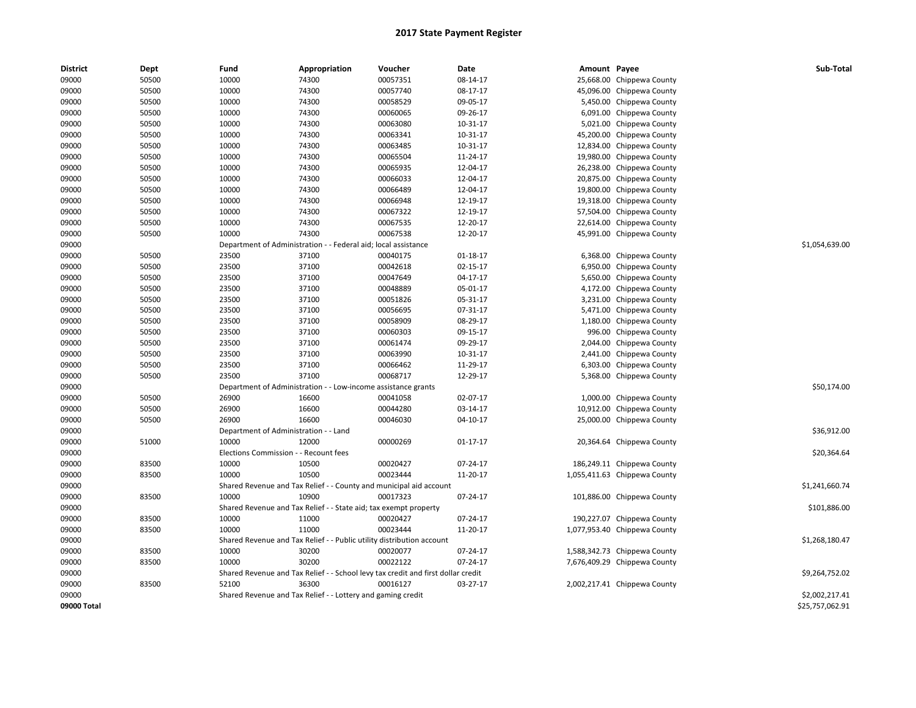# 2017 State Payment Register

| District | Dept | Fund | Appropriation | Voucher | Date | Amount | Payee | Sub-Total |
|---|---|---|---|---|---|---|---|---|
| 09000 | 50500 | 10000 | 74300 | 00057351 | 08-14-17 | 25,668.00 | Chippewa County | |
| 09000 | 50500 | 10000 | 74300 | 00057740 | 08-17-17 | 45,096.00 | Chippewa County | |
| 09000 | 50500 | 10000 | 74300 | 00058529 | 09-05-17 | 5,450.00 | Chippewa County | |
| 09000 | 50500 | 10000 | 74300 | 00060065 | 09-26-17 | 6,091.00 | Chippewa County | |
| 09000 | 50500 | 10000 | 74300 | 00063080 | 10-31-17 | 5,021.00 | Chippewa County | |
| 09000 | 50500 | 10000 | 74300 | 00063341 | 10-31-17 | 45,200.00 | Chippewa County | |
| 09000 | 50500 | 10000 | 74300 | 00063485 | 10-31-17 | 12,834.00 | Chippewa County | |
| 09000 | 50500 | 10000 | 74300 | 00065504 | 11-24-17 | 19,980.00 | Chippewa County | |
| 09000 | 50500 | 10000 | 74300 | 00065935 | 12-04-17 | 26,238.00 | Chippewa County | |
| 09000 | 50500 | 10000 | 74300 | 00066033 | 12-04-17 | 20,875.00 | Chippewa County | |
| 09000 | 50500 | 10000 | 74300 | 00066489 | 12-04-17 | 19,800.00 | Chippewa County | |
| 09000 | 50500 | 10000 | 74300 | 00066948 | 12-19-17 | 19,318.00 | Chippewa County | |
| 09000 | 50500 | 10000 | 74300 | 00067322 | 12-19-17 | 57,504.00 | Chippewa County | |
| 09000 | 50500 | 10000 | 74300 | 00067535 | 12-20-17 | 22,614.00 | Chippewa County | |
| 09000 | 50500 | 10000 | 74300 | 00067538 | 12-20-17 | 45,991.00 | Chippewa County | |
| 09000 | | Department of Administration - - Federal aid; local assistance | | | | | | $1,054,639.00 |
| 09000 | 50500 | 23500 | 37100 | 00040175 | 01-18-17 | 6,368.00 | Chippewa County | |
| 09000 | 50500 | 23500 | 37100 | 00042618 | 02-15-17 | 6,950.00 | Chippewa County | |
| 09000 | 50500 | 23500 | 37100 | 00047649 | 04-17-17 | 5,650.00 | Chippewa County | |
| 09000 | 50500 | 23500 | 37100 | 00048889 | 05-01-17 | 4,172.00 | Chippewa County | |
| 09000 | 50500 | 23500 | 37100 | 00051826 | 05-31-17 | 3,231.00 | Chippewa County | |
| 09000 | 50500 | 23500 | 37100 | 00056695 | 07-31-17 | 5,471.00 | Chippewa County | |
| 09000 | 50500 | 23500 | 37100 | 00058909 | 08-29-17 | 1,180.00 | Chippewa County | |
| 09000 | 50500 | 23500 | 37100 | 00060303 | 09-15-17 | 996.00 | Chippewa County | |
| 09000 | 50500 | 23500 | 37100 | 00061474 | 09-29-17 | 2,044.00 | Chippewa County | |
| 09000 | 50500 | 23500 | 37100 | 00063990 | 10-31-17 | 2,441.00 | Chippewa County | |
| 09000 | 50500 | 23500 | 37100 | 00066462 | 11-29-17 | 6,303.00 | Chippewa County | |
| 09000 | 50500 | 23500 | 37100 | 00068717 | 12-29-17 | 5,368.00 | Chippewa County | |
| 09000 | | Department of Administration - - Low-income assistance grants | | | | | | $50,174.00 |
| 09000 | 50500 | 26900 | 16600 | 00041058 | 02-07-17 | 1,000.00 | Chippewa County | |
| 09000 | 50500 | 26900 | 16600 | 00044280 | 03-14-17 | 10,912.00 | Chippewa County | |
| 09000 | 50500 | 26900 | 16600 | 00046030 | 04-10-17 | 25,000.00 | Chippewa County | |
| 09000 | | Department of Administration - - Land | | | | | | $36,912.00 |
| 09000 | 51000 | 10000 | 12000 | 00000269 | 01-17-17 | 20,364.64 | Chippewa County | |
| 09000 | | Elections Commission - - Recount fees | | | | | | $20,364.64 |
| 09000 | 83500 | 10000 | 10500 | 00020427 | 07-24-17 | 186,249.11 | Chippewa County | |
| 09000 | 83500 | 10000 | 10500 | 00023444 | 11-20-17 | 1,055,411.63 | Chippewa County | |
| 09000 | | Shared Revenue and Tax Relief - - County and municipal aid account | | | | | | $1,241,660.74 |
| 09000 | 83500 | 10000 | 10900 | 00017323 | 07-24-17 | 101,886.00 | Chippewa County | |
| 09000 | | Shared Revenue and Tax Relief - - State aid; tax exempt property | | | | | | $101,886.00 |
| 09000 | 83500 | 10000 | 11000 | 00020427 | 07-24-17 | 190,227.07 | Chippewa County | |
| 09000 | 83500 | 10000 | 11000 | 00023444 | 11-20-17 | 1,077,953.40 | Chippewa County | |
| 09000 | | Shared Revenue and Tax Relief - - Public utility distribution account | | | | | | $1,268,180.47 |
| 09000 | 83500 | 10000 | 30200 | 00020077 | 07-24-17 | 1,588,342.73 | Chippewa County | |
| 09000 | 83500 | 10000 | 30200 | 00022122 | 07-24-17 | 7,676,409.29 | Chippewa County | |
| 09000 | | Shared Revenue and Tax Relief - - School levy tax credit and first dollar credit | | | | | | $9,264,752.02 |
| 09000 | 83500 | 52100 | 36300 | 00016127 | 03-27-17 | 2,002,217.41 | Chippewa County | |
| 09000 | | Shared Revenue and Tax Relief - - Lottery and gaming credit | | | | | | $2,002,217.41 |
| **09000 Total** | | | | | | | | $25,757,062.91 |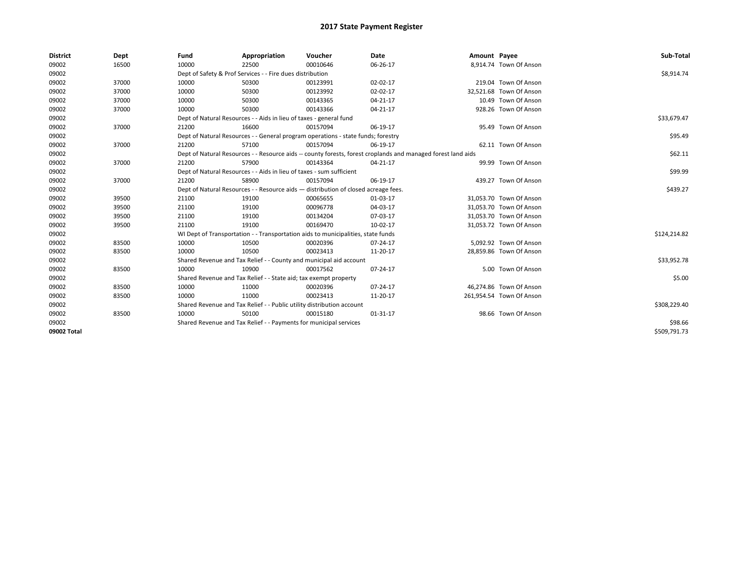# 2017 State Payment Register

| District | Dept | Fund | Appropriation | Voucher | Date | Amount | Payee | Sub-Total |
|---|---|---|---|---|---|---|---|---|
| 09002 | 16500 | 10000 | 22500 | 00010646 | 06-26-17 | 8,914.74 | Town Of Anson | |
| 09002 | | Dept of Safety & Prof Services - - Fire dues distribution | | | | | | $8,914.74 |
| 09002 | 37000 | 10000 | 50300 | 00123991 | 02-02-17 | 219.04 | Town Of Anson | |
| 09002 | 37000 | 10000 | 50300 | 00123992 | 02-02-17 | 32,521.68 | Town Of Anson | |
| 09002 | 37000 | 10000 | 50300 | 00143365 | 04-21-17 | 10.49 | Town Of Anson | |
| 09002 | 37000 | 10000 | 50300 | 00143366 | 04-21-17 | 928.26 | Town Of Anson | |
| 09002 | | Dept of Natural Resources - - Aids in lieu of taxes - general fund | | | | | | $33,679.47 |
| 09002 | 37000 | 21200 | 16600 | 00157094 | 06-19-17 | 95.49 | Town Of Anson | |
| 09002 | | Dept of Natural Resources - - General program operations - state funds; forestry | | | | | | $95.49 |
| 09002 | 37000 | 21200 | 57100 | 00157094 | 06-19-17 | 62.11 | Town Of Anson | |
| 09002 | | Dept of Natural Resources - - Resource aids -- county forests, forest croplands and managed forest land aids | | | | | | $62.11 |
| 09002 | 37000 | 21200 | 57900 | 00143364 | 04-21-17 | 99.99 | Town Of Anson | |
| 09002 | | Dept of Natural Resources - - Aids in lieu of taxes - sum sufficient | | | | | | $99.99 |
| 09002 | 37000 | 21200 | 58900 | 00157094 | 06-19-17 | 439.27 | Town Of Anson | |
| 09002 | | Dept of Natural Resources - - Resource aids — distribution of closed acreage fees. | | | | | | $439.27 |
| 09002 | 39500 | 21100 | 19100 | 00065655 | 01-03-17 | 31,053.70 | Town Of Anson | |
| 09002 | 39500 | 21100 | 19100 | 00096778 | 04-03-17 | 31,053.70 | Town Of Anson | |
| 09002 | 39500 | 21100 | 19100 | 00134204 | 07-03-17 | 31,053.70 | Town Of Anson | |
| 09002 | 39500 | 21100 | 19100 | 00169470 | 10-02-17 | 31,053.72 | Town Of Anson | |
| 09002 | | WI Dept of Transportation - - Transportation aids to municipalities, state funds | | | | | | $124,214.82 |
| 09002 | 83500 | 10000 | 10500 | 00020396 | 07-24-17 | 5,092.92 | Town Of Anson | |
| 09002 | 83500 | 10000 | 10500 | 00023413 | 11-20-17 | 28,859.86 | Town Of Anson | |
| 09002 | | Shared Revenue and Tax Relief - - County and municipal aid account | | | | | | $33,952.78 |
| 09002 | 83500 | 10000 | 10900 | 00017562 | 07-24-17 | 5.00 | Town Of Anson | |
| 09002 | | Shared Revenue and Tax Relief - - State aid; tax exempt property | | | | | | $5.00 |
| 09002 | 83500 | 10000 | 11000 | 00020396 | 07-24-17 | 46,274.86 | Town Of Anson | |
| 09002 | 83500 | 10000 | 11000 | 00023413 | 11-20-17 | 261,954.54 | Town Of Anson | |
| 09002 | | Shared Revenue and Tax Relief - - Public utility distribution account | | | | | | $308,229.40 |
| 09002 | 83500 | 10000 | 50100 | 00015180 | 01-31-17 | 98.66 | Town Of Anson | |
| 09002 | | Shared Revenue and Tax Relief - - Payments for municipal services | | | | | | $98.66 |
| 09002 Total | | | | | | | | $509,791.73 |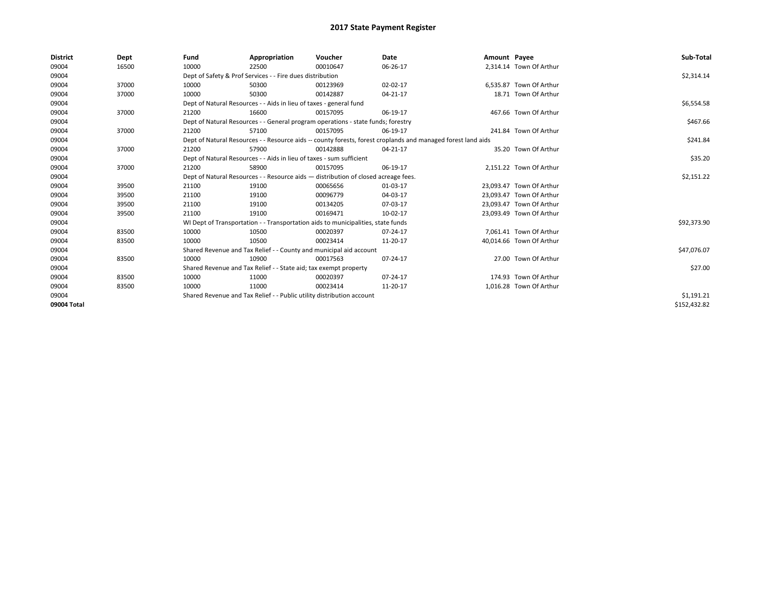# 2017 State Payment Register

| District | Dept | Fund | Appropriation | Voucher | Date | Amount | Payee | Sub-Total |
|---|---|---|---|---|---|---|---|---|
| 09004 | 16500 | 10000 | 22500 | 00010647 | 06-26-17 | 2,314.14 | Town Of Arthur | |
| 09004 | | Dept of Safety & Prof Services - - Fire dues distribution | | | | | | $2,314.14 |
| 09004 | 37000 | 10000 | 50300 | 00123969 | 02-02-17 | 6,535.87 | Town Of Arthur | |
| 09004 | 37000 | 10000 | 50300 | 00142887 | 04-21-17 | 18.71 | Town Of Arthur | |
| 09004 | | Dept of Natural Resources - - Aids in lieu of taxes - general fund | | | | | | $6,554.58 |
| 09004 | 37000 | 21200 | 16600 | 00157095 | 06-19-17 | 467.66 | Town Of Arthur | |
| 09004 | | Dept of Natural Resources - - General program operations - state funds; forestry | | | | | | $467.66 |
| 09004 | 37000 | 21200 | 57100 | 00157095 | 06-19-17 | 241.84 | Town Of Arthur | |
| 09004 | | Dept of Natural Resources - - Resource aids -- county forests, forest croplands and managed forest land aids | | | | | | $241.84 |
| 09004 | 37000 | 21200 | 57900 | 00142888 | 04-21-17 | 35.20 | Town Of Arthur | |
| 09004 | | Dept of Natural Resources - - Aids in lieu of taxes - sum sufficient | | | | | | $35.20 |
| 09004 | 37000 | 21200 | 58900 | 00157095 | 06-19-17 | 2,151.22 | Town Of Arthur | |
| 09004 | | Dept of Natural Resources - - Resource aids — distribution of closed acreage fees. | | | | | | $2,151.22 |
| 09004 | 39500 | 21100 | 19100 | 00065656 | 01-03-17 | 23,093.47 | Town Of Arthur | |
| 09004 | 39500 | 21100 | 19100 | 00096779 | 04-03-17 | 23,093.47 | Town Of Arthur | |
| 09004 | 39500 | 21100 | 19100 | 00134205 | 07-03-17 | 23,093.47 | Town Of Arthur | |
| 09004 | 39500 | 21100 | 19100 | 00169471 | 10-02-17 | 23,093.49 | Town Of Arthur | |
| 09004 | | WI Dept of Transportation - - Transportation aids to municipalities, state funds | | | | | | $92,373.90 |
| 09004 | 83500 | 10000 | 10500 | 00020397 | 07-24-17 | 7,061.41 | Town Of Arthur | |
| 09004 | 83500 | 10000 | 10500 | 00023414 | 11-20-17 | 40,014.66 | Town Of Arthur | |
| 09004 | | Shared Revenue and Tax Relief - - County and municipal aid account | | | | | | $47,076.07 |
| 09004 | 83500 | 10000 | 10900 | 00017563 | 07-24-17 | 27.00 | Town Of Arthur | |
| 09004 | | Shared Revenue and Tax Relief - - State aid; tax exempt property | | | | | | $27.00 |
| 09004 | 83500 | 10000 | 11000 | 00020397 | 07-24-17 | 174.93 | Town Of Arthur | |
| 09004 | 83500 | 10000 | 11000 | 00023414 | 11-20-17 | 1,016.28 | Town Of Arthur | |
| 09004 | | Shared Revenue and Tax Relief - - Public utility distribution account | | | | | | $1,191.21 |
| 09004 Total | | | | | | | | $152,432.82 |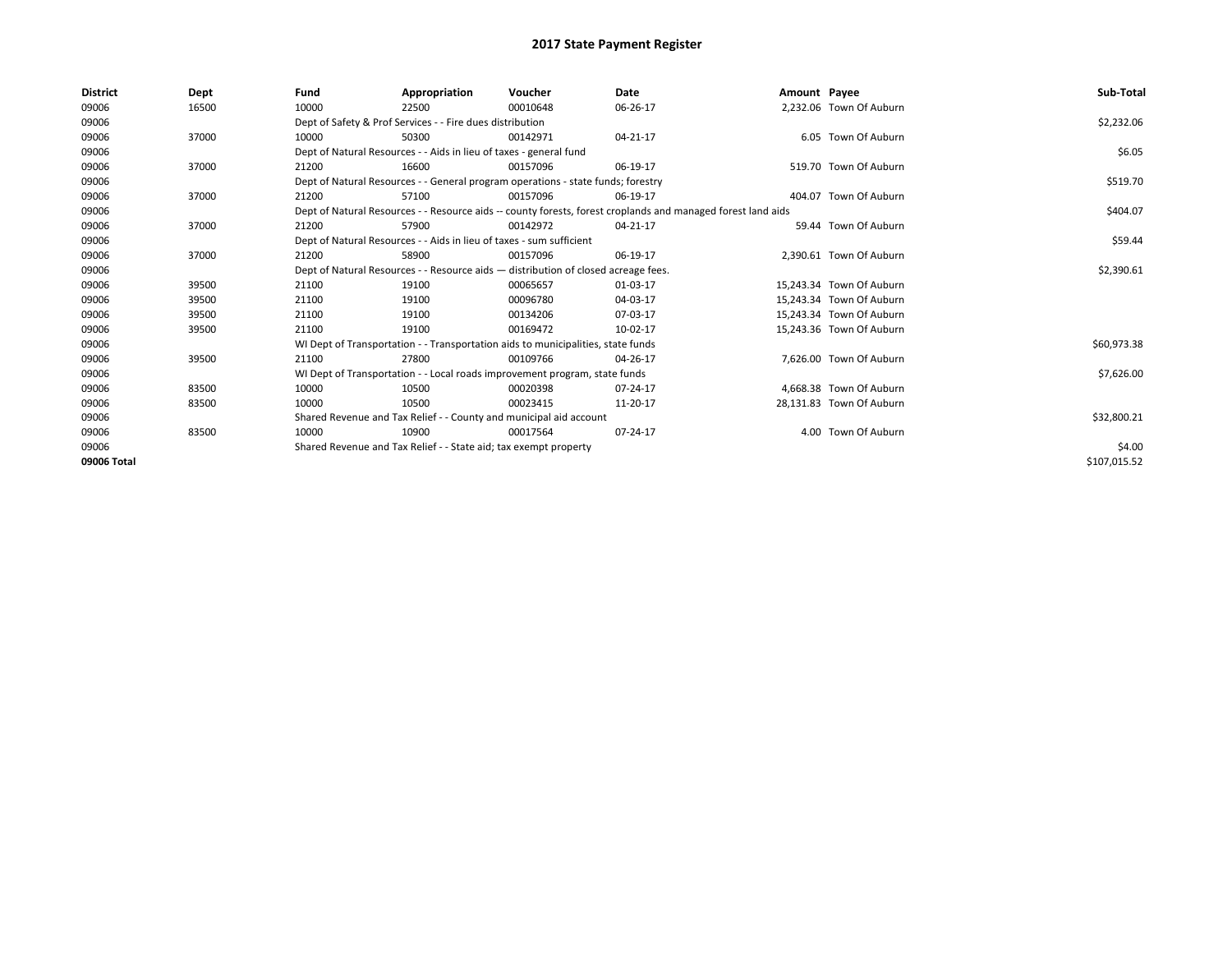# 2017 State Payment Register

| District | Dept | Fund | Appropriation | Voucher | Date | Amount | Payee | Sub-Total |
|---|---|---|---|---|---|---|---|---|
| 09006 | 16500 | 10000 | 22500 | 00010648 | 06-26-17 | 2,232.06 | Town Of Auburn | |
| 09006 | | Dept of Safety & Prof Services - - Fire dues distribution | | | | | | $2,232.06 |
| 09006 | 37000 | 10000 | 50300 | 00142971 | 04-21-17 | 6.05 | Town Of Auburn | |
| 09006 | | Dept of Natural Resources - - Aids in lieu of taxes - general fund | | | | | | $6.05 |
| 09006 | 37000 | 21200 | 16600 | 00157096 | 06-19-17 | 519.70 | Town Of Auburn | |
| 09006 | | Dept of Natural Resources - - General program operations - state funds; forestry | | | | | | $519.70 |
| 09006 | 37000 | 21200 | 57100 | 00157096 | 06-19-17 | 404.07 | Town Of Auburn | |
| 09006 | | Dept of Natural Resources - - Resource aids -- county forests, forest croplands and managed forest land aids | | | | | | $404.07 |
| 09006 | 37000 | 21200 | 57900 | 00142972 | 04-21-17 | 59.44 | Town Of Auburn | |
| 09006 | | Dept of Natural Resources - - Aids in lieu of taxes - sum sufficient | | | | | | $59.44 |
| 09006 | 37000 | 21200 | 58900 | 00157096 | 06-19-17 | 2,390.61 | Town Of Auburn | |
| 09006 | | Dept of Natural Resources - - Resource aids — distribution of closed acreage fees. | | | | | | $2,390.61 |
| 09006 | 39500 | 21100 | 19100 | 00065657 | 01-03-17 | 15,243.34 | Town Of Auburn | |
| 09006 | 39500 | 21100 | 19100 | 00096780 | 04-03-17 | 15,243.34 | Town Of Auburn | |
| 09006 | 39500 | 21100 | 19100 | 00134206 | 07-03-17 | 15,243.34 | Town Of Auburn | |
| 09006 | 39500 | 21100 | 19100 | 00169472 | 10-02-17 | 15,243.36 | Town Of Auburn | |
| 09006 | | WI Dept of Transportation - - Transportation aids to municipalities, state funds | | | | | | $60,973.38 |
| 09006 | 39500 | 21100 | 27800 | 00109766 | 04-26-17 | 7,626.00 | Town Of Auburn | |
| 09006 | | WI Dept of Transportation - - Local roads improvement program, state funds | | | | | | $7,626.00 |
| 09006 | 83500 | 10000 | 10500 | 00020398 | 07-24-17 | 4,668.38 | Town Of Auburn | |
| 09006 | 83500 | 10000 | 10500 | 00023415 | 11-20-17 | 28,131.83 | Town Of Auburn | |
| 09006 | | Shared Revenue and Tax Relief - - County and municipal aid account | | | | | | $32,800.21 |
| 09006 | 83500 | 10000 | 10900 | 00017564 | 07-24-17 | 4.00 | Town Of Auburn | |
| 09006 | | Shared Revenue and Tax Relief - - State aid; tax exempt property | | | | | | $4.00 |
| 09006 Total | | | | | | | | $107,015.52 |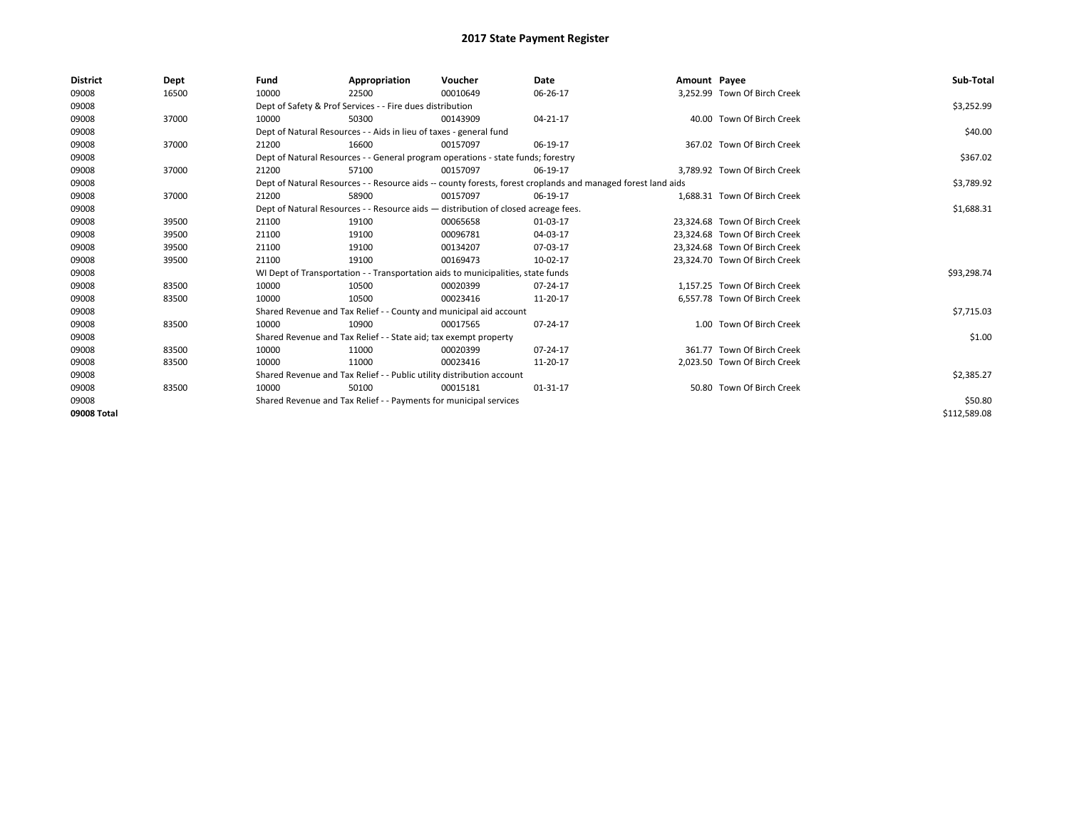# 2017 State Payment Register

| District | Dept | Fund | Appropriation | Voucher | Date | Amount | Payee | Sub-Total |
|---|---|---|---|---|---|---|---|---|
| 09008 | 16500 | 10000 | 22500 | 00010649 | 06-26-17 | 3,252.99 | Town Of Birch Creek | |
| 09008 | | Dept of Safety & Prof Services - - Fire dues distribution | | | | | | $3,252.99 |
| 09008 | 37000 | 10000 | 50300 | 00143909 | 04-21-17 | 40.00 | Town Of Birch Creek | |
| 09008 | | Dept of Natural Resources - - Aids in lieu of taxes - general fund | | | | | | $40.00 |
| 09008 | 37000 | 21200 | 16600 | 00157097 | 06-19-17 | 367.02 | Town Of Birch Creek | |
| 09008 | | Dept of Natural Resources - - General program operations - state funds; forestry | | | | | | $367.02 |
| 09008 | 37000 | 21200 | 57100 | 00157097 | 06-19-17 | 3,789.92 | Town Of Birch Creek | |
| 09008 | | Dept of Natural Resources - - Resource aids -- county forests, forest croplands and managed forest land aids | | | | | | $3,789.92 |
| 09008 | 37000 | 21200 | 58900 | 00157097 | 06-19-17 | 1,688.31 | Town Of Birch Creek | |
| 09008 | | Dept of Natural Resources - - Resource aids — distribution of closed acreage fees. | | | | | | $1,688.31 |
| 09008 | 39500 | 21100 | 19100 | 00065658 | 01-03-17 | 23,324.68 | Town Of Birch Creek | |
| 09008 | 39500 | 21100 | 19100 | 00096781 | 04-03-17 | 23,324.68 | Town Of Birch Creek | |
| 09008 | 39500 | 21100 | 19100 | 00134207 | 07-03-17 | 23,324.68 | Town Of Birch Creek | |
| 09008 | 39500 | 21100 | 19100 | 00169473 | 10-02-17 | 23,324.70 | Town Of Birch Creek | |
| 09008 | | WI Dept of Transportation - - Transportation aids to municipalities, state funds | | | | | | $93,298.74 |
| 09008 | 83500 | 10000 | 10500 | 00020399 | 07-24-17 | 1,157.25 | Town Of Birch Creek | |
| 09008 | 83500 | 10000 | 10500 | 00023416 | 11-20-17 | 6,557.78 | Town Of Birch Creek | |
| 09008 | | Shared Revenue and Tax Relief - - County and municipal aid account | | | | | | $7,715.03 |
| 09008 | 83500 | 10000 | 10900 | 00017565 | 07-24-17 | 1.00 | Town Of Birch Creek | |
| 09008 | | Shared Revenue and Tax Relief - - State aid; tax exempt property | | | | | | $1.00 |
| 09008 | 83500 | 10000 | 11000 | 00020399 | 07-24-17 | 361.77 | Town Of Birch Creek | |
| 09008 | 83500 | 10000 | 11000 | 00023416 | 11-20-17 | 2,023.50 | Town Of Birch Creek | |
| 09008 | | Shared Revenue and Tax Relief - - Public utility distribution account | | | | | | $2,385.27 |
| 09008 | 83500 | 10000 | 50100 | 00015181 | 01-31-17 | 50.80 | Town Of Birch Creek | |
| 09008 | | Shared Revenue and Tax Relief - - Payments for municipal services | | | | | | $50.80 |
| 09008 Total | | | | | | | | $112,589.08 |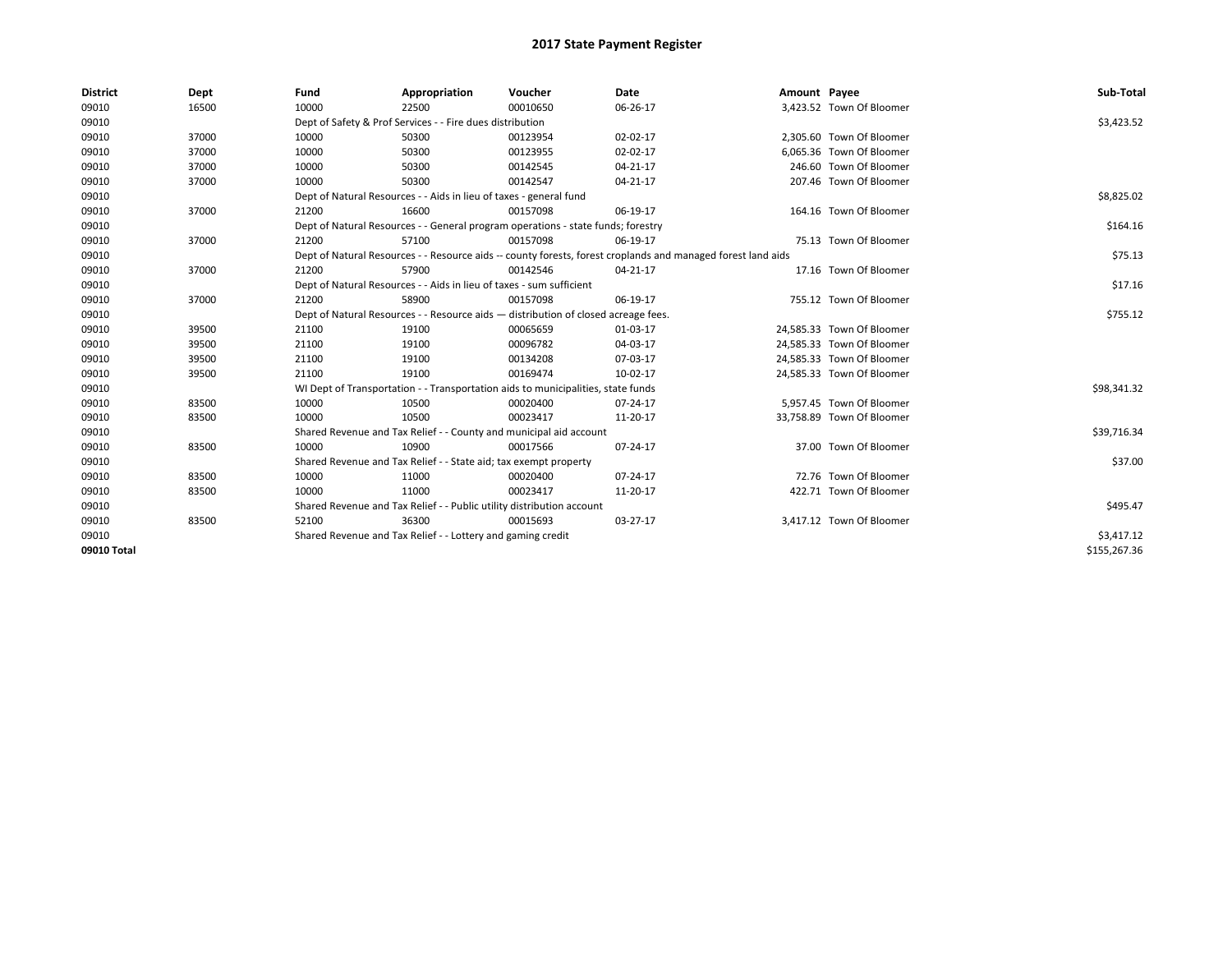# 2017 State Payment Register

| District | Dept | Fund | Appropriation | Voucher | Date | Amount | Payee | Sub-Total |
|---|---|---|---|---|---|---|---|---|
| 09010 | 16500 | 10000 | 22500 | 00010650 | 06-26-17 | 3,423.52 | Town Of Bloomer | |
| 09010 | | Dept of Safety & Prof Services - - Fire dues distribution | | | | | | $3,423.52 |
| 09010 | 37000 | 10000 | 50300 | 00123954 | 02-02-17 | 2,305.60 | Town Of Bloomer | |
| 09010 | 37000 | 10000 | 50300 | 00123955 | 02-02-17 | 6,065.36 | Town Of Bloomer | |
| 09010 | 37000 | 10000 | 50300 | 00142545 | 04-21-17 | 246.60 | Town Of Bloomer | |
| 09010 | 37000 | 10000 | 50300 | 00142547 | 04-21-17 | 207.46 | Town Of Bloomer | |
| 09010 | | Dept of Natural Resources - - Aids in lieu of taxes - general fund | | | | | | $8,825.02 |
| 09010 | 37000 | 21200 | 16600 | 00157098 | 06-19-17 | 164.16 | Town Of Bloomer | |
| 09010 | | Dept of Natural Resources - - General program operations - state funds; forestry | | | | | | $164.16 |
| 09010 | 37000 | 21200 | 57100 | 00157098 | 06-19-17 | 75.13 | Town Of Bloomer | |
| 09010 | | Dept of Natural Resources - - Resource aids -- county forests, forest croplands and managed forest land aids | | | | | | $75.13 |
| 09010 | 37000 | 21200 | 57900 | 00142546 | 04-21-17 | 17.16 | Town Of Bloomer | |
| 09010 | | Dept of Natural Resources - - Aids in lieu of taxes - sum sufficient | | | | | | $17.16 |
| 09010 | 37000 | 21200 | 58900 | 00157098 | 06-19-17 | 755.12 | Town Of Bloomer | |
| 09010 | | Dept of Natural Resources - - Resource aids — distribution of closed acreage fees. | | | | | | $755.12 |
| 09010 | 39500 | 21100 | 19100 | 00065659 | 01-03-17 | 24,585.33 | Town Of Bloomer | |
| 09010 | 39500 | 21100 | 19100 | 00096782 | 04-03-17 | 24,585.33 | Town Of Bloomer | |
| 09010 | 39500 | 21100 | 19100 | 00134208 | 07-03-17 | 24,585.33 | Town Of Bloomer | |
| 09010 | 39500 | 21100 | 19100 | 00169474 | 10-02-17 | 24,585.33 | Town Of Bloomer | |
| 09010 | | WI Dept of Transportation - - Transportation aids to municipalities, state funds | | | | | | $98,341.32 |
| 09010 | 83500 | 10000 | 10500 | 00020400 | 07-24-17 | 5,957.45 | Town Of Bloomer | |
| 09010 | 83500 | 10000 | 10500 | 00023417 | 11-20-17 | 33,758.89 | Town Of Bloomer | |
| 09010 | | Shared Revenue and Tax Relief - - County and municipal aid account | | | | | | $39,716.34 |
| 09010 | 83500 | 10000 | 10900 | 00017566 | 07-24-17 | 37.00 | Town Of Bloomer | |
| 09010 | | Shared Revenue and Tax Relief - - State aid; tax exempt property | | | | | | $37.00 |
| 09010 | 83500 | 10000 | 11000 | 00020400 | 07-24-17 | 72.76 | Town Of Bloomer | |
| 09010 | 83500 | 10000 | 11000 | 00023417 | 11-20-17 | 422.71 | Town Of Bloomer | |
| 09010 | | Shared Revenue and Tax Relief - - Public utility distribution account | | | | | | $495.47 |
| 09010 | 83500 | 52100 | 36300 | 00015693 | 03-27-17 | 3,417.12 | Town Of Bloomer | |
| 09010 | | Shared Revenue and Tax Relief - - Lottery and gaming credit | | | | | | $3,417.12 |
| **09010 Total** | | | | | | | | $155,267.36 |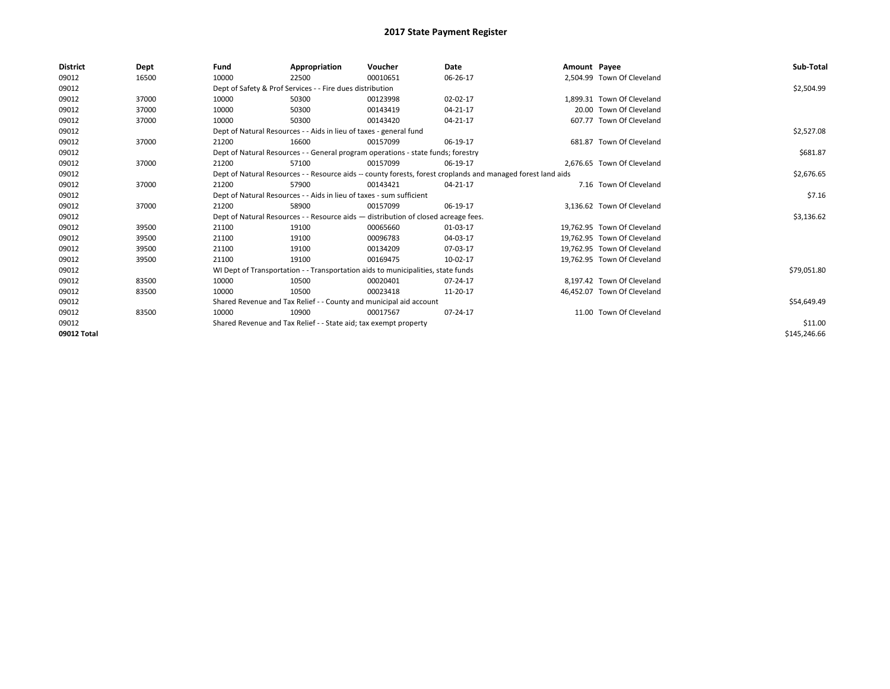# 2017 State Payment Register

| District | Dept | Fund | Appropriation | Voucher | Date | Amount | Payee | Sub-Total |
|---|---|---|---|---|---|---|---|---|
| 09012 | 16500 | 10000 | 22500 | 00010651 | 06-26-17 | 2,504.99 | Town Of Cleveland | |
| 09012 | | Dept of Safety & Prof Services - - Fire dues distribution | | | | | | $2,504.99 |
| 09012 | 37000 | 10000 | 50300 | 00123998 | 02-02-17 | 1,899.31 | Town Of Cleveland | |
| 09012 | 37000 | 10000 | 50300 | 00143419 | 04-21-17 | 20.00 | Town Of Cleveland | |
| 09012 | 37000 | 10000 | 50300 | 00143420 | 04-21-17 | 607.77 | Town Of Cleveland | |
| 09012 | | Dept of Natural Resources - - Aids in lieu of taxes - general fund | | | | | | $2,527.08 |
| 09012 | 37000 | 21200 | 16600 | 00157099 | 06-19-17 | 681.87 | Town Of Cleveland | |
| 09012 | | Dept of Natural Resources - - General program operations - state funds; forestry | | | | | | $681.87 |
| 09012 | 37000 | 21200 | 57100 | 00157099 | 06-19-17 | 2,676.65 | Town Of Cleveland | |
| 09012 | | Dept of Natural Resources - - Resource aids -- county forests, forest croplands and managed forest land aids | | | | | | $2,676.65 |
| 09012 | 37000 | 21200 | 57900 | 00143421 | 04-21-17 | 7.16 | Town Of Cleveland | |
| 09012 | | Dept of Natural Resources - - Aids in lieu of taxes - sum sufficient | | | | | | $7.16 |
| 09012 | 37000 | 21200 | 58900 | 00157099 | 06-19-17 | 3,136.62 | Town Of Cleveland | |
| 09012 | | Dept of Natural Resources - - Resource aids — distribution of closed acreage fees. | | | | | | $3,136.62 |
| 09012 | 39500 | 21100 | 19100 | 00065660 | 01-03-17 | 19,762.95 | Town Of Cleveland | |
| 09012 | 39500 | 21100 | 19100 | 00096783 | 04-03-17 | 19,762.95 | Town Of Cleveland | |
| 09012 | 39500 | 21100 | 19100 | 00134209 | 07-03-17 | 19,762.95 | Town Of Cleveland | |
| 09012 | 39500 | 21100 | 19100 | 00169475 | 10-02-17 | 19,762.95 | Town Of Cleveland | |
| 09012 | | WI Dept of Transportation - - Transportation aids to municipalities, state funds | | | | | | $79,051.80 |
| 09012 | 83500 | 10000 | 10500 | 00020401 | 07-24-17 | 8,197.42 | Town Of Cleveland | |
| 09012 | 83500 | 10000 | 10500 | 00023418 | 11-20-17 | 46,452.07 | Town Of Cleveland | |
| 09012 | | Shared Revenue and Tax Relief - - County and municipal aid account | | | | | | $54,649.49 |
| 09012 | 83500 | 10000 | 10900 | 00017567 | 07-24-17 | 11.00 | Town Of Cleveland | |
| 09012 | | Shared Revenue and Tax Relief - - State aid; tax exempt property | | | | | | $11.00 |
| 09012 Total | | | | | | | | $145,246.66 |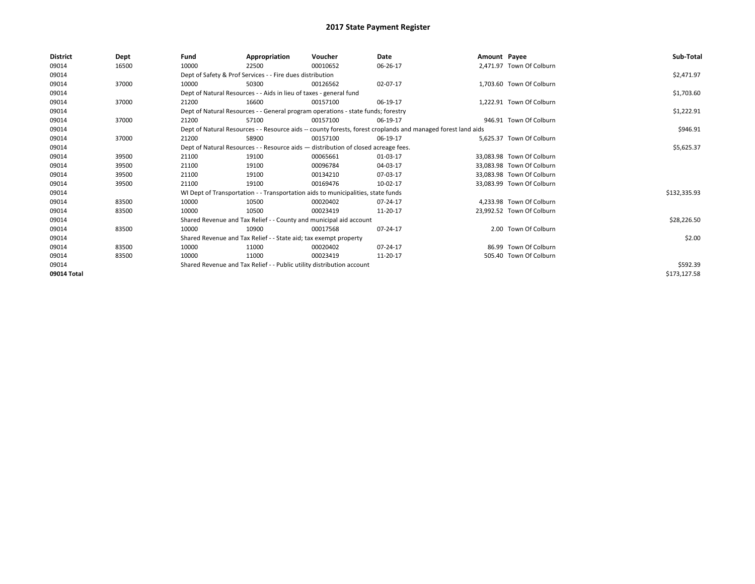# 2017 State Payment Register

| District | Dept | Fund | Appropriation | Voucher | Date | Amount | Payee | Sub-Total |
|---|---|---|---|---|---|---|---|---|
| 09014 | 16500 | 10000 | 22500 | 00010652 | 06-26-17 | 2,471.97 | Town Of Colburn | |
| 09014 | | Dept of Safety & Prof Services - - Fire dues distribution | | | | | | $2,471.97 |
| 09014 | 37000 | 10000 | 50300 | 00126562 | 02-07-17 | 1,703.60 | Town Of Colburn | |
| 09014 | | Dept of Natural Resources - - Aids in lieu of taxes - general fund | | | | | | $1,703.60 |
| 09014 | 37000 | 21200 | 16600 | 00157100 | 06-19-17 | 1,222.91 | Town Of Colburn | |
| 09014 | | Dept of Natural Resources - - General program operations - state funds; forestry | | | | | | $1,222.91 |
| 09014 | 37000 | 21200 | 57100 | 00157100 | 06-19-17 | 946.91 | Town Of Colburn | |
| 09014 | | Dept of Natural Resources - - Resource aids -- county forests, forest croplands and managed forest land aids | | | | | | $946.91 |
| 09014 | 37000 | 21200 | 58900 | 00157100 | 06-19-17 | 5,625.37 | Town Of Colburn | |
| 09014 | | Dept of Natural Resources - - Resource aids — distribution of closed acreage fees. | | | | | | $5,625.37 |
| 09014 | 39500 | 21100 | 19100 | 00065661 | 01-03-17 | 33,083.98 | Town Of Colburn | |
| 09014 | 39500 | 21100 | 19100 | 00096784 | 04-03-17 | 33,083.98 | Town Of Colburn | |
| 09014 | 39500 | 21100 | 19100 | 00134210 | 07-03-17 | 33,083.98 | Town Of Colburn | |
| 09014 | 39500 | 21100 | 19100 | 00169476 | 10-02-17 | 33,083.99 | Town Of Colburn | |
| 09014 | | WI Dept of Transportation - - Transportation aids to municipalities, state funds | | | | | | $132,335.93 |
| 09014 | 83500 | 10000 | 10500 | 00020402 | 07-24-17 | 4,233.98 | Town Of Colburn | |
| 09014 | 83500 | 10000 | 10500 | 00023419 | 11-20-17 | 23,992.52 | Town Of Colburn | |
| 09014 | | Shared Revenue and Tax Relief - - County and municipal aid account | | | | | | $28,226.50 |
| 09014 | 83500 | 10000 | 10900 | 00017568 | 07-24-17 | 2.00 | Town Of Colburn | |
| 09014 | | Shared Revenue and Tax Relief - - State aid; tax exempt property | | | | | | $2.00 |
| 09014 | 83500 | 10000 | 11000 | 00020402 | 07-24-17 | 86.99 | Town Of Colburn | |
| 09014 | 83500 | 10000 | 11000 | 00023419 | 11-20-17 | 505.40 | Town Of Colburn | |
| 09014 | | Shared Revenue and Tax Relief - - Public utility distribution account | | | | | | $592.39 |
| **09014 Total** | | | | | | | | $173,127.58 |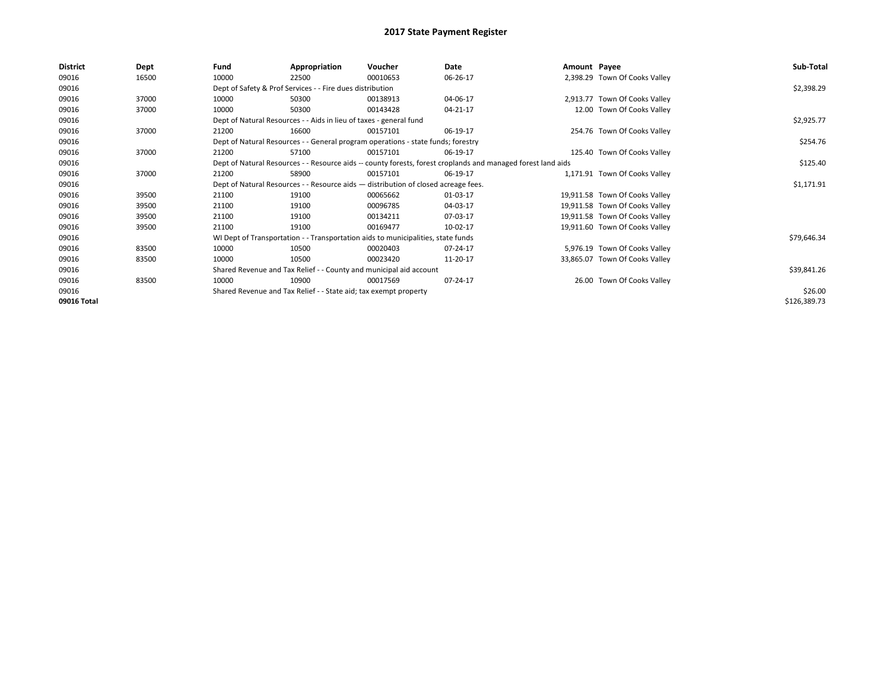# 2017 State Payment Register

| District | Dept | Fund | Appropriation | Voucher | Date | Amount | Payee | Sub-Total |
|---|---|---|---|---|---|---|---|---|
| 09016 | 16500 | 10000 | 22500 | 00010653 | 06-26-17 | 2,398.29 | Town Of Cooks Valley | |
| 09016 | | Dept of Safety & Prof Services - - Fire dues distribution | | | | | | $2,398.29 |
| 09016 | 37000 | 10000 | 50300 | 00138913 | 04-06-17 | 2,913.77 | Town Of Cooks Valley | |
| 09016 | 37000 | 10000 | 50300 | 00143428 | 04-21-17 | 12.00 | Town Of Cooks Valley | |
| 09016 | | Dept of Natural Resources - - Aids in lieu of taxes - general fund | | | | | | $2,925.77 |
| 09016 | 37000 | 21200 | 16600 | 00157101 | 06-19-17 | 254.76 | Town Of Cooks Valley | |
| 09016 | | Dept of Natural Resources - - General program operations - state funds; forestry | | | | | | $254.76 |
| 09016 | 37000 | 21200 | 57100 | 00157101 | 06-19-17 | 125.40 | Town Of Cooks Valley | |
| 09016 | | Dept of Natural Resources - - Resource aids -- county forests, forest croplands and managed forest land aids | | | | | | $125.40 |
| 09016 | 37000 | 21200 | 58900 | 00157101 | 06-19-17 | 1,171.91 | Town Of Cooks Valley | |
| 09016 | | Dept of Natural Resources - - Resource aids — distribution of closed acreage fees. | | | | | | $1,171.91 |
| 09016 | 39500 | 21100 | 19100 | 00065662 | 01-03-17 | 19,911.58 | Town Of Cooks Valley | |
| 09016 | 39500 | 21100 | 19100 | 00096785 | 04-03-17 | 19,911.58 | Town Of Cooks Valley | |
| 09016 | 39500 | 21100 | 19100 | 00134211 | 07-03-17 | 19,911.58 | Town Of Cooks Valley | |
| 09016 | 39500 | 21100 | 19100 | 00169477 | 10-02-17 | 19,911.60 | Town Of Cooks Valley | |
| 09016 | | WI Dept of Transportation - - Transportation aids to municipalities, state funds | | | | | | $79,646.34 |
| 09016 | 83500 | 10000 | 10500 | 00020403 | 07-24-17 | 5,976.19 | Town Of Cooks Valley | |
| 09016 | 83500 | 10000 | 10500 | 00023420 | 11-20-17 | 33,865.07 | Town Of Cooks Valley | |
| 09016 | | Shared Revenue and Tax Relief - - County and municipal aid account | | | | | | $39,841.26 |
| 09016 | 83500 | 10000 | 10900 | 00017569 | 07-24-17 | 26.00 | Town Of Cooks Valley | |
| 09016 | | Shared Revenue and Tax Relief - - State aid; tax exempt property | | | | | | $26.00 |
| 09016 Total | | | | | | | | $126,389.73 |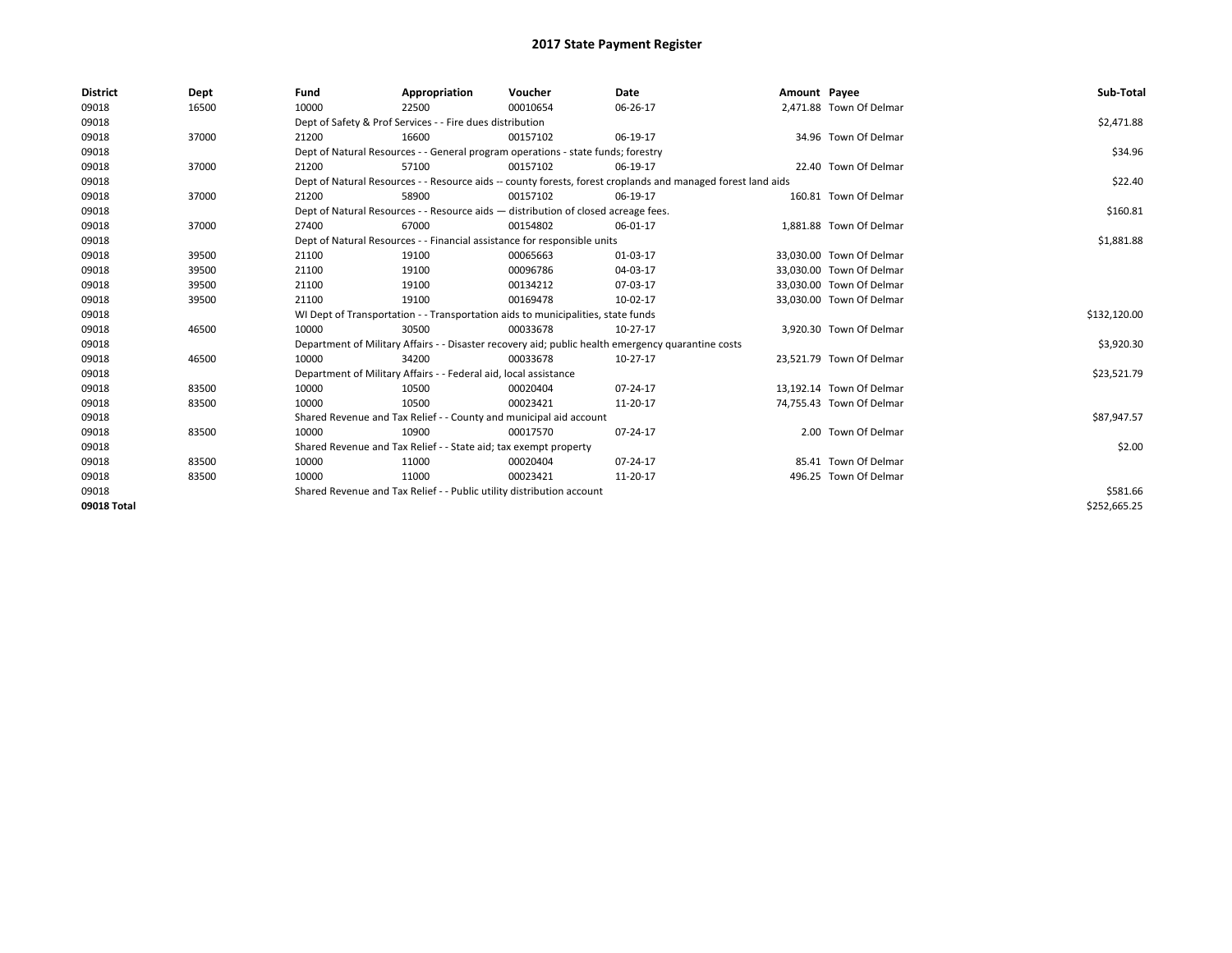# 2017 State Payment Register

| District | Dept | Fund | Appropriation | Voucher | Date | Amount | Payee | Sub-Total |
|---|---|---|---|---|---|---|---|---|
| 09018 | 16500 | 10000 | 22500 | 00010654 | 06-26-17 | 2,471.88 | Town Of Delmar | |
| 09018 | | Dept of Safety & Prof Services - - Fire dues distribution | | | | | | $2,471.88 |
| 09018 | 37000 | 21200 | 16600 | 00157102 | 06-19-17 | 34.96 | Town Of Delmar | |
| 09018 | | Dept of Natural Resources - - General program operations - state funds; forestry | | | | | | $34.96 |
| 09018 | 37000 | 21200 | 57100 | 00157102 | 06-19-17 | 22.40 | Town Of Delmar | |
| 09018 | | Dept of Natural Resources - - Resource aids -- county forests, forest croplands and managed forest land aids | | | | | | $22.40 |
| 09018 | 37000 | 21200 | 58900 | 00157102 | 06-19-17 | 160.81 | Town Of Delmar | |
| 09018 | | Dept of Natural Resources - - Resource aids — distribution of closed acreage fees. | | | | | | $160.81 |
| 09018 | 37000 | 27400 | 67000 | 00154802 | 06-01-17 | 1,881.88 | Town Of Delmar | |
| 09018 | | Dept of Natural Resources - - Financial assistance for responsible units | | | | | | $1,881.88 |
| 09018 | 39500 | 21100 | 19100 | 00065663 | 01-03-17 | 33,030.00 | Town Of Delmar | |
| 09018 | 39500 | 21100 | 19100 | 00096786 | 04-03-17 | 33,030.00 | Town Of Delmar | |
| 09018 | 39500 | 21100 | 19100 | 00134212 | 07-03-17 | 33,030.00 | Town Of Delmar | |
| 09018 | 39500 | 21100 | 19100 | 00169478 | 10-02-17 | 33,030.00 | Town Of Delmar | |
| 09018 | | WI Dept of Transportation - - Transportation aids to municipalities, state funds | | | | | | $132,120.00 |
| 09018 | 46500 | 10000 | 30500 | 00033678 | 10-27-17 | 3,920.30 | Town Of Delmar | |
| 09018 | | Department of Military Affairs - - Disaster recovery aid; public health emergency quarantine costs | | | | | | $3,920.30 |
| 09018 | 46500 | 10000 | 34200 | 00033678 | 10-27-17 | 23,521.79 | Town Of Delmar | |
| 09018 | | Department of Military Affairs - - Federal aid, local assistance | | | | | | $23,521.79 |
| 09018 | 83500 | 10000 | 10500 | 00020404 | 07-24-17 | 13,192.14 | Town Of Delmar | |
| 09018 | 83500 | 10000 | 10500 | 00023421 | 11-20-17 | 74,755.43 | Town Of Delmar | |
| 09018 | | Shared Revenue and Tax Relief - - County and municipal aid account | | | | | | $87,947.57 |
| 09018 | 83500 | 10000 | 10900 | 00017570 | 07-24-17 | 2.00 | Town Of Delmar | |
| 09018 | | Shared Revenue and Tax Relief - - State aid; tax exempt property | | | | | | $2.00 |
| 09018 | 83500 | 10000 | 11000 | 00020404 | 07-24-17 | 85.41 | Town Of Delmar | |
| 09018 | 83500 | 10000 | 11000 | 00023421 | 11-20-17 | 496.25 | Town Of Delmar | |
| 09018 | | Shared Revenue and Tax Relief - - Public utility distribution account | | | | | | $581.66 |
| **09018 Total** | | | | | | | | $252,665.25 |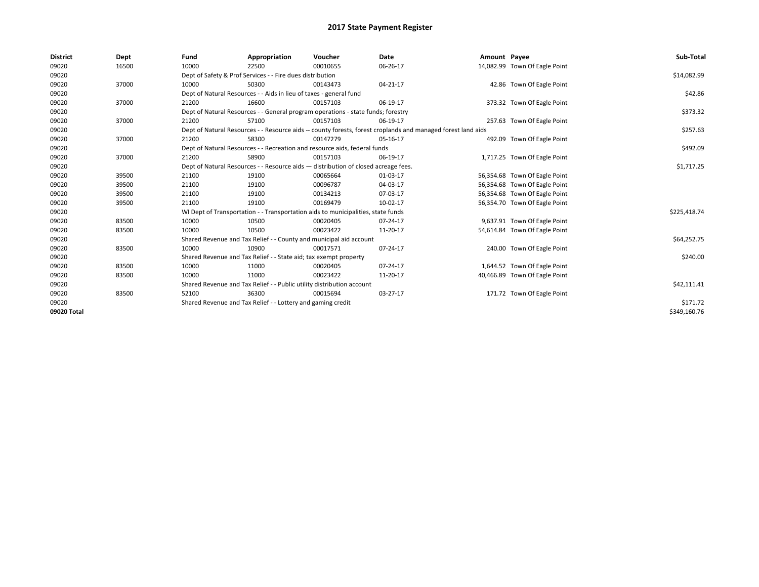# 2017 State Payment Register

| District | Dept | Fund | Appropriation | Voucher | Date | Amount | Payee | Sub-Total |
|---|---|---|---|---|---|---|---|---|
| 09020 | 16500 | 10000 | 22500 | 00010655 | 06-26-17 | 14,082.99 | Town Of Eagle Point | |
| 09020 | | Dept of Safety & Prof Services - - Fire dues distribution | | | | | | $14,082.99 |
| 09020 | 37000 | 10000 | 50300 | 00143473 | 04-21-17 | 42.86 | Town Of Eagle Point | |
| 09020 | | Dept of Natural Resources - - Aids in lieu of taxes - general fund | | | | | | $42.86 |
| 09020 | 37000 | 21200 | 16600 | 00157103 | 06-19-17 | 373.32 | Town Of Eagle Point | |
| 09020 | | Dept of Natural Resources - - General program operations - state funds; forestry | | | | | | $373.32 |
| 09020 | 37000 | 21200 | 57100 | 00157103 | 06-19-17 | 257.63 | Town Of Eagle Point | |
| 09020 | | Dept of Natural Resources - - Resource aids -- county forests, forest croplands and managed forest land aids | | | | | | $257.63 |
| 09020 | 37000 | 21200 | 58300 | 00147279 | 05-16-17 | 492.09 | Town Of Eagle Point | |
| 09020 | | Dept of Natural Resources - - Recreation and resource aids, federal funds | | | | | | $492.09 |
| 09020 | 37000 | 21200 | 58900 | 00157103 | 06-19-17 | 1,717.25 | Town Of Eagle Point | |
| 09020 | | Dept of Natural Resources - - Resource aids — distribution of closed acreage fees. | | | | | | $1,717.25 |
| 09020 | 39500 | 21100 | 19100 | 00065664 | 01-03-17 | 56,354.68 | Town Of Eagle Point | |
| 09020 | 39500 | 21100 | 19100 | 00096787 | 04-03-17 | 56,354.68 | Town Of Eagle Point | |
| 09020 | 39500 | 21100 | 19100 | 00134213 | 07-03-17 | 56,354.68 | Town Of Eagle Point | |
| 09020 | 39500 | 21100 | 19100 | 00169479 | 10-02-17 | 56,354.70 | Town Of Eagle Point | |
| 09020 | | WI Dept of Transportation - - Transportation aids to municipalities, state funds | | | | | | $225,418.74 |
| 09020 | 83500 | 10000 | 10500 | 00020405 | 07-24-17 | 9,637.91 | Town Of Eagle Point | |
| 09020 | 83500 | 10000 | 10500 | 00023422 | 11-20-17 | 54,614.84 | Town Of Eagle Point | |
| 09020 | | Shared Revenue and Tax Relief - - County and municipal aid account | | | | | | $64,252.75 |
| 09020 | 83500 | 10000 | 10900 | 00017571 | 07-24-17 | 240.00 | Town Of Eagle Point | |
| 09020 | | Shared Revenue and Tax Relief - - State aid; tax exempt property | | | | | | $240.00 |
| 09020 | 83500 | 10000 | 11000 | 00020405 | 07-24-17 | 1,644.52 | Town Of Eagle Point | |
| 09020 | 83500 | 10000 | 11000 | 00023422 | 11-20-17 | 40,466.89 | Town Of Eagle Point | |
| 09020 | | Shared Revenue and Tax Relief - - Public utility distribution account | | | | | | $42,111.41 |
| 09020 | 83500 | 52100 | 36300 | 00015694 | 03-27-17 | 171.72 | Town Of Eagle Point | |
| 09020 | | Shared Revenue and Tax Relief - - Lottery and gaming credit | | | | | | $171.72 |
| 09020 Total | | | | | | | | $349,160.76 |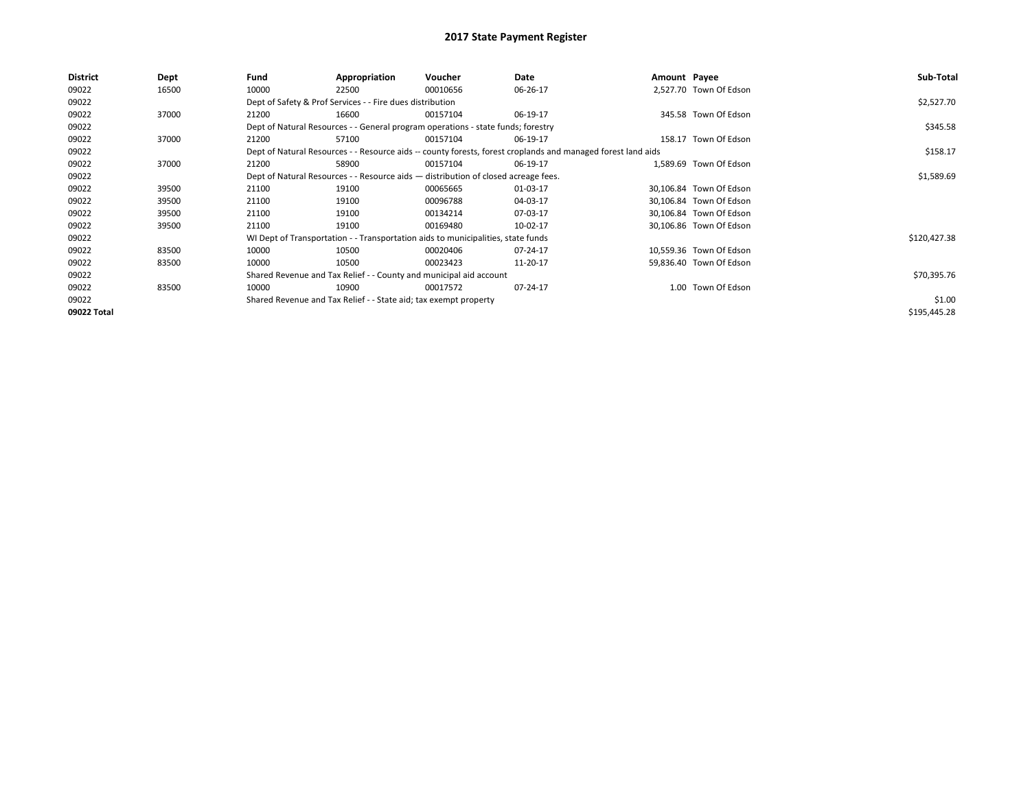# 2017 State Payment Register

| District | Dept | Fund | Appropriation | Voucher | Date | Amount | Payee | Sub-Total |
|---|---|---|---|---|---|---|---|---|
| 09022 | 16500 | 10000 | 22500 | 00010656 | 06-26-17 | 2,527.70 | Town Of Edson | |
| 09022 | | Dept of Safety & Prof Services - - Fire dues distribution | | | | | | $2,527.70 |
| 09022 | 37000 | 21200 | 16600 | 00157104 | 06-19-17 | 345.58 | Town Of Edson | |
| 09022 | | Dept of Natural Resources - - General program operations - state funds; forestry | | | | | | $345.58 |
| 09022 | 37000 | 21200 | 57100 | 00157104 | 06-19-17 | 158.17 | Town Of Edson | |
| 09022 | | Dept of Natural Resources - - Resource aids -- county forests, forest croplands and managed forest land aids | | | | | | $158.17 |
| 09022 | 37000 | 21200 | 58900 | 00157104 | 06-19-17 | 1,589.69 | Town Of Edson | |
| 09022 | | Dept of Natural Resources - - Resource aids — distribution of closed acreage fees. | | | | | | $1,589.69 |
| 09022 | 39500 | 21100 | 19100 | 00065665 | 01-03-17 | 30,106.84 | Town Of Edson | |
| 09022 | 39500 | 21100 | 19100 | 00096788 | 04-03-17 | 30,106.84 | Town Of Edson | |
| 09022 | 39500 | 21100 | 19100 | 00134214 | 07-03-17 | 30,106.84 | Town Of Edson | |
| 09022 | 39500 | 21100 | 19100 | 00169480 | 10-02-17 | 30,106.86 | Town Of Edson | |
| 09022 | | WI Dept of Transportation - - Transportation aids to municipalities, state funds | | | | | | $120,427.38 |
| 09022 | 83500 | 10000 | 10500 | 00020406 | 07-24-17 | 10,559.36 | Town Of Edson | |
| 09022 | 83500 | 10000 | 10500 | 00023423 | 11-20-17 | 59,836.40 | Town Of Edson | |
| 09022 | | Shared Revenue and Tax Relief - - County and municipal aid account | | | | | | $70,395.76 |
| 09022 | 83500 | 10000 | 10900 | 00017572 | 07-24-17 | 1.00 | Town Of Edson | |
| 09022 | | Shared Revenue and Tax Relief - - State aid; tax exempt property | | | | | | $1.00 |
| **09022 Total** | | | | | | | | $195,445.28 |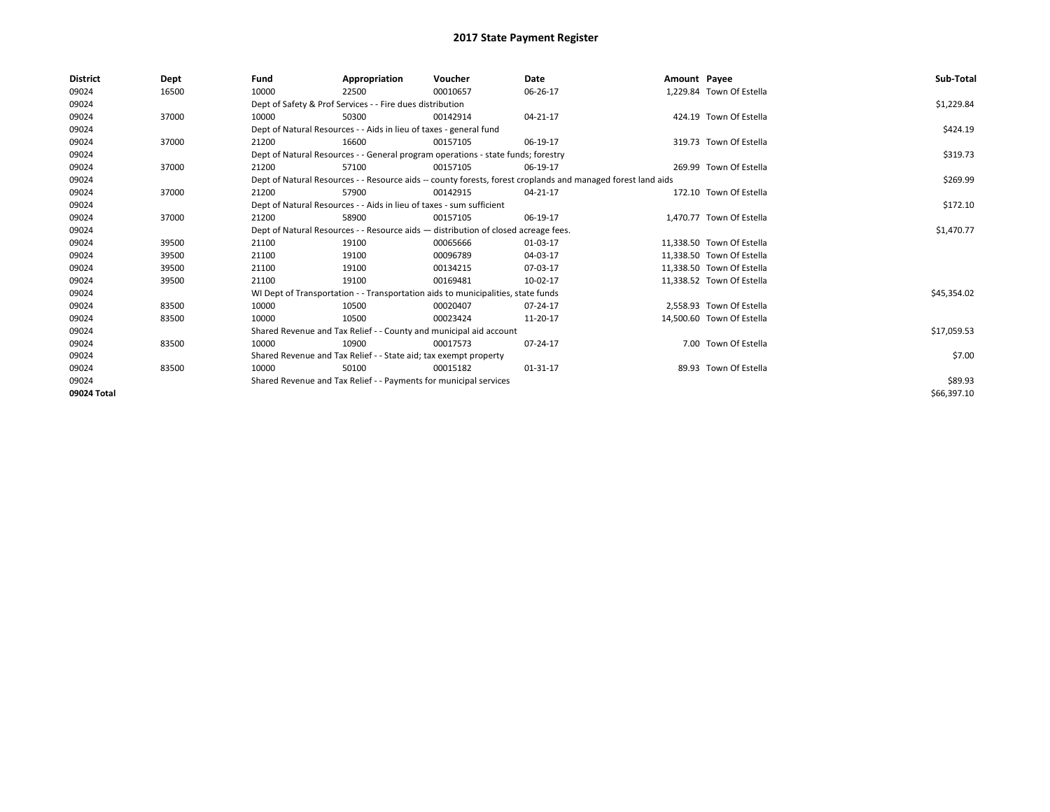# 2017 State Payment Register

| District | Dept | Fund | Appropriation | Voucher | Date | Amount | Payee | Sub-Total |
|---|---|---|---|---|---|---|---|---|
| 09024 | 16500 | 10000 | 22500 | 00010657 | 06-26-17 | 1,229.84 | Town Of Estella | |
| 09024 | | Dept of Safety & Prof Services - - Fire dues distribution | | | | | | $1,229.84 |
| 09024 | 37000 | 10000 | 50300 | 00142914 | 04-21-17 | 424.19 | Town Of Estella | |
| 09024 | | Dept of Natural Resources - - Aids in lieu of taxes - general fund | | | | | | $424.19 |
| 09024 | 37000 | 21200 | 16600 | 00157105 | 06-19-17 | 319.73 | Town Of Estella | |
| 09024 | | Dept of Natural Resources - - General program operations - state funds; forestry | | | | | | $319.73 |
| 09024 | 37000 | 21200 | 57100 | 00157105 | 06-19-17 | 269.99 | Town Of Estella | |
| 09024 | | Dept of Natural Resources - - Resource aids -- county forests, forest croplands and managed forest land aids | | | | | | $269.99 |
| 09024 | 37000 | 21200 | 57900 | 00142915 | 04-21-17 | 172.10 | Town Of Estella | |
| 09024 | | Dept of Natural Resources - - Aids in lieu of taxes - sum sufficient | | | | | | $172.10 |
| 09024 | 37000 | 21200 | 58900 | 00157105 | 06-19-17 | 1,470.77 | Town Of Estella | |
| 09024 | | Dept of Natural Resources - - Resource aids — distribution of closed acreage fees. | | | | | | $1,470.77 |
| 09024 | 39500 | 21100 | 19100 | 00065666 | 01-03-17 | 11,338.50 | Town Of Estella | |
| 09024 | 39500 | 21100 | 19100 | 00096789 | 04-03-17 | 11,338.50 | Town Of Estella | |
| 09024 | 39500 | 21100 | 19100 | 00134215 | 07-03-17 | 11,338.50 | Town Of Estella | |
| 09024 | 39500 | 21100 | 19100 | 00169481 | 10-02-17 | 11,338.52 | Town Of Estella | |
| 09024 | | WI Dept of Transportation - - Transportation aids to municipalities, state funds | | | | | | $45,354.02 |
| 09024 | 83500 | 10000 | 10500 | 00020407 | 07-24-17 | 2,558.93 | Town Of Estella | |
| 09024 | 83500 | 10000 | 10500 | 00023424 | 11-20-17 | 14,500.60 | Town Of Estella | |
| 09024 | | Shared Revenue and Tax Relief - - County and municipal aid account | | | | | | $17,059.53 |
| 09024 | 83500 | 10000 | 10900 | 00017573 | 07-24-17 | 7.00 | Town Of Estella | |
| 09024 | | Shared Revenue and Tax Relief - - State aid; tax exempt property | | | | | | $7.00 |
| 09024 | 83500 | 10000 | 50100 | 00015182 | 01-31-17 | 89.93 | Town Of Estella | |
| 09024 | | Shared Revenue and Tax Relief - - Payments for municipal services | | | | | | $89.93 |
| 09024 Total | | | | | | | | $66,397.10 |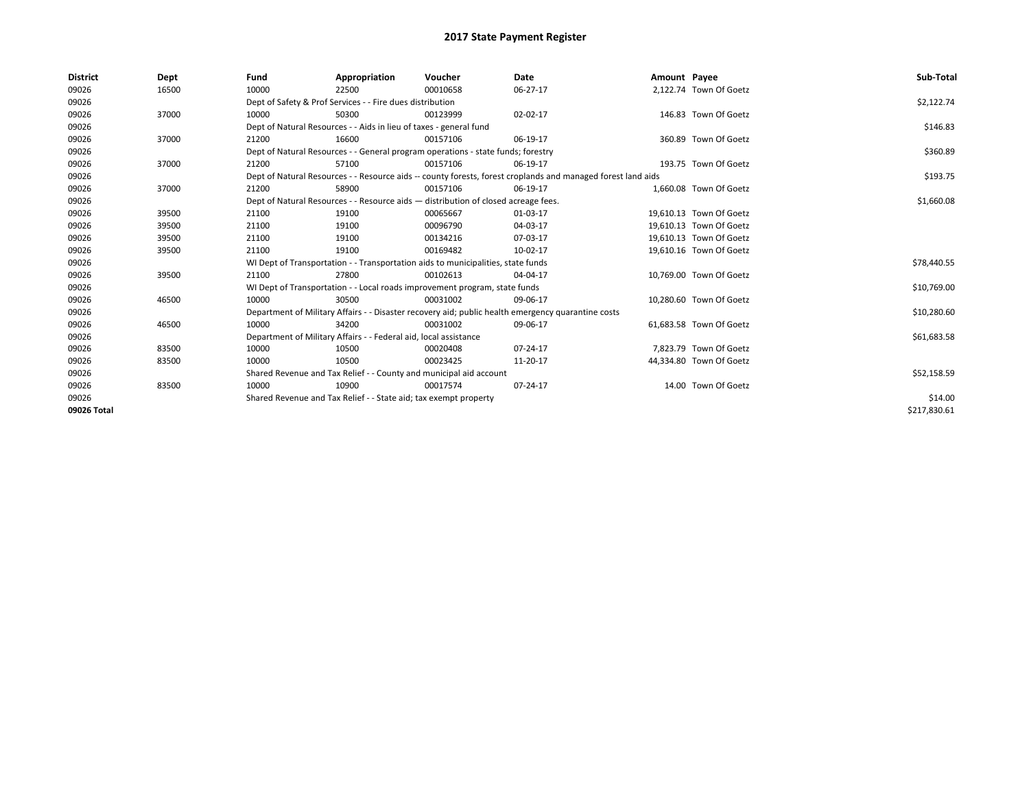# 2017 State Payment Register

| District | Dept | Fund | Appropriation | Voucher | Date | Amount | Payee | Sub-Total |
|---|---|---|---|---|---|---|---|---|
| 09026 | 16500 | 10000 | 22500 | 00010658 | 06-27-17 | 2,122.74 | Town Of Goetz | |
| 09026 | | Dept of Safety & Prof Services - - Fire dues distribution | | | | | | $2,122.74 |
| 09026 | 37000 | 10000 | 50300 | 00123999 | 02-02-17 | 146.83 | Town Of Goetz | |
| 09026 | | Dept of Natural Resources - - Aids in lieu of taxes - general fund | | | | | | $146.83 |
| 09026 | 37000 | 21200 | 16600 | 00157106 | 06-19-17 | 360.89 | Town Of Goetz | |
| 09026 | | Dept of Natural Resources - - General program operations - state funds; forestry | | | | | | $360.89 |
| 09026 | 37000 | 21200 | 57100 | 00157106 | 06-19-17 | 193.75 | Town Of Goetz | |
| 09026 | | Dept of Natural Resources - - Resource aids -- county forests, forest croplands and managed forest land aids | | | | | | $193.75 |
| 09026 | 37000 | 21200 | 58900 | 00157106 | 06-19-17 | 1,660.08 | Town Of Goetz | |
| 09026 | | Dept of Natural Resources - - Resource aids — distribution of closed acreage fees. | | | | | | $1,660.08 |
| 09026 | 39500 | 21100 | 19100 | 00065667 | 01-03-17 | 19,610.13 | Town Of Goetz | |
| 09026 | 39500 | 21100 | 19100 | 00096790 | 04-03-17 | 19,610.13 | Town Of Goetz | |
| 09026 | 39500 | 21100 | 19100 | 00134216 | 07-03-17 | 19,610.13 | Town Of Goetz | |
| 09026 | 39500 | 21100 | 19100 | 00169482 | 10-02-17 | 19,610.16 | Town Of Goetz | |
| 09026 | | WI Dept of Transportation - - Transportation aids to municipalities, state funds | | | | | | $78,440.55 |
| 09026 | 39500 | 21100 | 27800 | 00102613 | 04-04-17 | 10,769.00 | Town Of Goetz | |
| 09026 | | WI Dept of Transportation - - Local roads improvement program, state funds | | | | | | $10,769.00 |
| 09026 | 46500 | 10000 | 30500 | 00031002 | 09-06-17 | 10,280.60 | Town Of Goetz | |
| 09026 | | Department of Military Affairs - - Disaster recovery aid; public health emergency quarantine costs | | | | | | $10,280.60 |
| 09026 | 46500 | 10000 | 34200 | 00031002 | 09-06-17 | 61,683.58 | Town Of Goetz | |
| 09026 | | Department of Military Affairs - - Federal aid, local assistance | | | | | | $61,683.58 |
| 09026 | 83500 | 10000 | 10500 | 00020408 | 07-24-17 | 7,823.79 | Town Of Goetz | |
| 09026 | 83500 | 10000 | 10500 | 00023425 | 11-20-17 | 44,334.80 | Town Of Goetz | |
| 09026 | | Shared Revenue and Tax Relief - - County and municipal aid account | | | | | | $52,158.59 |
| 09026 | 83500 | 10000 | 10900 | 00017574 | 07-24-17 | 14.00 | Town Of Goetz | |
| 09026 | | Shared Revenue and Tax Relief - - State aid; tax exempt property | | | | | | $14.00 |
| 09026 Total | | | | | | | | $217,830.61 |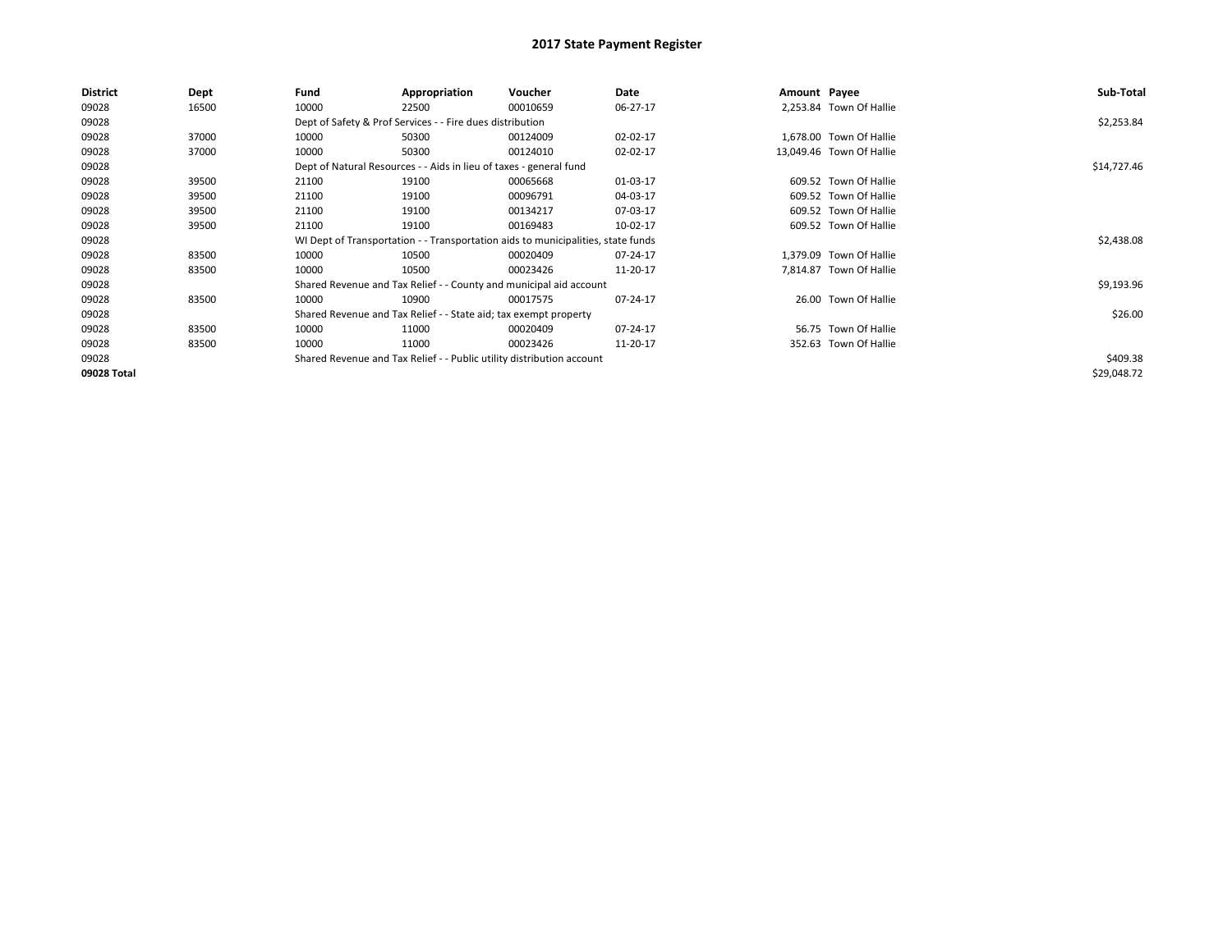# 2017 State Payment Register

| District | Dept | Fund | Appropriation | Voucher | Date | Amount | Payee | Sub-Total |
|---|---|---|---|---|---|---|---|---|
| 09028 | 16500 | 10000 | 22500 | 00010659 | 06-27-17 | 2,253.84 | Town Of Hallie | |
| 09028 | | Dept of Safety & Prof Services - - Fire dues distribution | | | | | | $2,253.84 |
| 09028 | 37000 | 10000 | 50300 | 00124009 | 02-02-17 | 1,678.00 | Town Of Hallie | |
| 09028 | 37000 | 10000 | 50300 | 00124010 | 02-02-17 | 13,049.46 | Town Of Hallie | |
| 09028 | | Dept of Natural Resources - - Aids in lieu of taxes - general fund | | | | | | $14,727.46 |
| 09028 | 39500 | 21100 | 19100 | 00065668 | 01-03-17 | 609.52 | Town Of Hallie | |
| 09028 | 39500 | 21100 | 19100 | 00096791 | 04-03-17 | 609.52 | Town Of Hallie | |
| 09028 | 39500 | 21100 | 19100 | 00134217 | 07-03-17 | 609.52 | Town Of Hallie | |
| 09028 | 39500 | 21100 | 19100 | 00169483 | 10-02-17 | 609.52 | Town Of Hallie | |
| 09028 | | WI Dept of Transportation - - Transportation aids to municipalities, state funds | | | | | | $2,438.08 |
| 09028 | 83500 | 10000 | 10500 | 00020409 | 07-24-17 | 1,379.09 | Town Of Hallie | |
| 09028 | 83500 | 10000 | 10500 | 00023426 | 11-20-17 | 7,814.87 | Town Of Hallie | |
| 09028 | | Shared Revenue and Tax Relief - - County and municipal aid account | | | | | | $9,193.96 |
| 09028 | 83500 | 10000 | 10900 | 00017575 | 07-24-17 | 26.00 | Town Of Hallie | |
| 09028 | | Shared Revenue and Tax Relief - - State aid; tax exempt property | | | | | | $26.00 |
| 09028 | 83500 | 10000 | 11000 | 00020409 | 07-24-17 | 56.75 | Town Of Hallie | |
| 09028 | 83500 | 10000 | 11000 | 00023426 | 11-20-17 | 352.63 | Town Of Hallie | |
| 09028 | | Shared Revenue and Tax Relief - - Public utility distribution account | | | | | | $409.38 |
| **09028 Total** | | | | | | | | $29,048.72 |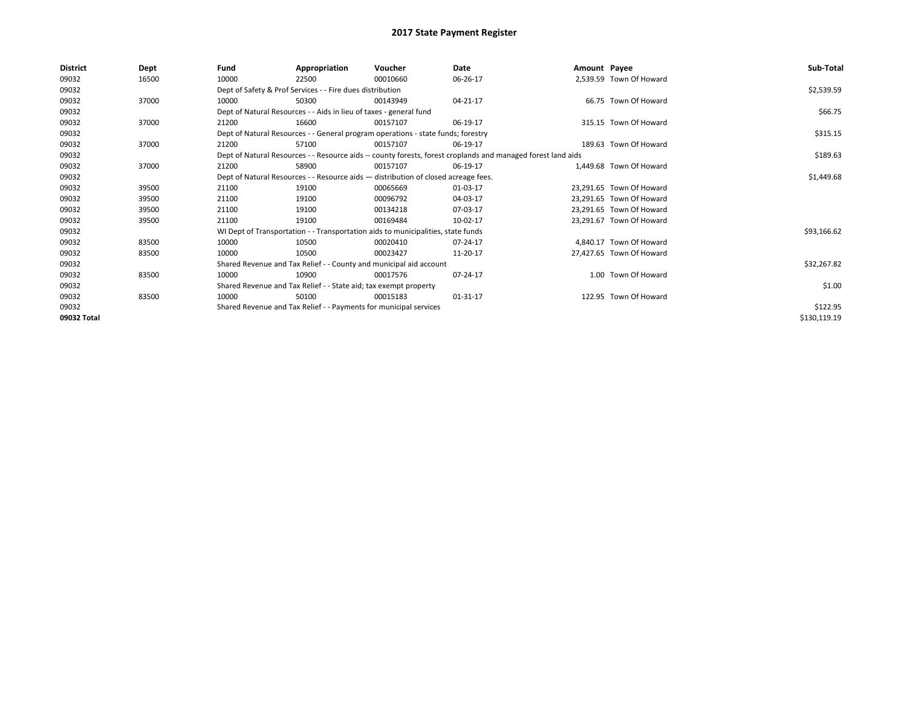# 2017 State Payment Register

| District | Dept | Fund | Appropriation | Voucher | Date | Amount | Payee | Sub-Total |
|---|---|---|---|---|---|---|---|---|
| 09032 | 16500 | 10000 | 22500 | 00010660 | 06-26-17 | 2,539.59 | Town Of Howard | |
| 09032 | | Dept of Safety & Prof Services - - Fire dues distribution | | | | | | $2,539.59 |
| 09032 | 37000 | 10000 | 50300 | 00143949 | 04-21-17 | 66.75 | Town Of Howard | |
| 09032 | | Dept of Natural Resources - - Aids in lieu of taxes - general fund | | | | | | $66.75 |
| 09032 | 37000 | 21200 | 16600 | 00157107 | 06-19-17 | 315.15 | Town Of Howard | |
| 09032 | | Dept of Natural Resources - - General program operations - state funds; forestry | | | | | | $315.15 |
| 09032 | 37000 | 21200 | 57100 | 00157107 | 06-19-17 | 189.63 | Town Of Howard | |
| 09032 | | Dept of Natural Resources - - Resource aids -- county forests, forest croplands and managed forest land aids | | | | | | $189.63 |
| 09032 | 37000 | 21200 | 58900 | 00157107 | 06-19-17 | 1,449.68 | Town Of Howard | |
| 09032 | | Dept of Natural Resources - - Resource aids — distribution of closed acreage fees. | | | | | | $1,449.68 |
| 09032 | 39500 | 21100 | 19100 | 00065669 | 01-03-17 | 23,291.65 | Town Of Howard | |
| 09032 | 39500 | 21100 | 19100 | 00096792 | 04-03-17 | 23,291.65 | Town Of Howard | |
| 09032 | 39500 | 21100 | 19100 | 00134218 | 07-03-17 | 23,291.65 | Town Of Howard | |
| 09032 | 39500 | 21100 | 19100 | 00169484 | 10-02-17 | 23,291.67 | Town Of Howard | |
| 09032 | | WI Dept of Transportation - - Transportation aids to municipalities, state funds | | | | | | $93,166.62 |
| 09032 | 83500 | 10000 | 10500 | 00020410 | 07-24-17 | 4,840.17 | Town Of Howard | |
| 09032 | 83500 | 10000 | 10500 | 00023427 | 11-20-17 | 27,427.65 | Town Of Howard | |
| 09032 | | Shared Revenue and Tax Relief - - County and municipal aid account | | | | | | $32,267.82 |
| 09032 | 83500 | 10000 | 10900 | 00017576 | 07-24-17 | 1.00 | Town Of Howard | |
| 09032 | | Shared Revenue and Tax Relief - - State aid; tax exempt property | | | | | | $1.00 |
| 09032 | 83500 | 10000 | 50100 | 00015183 | 01-31-17 | 122.95 | Town Of Howard | |
| 09032 | | Shared Revenue and Tax Relief - - Payments for municipal services | | | | | | $122.95 |
| 09032 Total | | | | | | | | $130,119.19 |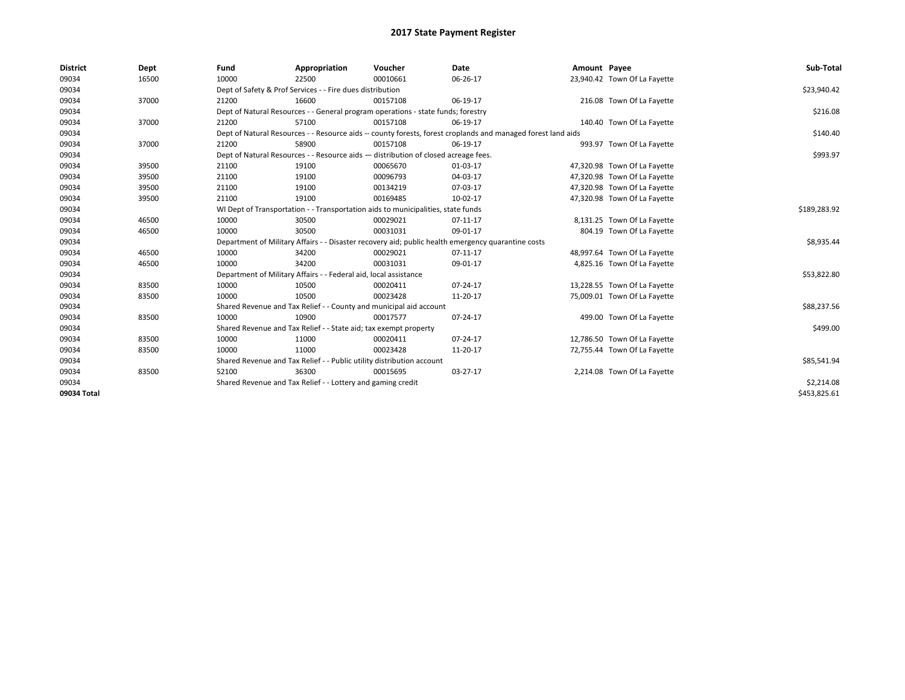# 2017 State Payment Register

| District | Dept | Fund | Appropriation | Voucher | Date | Amount | Payee | Sub-Total |
|---|---|---|---|---|---|---|---|---|
| 09034 | 16500 | 10000 | 22500 | 00010661 | 06-26-17 | 23,940.42 | Town Of La Fayette | |
| 09034 | | Dept of Safety & Prof Services - - Fire dues distribution | | | | | | $23,940.42 |
| 09034 | 37000 | 21200 | 16600 | 00157108 | 06-19-17 | 216.08 | Town Of La Fayette | |
| 09034 | | Dept of Natural Resources - - General program operations - state funds; forestry | | | | | | $216.08 |
| 09034 | 37000 | 21200 | 57100 | 00157108 | 06-19-17 | 140.40 | Town Of La Fayette | |
| 09034 | | Dept of Natural Resources - - Resource aids -- county forests, forest croplands and managed forest land aids | | | | | | $140.40 |
| 09034 | 37000 | 21200 | 58900 | 00157108 | 06-19-17 | 993.97 | Town Of La Fayette | |
| 09034 | | Dept of Natural Resources - - Resource aids — distribution of closed acreage fees. | | | | | | $993.97 |
| 09034 | 39500 | 21100 | 19100 | 00065670 | 01-03-17 | 47,320.98 | Town Of La Fayette | |
| 09034 | 39500 | 21100 | 19100 | 00096793 | 04-03-17 | 47,320.98 | Town Of La Fayette | |
| 09034 | 39500 | 21100 | 19100 | 00134219 | 07-03-17 | 47,320.98 | Town Of La Fayette | |
| 09034 | 39500 | 21100 | 19100 | 00169485 | 10-02-17 | 47,320.98 | Town Of La Fayette | |
| 09034 | | WI Dept of Transportation - - Transportation aids to municipalities, state funds | | | | | | $189,283.92 |
| 09034 | 46500 | 10000 | 30500 | 00029021 | 07-11-17 | 8,131.25 | Town Of La Fayette | |
| 09034 | 46500 | 10000 | 30500 | 00031031 | 09-01-17 | 804.19 | Town Of La Fayette | |
| 09034 | | Department of Military Affairs - - Disaster recovery aid; public health emergency quarantine costs | | | | | | $8,935.44 |
| 09034 | 46500 | 10000 | 34200 | 00029021 | 07-11-17 | 48,997.64 | Town Of La Fayette | |
| 09034 | 46500 | 10000 | 34200 | 00031031 | 09-01-17 | 4,825.16 | Town Of La Fayette | |
| 09034 | | Department of Military Affairs - - Federal aid, local assistance | | | | | | $53,822.80 |
| 09034 | 83500 | 10000 | 10500 | 00020411 | 07-24-17 | 13,228.55 | Town Of La Fayette | |
| 09034 | 83500 | 10000 | 10500 | 00023428 | 11-20-17 | 75,009.01 | Town Of La Fayette | |
| 09034 | | Shared Revenue and Tax Relief - - County and municipal aid account | | | | | | $88,237.56 |
| 09034 | 83500 | 10000 | 10900 | 00017577 | 07-24-17 | 499.00 | Town Of La Fayette | |
| 09034 | | Shared Revenue and Tax Relief - - State aid; tax exempt property | | | | | | $499.00 |
| 09034 | 83500 | 10000 | 11000 | 00020411 | 07-24-17 | 12,786.50 | Town Of La Fayette | |
| 09034 | 83500 | 10000 | 11000 | 00023428 | 11-20-17 | 72,755.44 | Town Of La Fayette | |
| 09034 | | Shared Revenue and Tax Relief - - Public utility distribution account | | | | | | $85,541.94 |
| 09034 | 83500 | 52100 | 36300 | 00015695 | 03-27-17 | 2,214.08 | Town Of La Fayette | |
| 09034 | | Shared Revenue and Tax Relief - - Lottery and gaming credit | | | | | | $2,214.08 |
| 09034 Total | | | | | | | | $453,825.61 |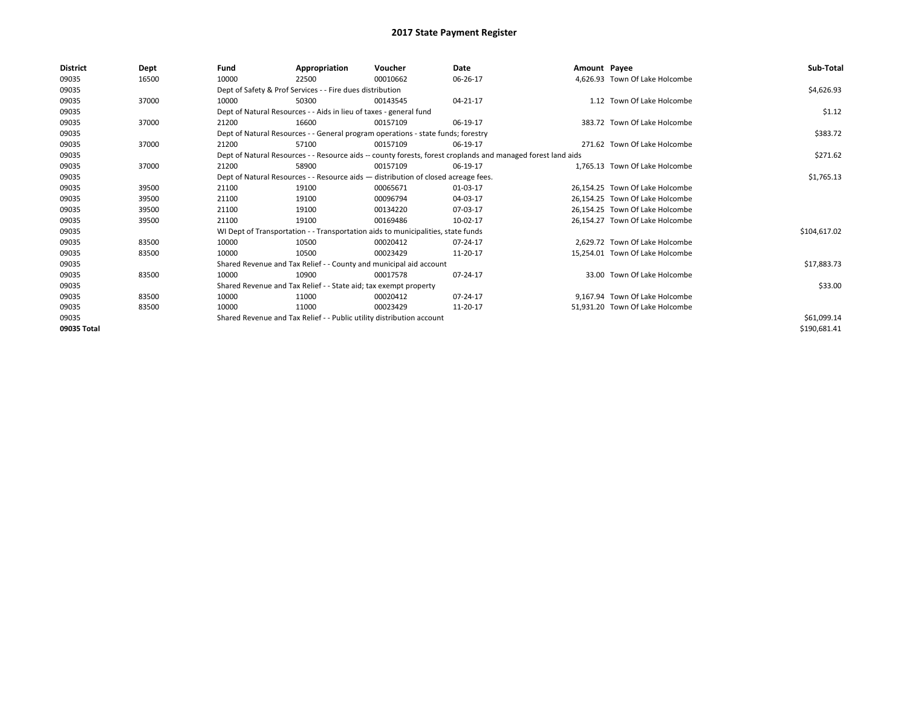# 2017 State Payment Register

| District | Dept | Fund | Appropriation | Voucher | Date | Amount | Payee | Sub-Total |
|---|---|---|---|---|---|---|---|---|
| 09035 | 16500 | 10000 | 22500 | 00010662 | 06-26-17 | 4,626.93 | Town Of Lake Holcombe | |
| 09035 | | Dept of Safety & Prof Services - - Fire dues distribution | | | | | | $4,626.93 |
| 09035 | 37000 | 10000 | 50300 | 00143545 | 04-21-17 | 1.12 | Town Of Lake Holcombe | |
| 09035 | | Dept of Natural Resources - - Aids in lieu of taxes - general fund | | | | | | $1.12 |
| 09035 | 37000 | 21200 | 16600 | 00157109 | 06-19-17 | 383.72 | Town Of Lake Holcombe | |
| 09035 | | Dept of Natural Resources - - General program operations - state funds; forestry | | | | | | $383.72 |
| 09035 | 37000 | 21200 | 57100 | 00157109 | 06-19-17 | 271.62 | Town Of Lake Holcombe | |
| 09035 | | Dept of Natural Resources - - Resource aids -- county forests, forest croplands and managed forest land aids | | | | | | $271.62 |
| 09035 | 37000 | 21200 | 58900 | 00157109 | 06-19-17 | 1,765.13 | Town Of Lake Holcombe | |
| 09035 | | Dept of Natural Resources - - Resource aids — distribution of closed acreage fees. | | | | | | $1,765.13 |
| 09035 | 39500 | 21100 | 19100 | 00065671 | 01-03-17 | 26,154.25 | Town Of Lake Holcombe | |
| 09035 | 39500 | 21100 | 19100 | 00096794 | 04-03-17 | 26,154.25 | Town Of Lake Holcombe | |
| 09035 | 39500 | 21100 | 19100 | 00134220 | 07-03-17 | 26,154.25 | Town Of Lake Holcombe | |
| 09035 | 39500 | 21100 | 19100 | 00169486 | 10-02-17 | 26,154.27 | Town Of Lake Holcombe | |
| 09035 | | WI Dept of Transportation - - Transportation aids to municipalities, state funds | | | | | | $104,617.02 |
| 09035 | 83500 | 10000 | 10500 | 00020412 | 07-24-17 | 2,629.72 | Town Of Lake Holcombe | |
| 09035 | 83500 | 10000 | 10500 | 00023429 | 11-20-17 | 15,254.01 | Town Of Lake Holcombe | |
| 09035 | | Shared Revenue and Tax Relief - - County and municipal aid account | | | | | | $17,883.73 |
| 09035 | 83500 | 10000 | 10900 | 00017578 | 07-24-17 | 33.00 | Town Of Lake Holcombe | |
| 09035 | | Shared Revenue and Tax Relief - - State aid; tax exempt property | | | | | | $33.00 |
| 09035 | 83500 | 10000 | 11000 | 00020412 | 07-24-17 | 9,167.94 | Town Of Lake Holcombe | |
| 09035 | 83500 | 10000 | 11000 | 00023429 | 11-20-17 | 51,931.20 | Town Of Lake Holcombe | |
| 09035 | | Shared Revenue and Tax Relief - - Public utility distribution account | | | | | | $61,099.14 |
| 09035 Total | | | | | | | | $190,681.41 |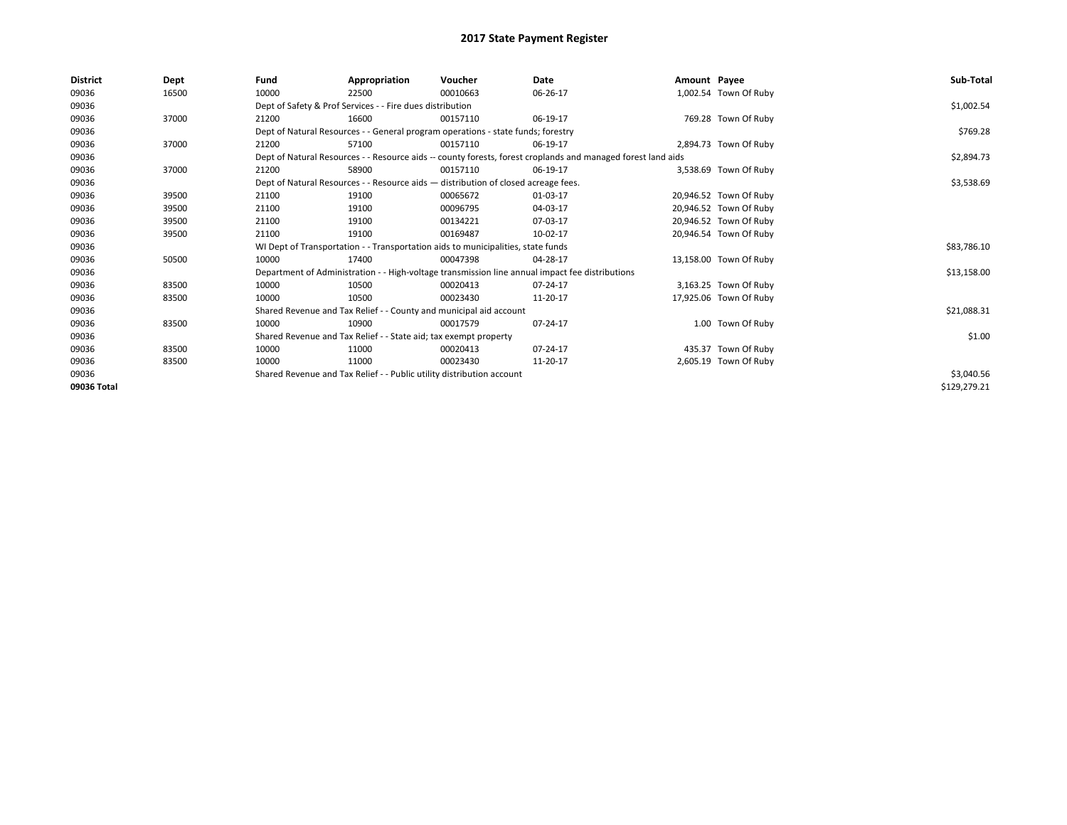# 2017 State Payment Register

| District | Dept | Fund | Appropriation | Voucher | Date | Amount | Payee | Sub-Total |
| --- | --- | --- | --- | --- | --- | --- | --- | --- |
| 09036 | 16500 | 10000 | 22500 | 00010663 | 06-26-17 | 1,002.54 | Town Of Ruby | |
| 09036 | | Dept of Safety & Prof Services - - Fire dues distribution | | | | | | $1,002.54 |
| 09036 | 37000 | 21200 | 16600 | 00157110 | 06-19-17 | 769.28 | Town Of Ruby | |
| 09036 | | Dept of Natural Resources - - General program operations - state funds; forestry | | | | | | $769.28 |
| 09036 | 37000 | 21200 | 57100 | 00157110 | 06-19-17 | 2,894.73 | Town Of Ruby | |
| 09036 | | Dept of Natural Resources - - Resource aids -- county forests, forest croplands and managed forest land aids | | | | | | $2,894.73 |
| 09036 | 37000 | 21200 | 58900 | 00157110 | 06-19-17 | 3,538.69 | Town Of Ruby | |
| 09036 | | Dept of Natural Resources - - Resource aids — distribution of closed acreage fees. | | | | | | $3,538.69 |
| 09036 | 39500 | 21100 | 19100 | 00065672 | 01-03-17 | 20,946.52 | Town Of Ruby | |
| 09036 | 39500 | 21100 | 19100 | 00096795 | 04-03-17 | 20,946.52 | Town Of Ruby | |
| 09036 | 39500 | 21100 | 19100 | 00134221 | 07-03-17 | 20,946.52 | Town Of Ruby | |
| 09036 | 39500 | 21100 | 19100 | 00169487 | 10-02-17 | 20,946.54 | Town Of Ruby | |
| 09036 | | WI Dept of Transportation - - Transportation aids to municipalities, state funds | | | | | | $83,786.10 |
| 09036 | 50500 | 10000 | 17400 | 00047398 | 04-28-17 | 13,158.00 | Town Of Ruby | |
| 09036 | | Department of Administration - - High-voltage transmission line annual impact fee distributions | | | | | | $13,158.00 |
| 09036 | 83500 | 10000 | 10500 | 00020413 | 07-24-17 | 3,163.25 | Town Of Ruby | |
| 09036 | 83500 | 10000 | 10500 | 00023430 | 11-20-17 | 17,925.06 | Town Of Ruby | |
| 09036 | | Shared Revenue and Tax Relief - - County and municipal aid account | | | | | | $21,088.31 |
| 09036 | 83500 | 10000 | 10900 | 00017579 | 07-24-17 | 1.00 | Town Of Ruby | |
| 09036 | | Shared Revenue and Tax Relief - - State aid; tax exempt property | | | | | | $1.00 |
| 09036 | 83500 | 10000 | 11000 | 00020413 | 07-24-17 | 435.37 | Town Of Ruby | |
| 09036 | 83500 | 10000 | 11000 | 00023430 | 11-20-17 | 2,605.19 | Town Of Ruby | |
| 09036 | | Shared Revenue and Tax Relief - - Public utility distribution account | | | | | | $3,040.56 |
| 09036 Total | | | | | | | | $129,279.21 |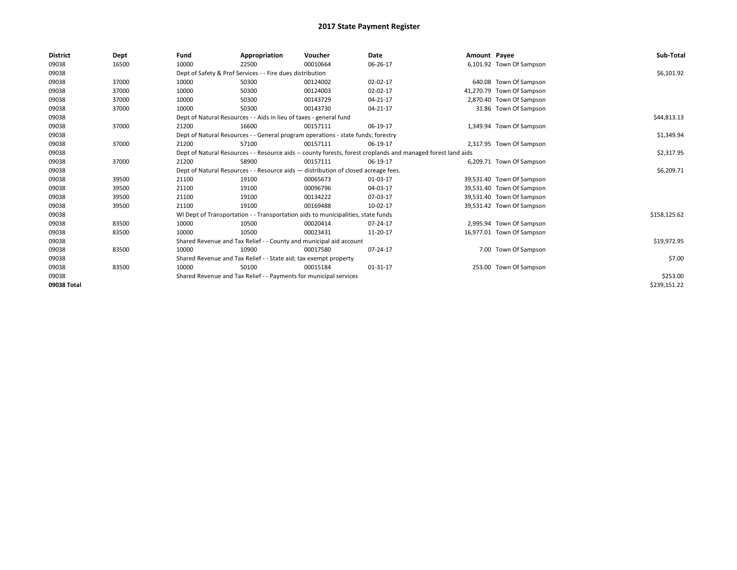# 2017 State Payment Register

| District | Dept | Fund | Appropriation | Voucher | Date | Amount | Payee | Sub-Total |
|---|---|---|---|---|---|---|---|---|
| 09038 | 16500 | 10000 | 22500 | 00010664 | 06-26-17 | 6,101.92 | Town Of Sampson | |
| 09038 | | Dept of Safety & Prof Services - - Fire dues distribution | | | | | | $6,101.92 |
| 09038 | 37000 | 10000 | 50300 | 00124002 | 02-02-17 | 640.08 | Town Of Sampson | |
| 09038 | 37000 | 10000 | 50300 | 00124003 | 02-02-17 | 41,270.79 | Town Of Sampson | |
| 09038 | 37000 | 10000 | 50300 | 00143729 | 04-21-17 | 2,870.40 | Town Of Sampson | |
| 09038 | 37000 | 10000 | 50300 | 00143730 | 04-21-17 | 31.86 | Town Of Sampson | |
| 09038 | | Dept of Natural Resources - - Aids in lieu of taxes - general fund | | | | | | $44,813.13 |
| 09038 | 37000 | 21200 | 16600 | 00157111 | 06-19-17 | 1,349.94 | Town Of Sampson | |
| 09038 | | Dept of Natural Resources - - General program operations - state funds; forestry | | | | | | $1,349.94 |
| 09038 | 37000 | 21200 | 57100 | 00157111 | 06-19-17 | 2,317.95 | Town Of Sampson | |
| 09038 | | Dept of Natural Resources - - Resource aids -- county forests, forest croplands and managed forest land aids | | | | | | $2,317.95 |
| 09038 | 37000 | 21200 | 58900 | 00157111 | 06-19-17 | 6,209.71 | Town Of Sampson | |
| 09038 | | Dept of Natural Resources - - Resource aids — distribution of closed acreage fees. | | | | | | $6,209.71 |
| 09038 | 39500 | 21100 | 19100 | 00065673 | 01-03-17 | 39,531.40 | Town Of Sampson | |
| 09038 | 39500 | 21100 | 19100 | 00096796 | 04-03-17 | 39,531.40 | Town Of Sampson | |
| 09038 | 39500 | 21100 | 19100 | 00134222 | 07-03-17 | 39,531.40 | Town Of Sampson | |
| 09038 | 39500 | 21100 | 19100 | 00169488 | 10-02-17 | 39,531.42 | Town Of Sampson | |
| 09038 | | WI Dept of Transportation - - Transportation aids to municipalities, state funds | | | | | | $158,125.62 |
| 09038 | 83500 | 10000 | 10500 | 00020414 | 07-24-17 | 2,995.94 | Town Of Sampson | |
| 09038 | 83500 | 10000 | 10500 | 00023431 | 11-20-17 | 16,977.01 | Town Of Sampson | |
| 09038 | | Shared Revenue and Tax Relief - - County and municipal aid account | | | | | | $19,972.95 |
| 09038 | 83500 | 10000 | 10900 | 00017580 | 07-24-17 | 7.00 | Town Of Sampson | |
| 09038 | | Shared Revenue and Tax Relief - - State aid; tax exempt property | | | | | | $7.00 |
| 09038 | 83500 | 10000 | 50100 | 00015184 | 01-31-17 | 253.00 | Town Of Sampson | |
| 09038 | | Shared Revenue and Tax Relief - - Payments for municipal services | | | | | | $253.00 |
| 09038 Total | | | | | | | | $239,151.22 |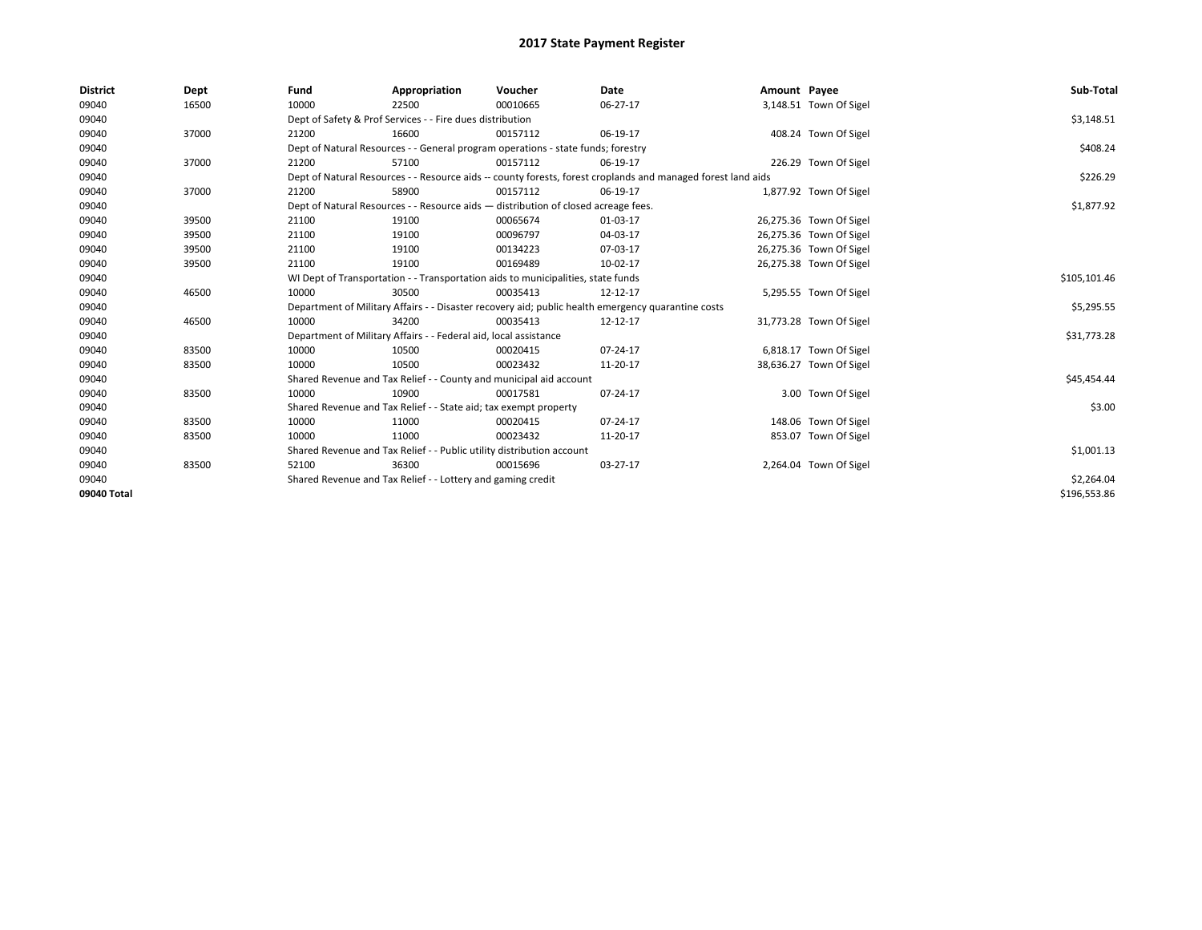# 2017 State Payment Register

| District | Dept | Fund | Appropriation | Voucher | Date | Amount | Payee | Sub-Total |
|---|---|---|---|---|---|---|---|---|
| 09040 | 16500 | 10000 | 22500 | 00010665 | 06-27-17 | 3,148.51 | Town Of Sigel | |
| 09040 | | Dept of Safety & Prof Services - - Fire dues distribution | | | | | | $3,148.51 |
| 09040 | 37000 | 21200 | 16600 | 00157112 | 06-19-17 | 408.24 | Town Of Sigel | |
| 09040 | | Dept of Natural Resources - - General program operations - state funds; forestry | | | | | | $408.24 |
| 09040 | 37000 | 21200 | 57100 | 00157112 | 06-19-17 | 226.29 | Town Of Sigel | |
| 09040 | | Dept of Natural Resources - - Resource aids -- county forests, forest croplands and managed forest land aids | | | | | | $226.29 |
| 09040 | 37000 | 21200 | 58900 | 00157112 | 06-19-17 | 1,877.92 | Town Of Sigel | |
| 09040 | | Dept of Natural Resources - - Resource aids — distribution of closed acreage fees. | | | | | | $1,877.92 |
| 09040 | 39500 | 21100 | 19100 | 00065674 | 01-03-17 | 26,275.36 | Town Of Sigel | |
| 09040 | 39500 | 21100 | 19100 | 00096797 | 04-03-17 | 26,275.36 | Town Of Sigel | |
| 09040 | 39500 | 21100 | 19100 | 00134223 | 07-03-17 | 26,275.36 | Town Of Sigel | |
| 09040 | 39500 | 21100 | 19100 | 00169489 | 10-02-17 | 26,275.38 | Town Of Sigel | |
| 09040 | | WI Dept of Transportation - - Transportation aids to municipalities, state funds | | | | | | $105,101.46 |
| 09040 | 46500 | 10000 | 30500 | 00035413 | 12-12-17 | 5,295.55 | Town Of Sigel | |
| 09040 | | Department of Military Affairs - - Disaster recovery aid; public health emergency quarantine costs | | | | | | $5,295.55 |
| 09040 | 46500 | 10000 | 34200 | 00035413 | 12-12-17 | 31,773.28 | Town Of Sigel | |
| 09040 | | Department of Military Affairs - - Federal aid, local assistance | | | | | | $31,773.28 |
| 09040 | 83500 | 10000 | 10500 | 00020415 | 07-24-17 | 6,818.17 | Town Of Sigel | |
| 09040 | 83500 | 10000 | 10500 | 00023432 | 11-20-17 | 38,636.27 | Town Of Sigel | |
| 09040 | | Shared Revenue and Tax Relief - - County and municipal aid account | | | | | | $45,454.44 |
| 09040 | 83500 | 10000 | 10900 | 00017581 | 07-24-17 | 3.00 | Town Of Sigel | |
| 09040 | | Shared Revenue and Tax Relief - - State aid; tax exempt property | | | | | | $3.00 |
| 09040 | 83500 | 10000 | 11000 | 00020415 | 07-24-17 | 148.06 | Town Of Sigel | |
| 09040 | 83500 | 10000 | 11000 | 00023432 | 11-20-17 | 853.07 | Town Of Sigel | |
| 09040 | | Shared Revenue and Tax Relief - - Public utility distribution account | | | | | | $1,001.13 |
| 09040 | 83500 | 52100 | 36300 | 00015696 | 03-27-17 | 2,264.04 | Town Of Sigel | |
| 09040 | | Shared Revenue and Tax Relief - - Lottery and gaming credit | | | | | | $2,264.04 |
| 09040 Total | | | | | | | | $196,553.86 |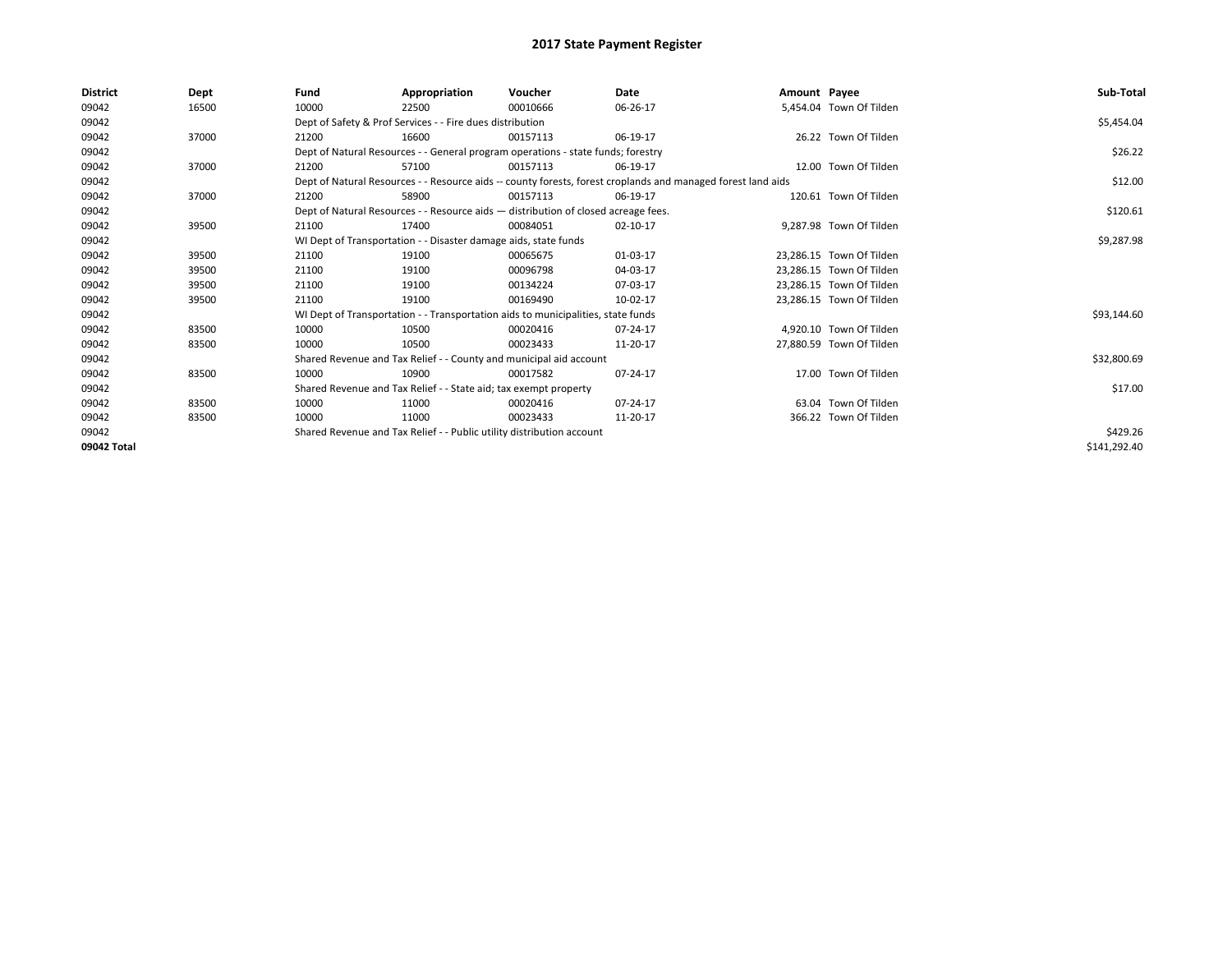# 2017 State Payment Register

| District | Dept | Fund | Appropriation | Voucher | Date | Amount | Payee | Sub-Total |
|---|---|---|---|---|---|---|---|---|
| 09042 | 16500 | 10000 | 22500 | 00010666 | 06-26-17 | 5,454.04 | Town Of Tilden | |
| 09042 | | Dept of Safety & Prof Services - - Fire dues distribution | | | | | | $5,454.04 |
| 09042 | 37000 | 21200 | 16600 | 00157113 | 06-19-17 | 26.22 | Town Of Tilden | |
| 09042 | | Dept of Natural Resources - - General program operations - state funds; forestry | | | | | | $26.22 |
| 09042 | 37000 | 21200 | 57100 | 00157113 | 06-19-17 | 12.00 | Town Of Tilden | |
| 09042 | | Dept of Natural Resources - - Resource aids -- county forests, forest croplands and managed forest land aids | | | | | | $12.00 |
| 09042 | 37000 | 21200 | 58900 | 00157113 | 06-19-17 | 120.61 | Town Of Tilden | |
| 09042 | | Dept of Natural Resources - - Resource aids — distribution of closed acreage fees. | | | | | | $120.61 |
| 09042 | 39500 | 21100 | 17400 | 00084051 | 02-10-17 | 9,287.98 | Town Of Tilden | |
| 09042 | | WI Dept of Transportation - - Disaster damage aids, state funds | | | | | | $9,287.98 |
| 09042 | 39500 | 21100 | 19100 | 00065675 | 01-03-17 | 23,286.15 | Town Of Tilden | |
| 09042 | 39500 | 21100 | 19100 | 00096798 | 04-03-17 | 23,286.15 | Town Of Tilden | |
| 09042 | 39500 | 21100 | 19100 | 00134224 | 07-03-17 | 23,286.15 | Town Of Tilden | |
| 09042 | 39500 | 21100 | 19100 | 00169490 | 10-02-17 | 23,286.15 | Town Of Tilden | |
| 09042 | | WI Dept of Transportation - - Transportation aids to municipalities, state funds | | | | | | $93,144.60 |
| 09042 | 83500 | 10000 | 10500 | 00020416 | 07-24-17 | 4,920.10 | Town Of Tilden | |
| 09042 | 83500 | 10000 | 10500 | 00023433 | 11-20-17 | 27,880.59 | Town Of Tilden | |
| 09042 | | Shared Revenue and Tax Relief - - County and municipal aid account | | | | | | $32,800.69 |
| 09042 | 83500 | 10000 | 10900 | 00017582 | 07-24-17 | 17.00 | Town Of Tilden | |
| 09042 | | Shared Revenue and Tax Relief - - State aid; tax exempt property | | | | | | $17.00 |
| 09042 | 83500 | 10000 | 11000 | 00020416 | 07-24-17 | 63.04 | Town Of Tilden | |
| 09042 | 83500 | 10000 | 11000 | 00023433 | 11-20-17 | 366.22 | Town Of Tilden | |
| 09042 | | Shared Revenue and Tax Relief - - Public utility distribution account | | | | | | $429.26 |
| 09042 Total | | | | | | | | $141,292.40 |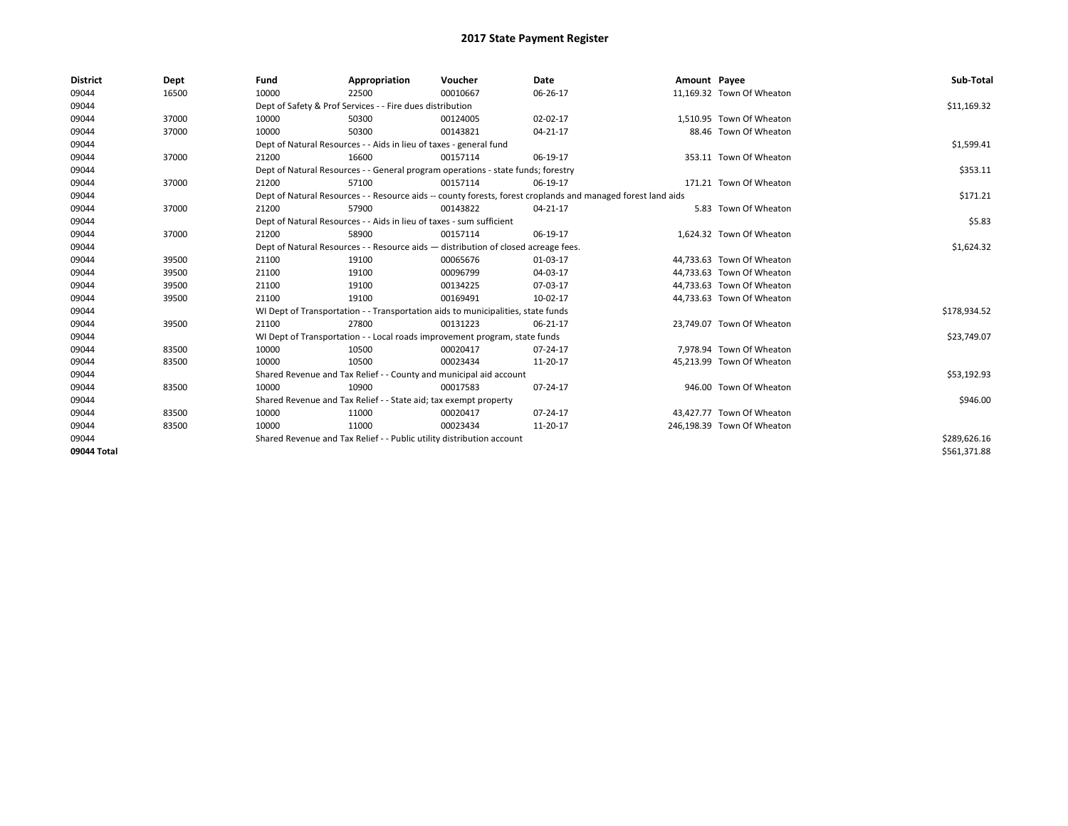# 2017 State Payment Register

| District | Dept | Fund | Appropriation | Voucher | Date | Amount | Payee | Sub-Total |
|---|---|---|---|---|---|---|---|---|
| 09044 | 16500 | 10000 | 22500 | 00010667 | 06-26-17 | 11,169.32 | Town Of Wheaton | |
| 09044 | | Dept of Safety & Prof Services - - Fire dues distribution | | | | | | $11,169.32 |
| 09044 | 37000 | 10000 | 50300 | 00124005 | 02-02-17 | 1,510.95 | Town Of Wheaton | |
| 09044 | 37000 | 10000 | 50300 | 00143821 | 04-21-17 | 88.46 | Town Of Wheaton | |
| 09044 | | Dept of Natural Resources - - Aids in lieu of taxes - general fund | | | | | | $1,599.41 |
| 09044 | 37000 | 21200 | 16600 | 00157114 | 06-19-17 | 353.11 | Town Of Wheaton | |
| 09044 | | Dept of Natural Resources - - General program operations - state funds; forestry | | | | | | $353.11 |
| 09044 | 37000 | 21200 | 57100 | 00157114 | 06-19-17 | 171.21 | Town Of Wheaton | |
| 09044 | | Dept of Natural Resources - - Resource aids -- county forests, forest croplands and managed forest land aids | | | | | | $171.21 |
| 09044 | 37000 | 21200 | 57900 | 00143822 | 04-21-17 | 5.83 | Town Of Wheaton | |
| 09044 | | Dept of Natural Resources - - Aids in lieu of taxes - sum sufficient | | | | | | $5.83 |
| 09044 | 37000 | 21200 | 58900 | 00157114 | 06-19-17 | 1,624.32 | Town Of Wheaton | |
| 09044 | | Dept of Natural Resources - - Resource aids — distribution of closed acreage fees. | | | | | | $1,624.32 |
| 09044 | 39500 | 21100 | 19100 | 00065676 | 01-03-17 | 44,733.63 | Town Of Wheaton | |
| 09044 | 39500 | 21100 | 19100 | 00096799 | 04-03-17 | 44,733.63 | Town Of Wheaton | |
| 09044 | 39500 | 21100 | 19100 | 00134225 | 07-03-17 | 44,733.63 | Town Of Wheaton | |
| 09044 | 39500 | 21100 | 19100 | 00169491 | 10-02-17 | 44,733.63 | Town Of Wheaton | |
| 09044 | | WI Dept of Transportation - - Transportation aids to municipalities, state funds | | | | | | $178,934.52 |
| 09044 | 39500 | 21100 | 27800 | 00131223 | 06-21-17 | 23,749.07 | Town Of Wheaton | |
| 09044 | | WI Dept of Transportation - - Local roads improvement program, state funds | | | | | | $23,749.07 |
| 09044 | 83500 | 10000 | 10500 | 00020417 | 07-24-17 | 7,978.94 | Town Of Wheaton | |
| 09044 | 83500 | 10000 | 10500 | 00023434 | 11-20-17 | 45,213.99 | Town Of Wheaton | |
| 09044 | | Shared Revenue and Tax Relief - - County and municipal aid account | | | | | | $53,192.93 |
| 09044 | 83500 | 10000 | 10900 | 00017583 | 07-24-17 | 946.00 | Town Of Wheaton | |
| 09044 | | Shared Revenue and Tax Relief - - State aid; tax exempt property | | | | | | $946.00 |
| 09044 | 83500 | 10000 | 11000 | 00020417 | 07-24-17 | 43,427.77 | Town Of Wheaton | |
| 09044 | 83500 | 10000 | 11000 | 00023434 | 11-20-17 | 246,198.39 | Town Of Wheaton | |
| 09044 | | Shared Revenue and Tax Relief - - Public utility distribution account | | | | | | $289,626.16 |
| 09044 Total | | | | | | | | $561,371.88 |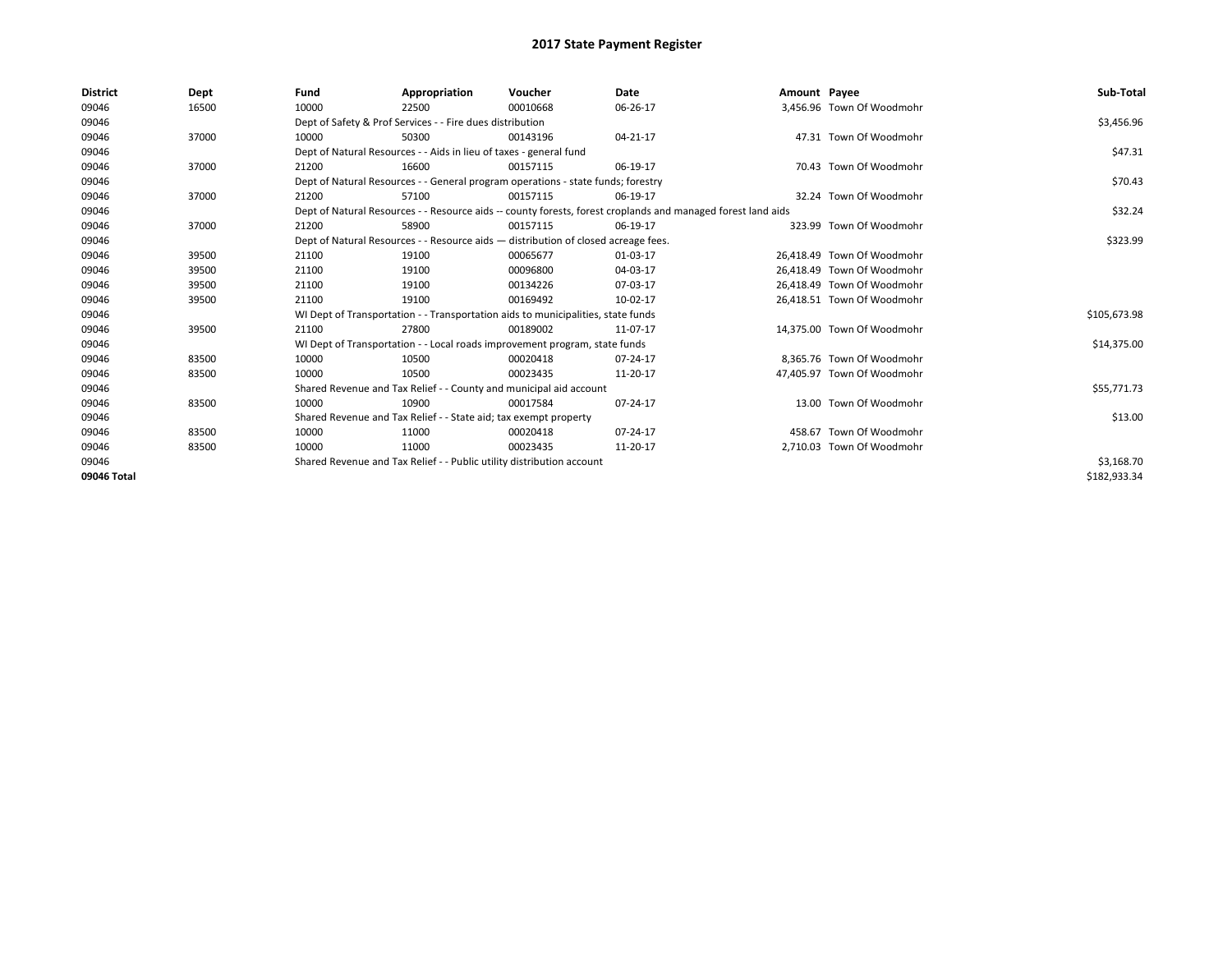# 2017 State Payment Register

| District | Dept | Fund | Appropriation | Voucher | Date | Amount | Payee | Sub-Total |
|---|---|---|---|---|---|---|---|---|
| 09046 | 16500 | 10000 | 22500 | 00010668 | 06-26-17 | 3,456.96 | Town Of Woodmohr | |
| 09046 | | Dept of Safety & Prof Services - - Fire dues distribution | | | | | | $3,456.96 |
| 09046 | 37000 | 10000 | 50300 | 00143196 | 04-21-17 | 47.31 | Town Of Woodmohr | |
| 09046 | | Dept of Natural Resources - - Aids in lieu of taxes - general fund | | | | | | $47.31 |
| 09046 | 37000 | 21200 | 16600 | 00157115 | 06-19-17 | 70.43 | Town Of Woodmohr | |
| 09046 | | Dept of Natural Resources - - General program operations - state funds; forestry | | | | | | $70.43 |
| 09046 | 37000 | 21200 | 57100 | 00157115 | 06-19-17 | 32.24 | Town Of Woodmohr | |
| 09046 | | Dept of Natural Resources - - Resource aids -- county forests, forest croplands and managed forest land aids | | | | | | $32.24 |
| 09046 | 37000 | 21200 | 58900 | 00157115 | 06-19-17 | 323.99 | Town Of Woodmohr | |
| 09046 | | Dept of Natural Resources - - Resource aids — distribution of closed acreage fees. | | | | | | $323.99 |
| 09046 | 39500 | 21100 | 19100 | 00065677 | 01-03-17 | 26,418.49 | Town Of Woodmohr | |
| 09046 | 39500 | 21100 | 19100 | 00096800 | 04-03-17 | 26,418.49 | Town Of Woodmohr | |
| 09046 | 39500 | 21100 | 19100 | 00134226 | 07-03-17 | 26,418.49 | Town Of Woodmohr | |
| 09046 | 39500 | 21100 | 19100 | 00169492 | 10-02-17 | 26,418.51 | Town Of Woodmohr | |
| 09046 | | WI Dept of Transportation - - Transportation aids to municipalities, state funds | | | | | | $105,673.98 |
| 09046 | 39500 | 21100 | 27800 | 00189002 | 11-07-17 | 14,375.00 | Town Of Woodmohr | |
| 09046 | | WI Dept of Transportation - - Local roads improvement program, state funds | | | | | | $14,375.00 |
| 09046 | 83500 | 10000 | 10500 | 00020418 | 07-24-17 | 8,365.76 | Town Of Woodmohr | |
| 09046 | 83500 | 10000 | 10500 | 00023435 | 11-20-17 | 47,405.97 | Town Of Woodmohr | |
| 09046 | | Shared Revenue and Tax Relief - - County and municipal aid account | | | | | | $55,771.73 |
| 09046 | 83500 | 10000 | 10900 | 00017584 | 07-24-17 | 13.00 | Town Of Woodmohr | |
| 09046 | | Shared Revenue and Tax Relief - - State aid; tax exempt property | | | | | | $13.00 |
| 09046 | 83500 | 10000 | 11000 | 00020418 | 07-24-17 | 458.67 | Town Of Woodmohr | |
| 09046 | 83500 | 10000 | 11000 | 00023435 | 11-20-17 | 2,710.03 | Town Of Woodmohr | |
| 09046 | | Shared Revenue and Tax Relief - - Public utility distribution account | | | | | | $3,168.70 |
| 09046 Total | | | | | | | | $182,933.34 |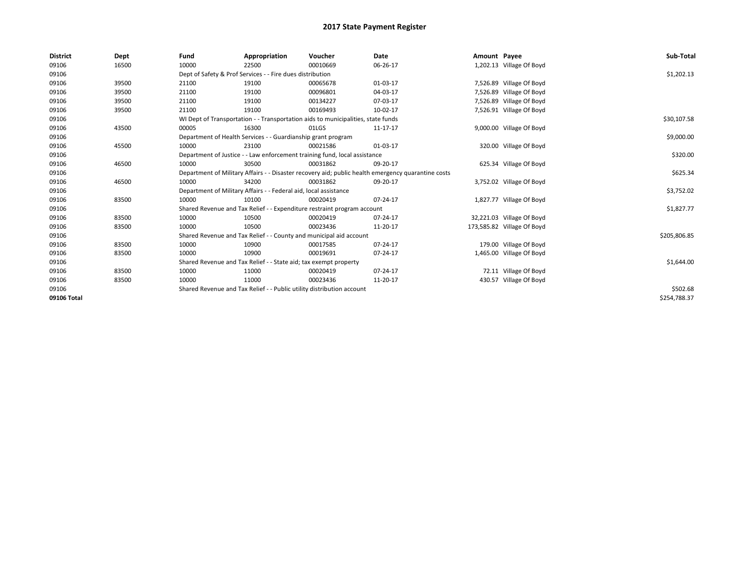# 2017 State Payment Register

| District | Dept | Fund | Appropriation | Voucher | Date | Amount | Payee | Sub-Total |
|---|---|---|---|---|---|---|---|---|
| 09106 | 16500 | 10000 | 22500 | 00010669 | 06-26-17 | 1,202.13 | Village Of Boyd | |
| 09106 | | Dept of Safety & Prof Services - - Fire dues distribution | | | | | | $1,202.13 |
| 09106 | 39500 | 21100 | 19100 | 00065678 | 01-03-17 | 7,526.89 | Village Of Boyd | |
| 09106 | 39500 | 21100 | 19100 | 00096801 | 04-03-17 | 7,526.89 | Village Of Boyd | |
| 09106 | 39500 | 21100 | 19100 | 00134227 | 07-03-17 | 7,526.89 | Village Of Boyd | |
| 09106 | 39500 | 21100 | 19100 | 00169493 | 10-02-17 | 7,526.91 | Village Of Boyd | |
| 09106 | | WI Dept of Transportation - - Transportation aids to municipalities, state funds | | | | | | $30,107.58 |
| 09106 | 43500 | 00005 | 16300 | 01LGS | 11-17-17 | 9,000.00 | Village Of Boyd | |
| 09106 | | Department of Health Services - - Guardianship grant program | | | | | | $9,000.00 |
| 09106 | 45500 | 10000 | 23100 | 00021586 | 01-03-17 | 320.00 | Village Of Boyd | |
| 09106 | | Department of Justice - - Law enforcement training fund, local assistance | | | | | | $320.00 |
| 09106 | 46500 | 10000 | 30500 | 00031862 | 09-20-17 | 625.34 | Village Of Boyd | |
| 09106 | | Department of Military Affairs - - Disaster recovery aid; public health emergency quarantine costs | | | | | | $625.34 |
| 09106 | 46500 | 10000 | 34200 | 00031862 | 09-20-17 | 3,752.02 | Village Of Boyd | |
| 09106 | | Department of Military Affairs - - Federal aid, local assistance | | | | | | $3,752.02 |
| 09106 | 83500 | 10000 | 10100 | 00020419 | 07-24-17 | 1,827.77 | Village Of Boyd | |
| 09106 | | Shared Revenue and Tax Relief - - Expenditure restraint program account | | | | | | $1,827.77 |
| 09106 | 83500 | 10000 | 10500 | 00020419 | 07-24-17 | 32,221.03 | Village Of Boyd | |
| 09106 | 83500 | 10000 | 10500 | 00023436 | 11-20-17 | 173,585.82 | Village Of Boyd | |
| 09106 | | Shared Revenue and Tax Relief - - County and municipal aid account | | | | | | $205,806.85 |
| 09106 | 83500 | 10000 | 10900 | 00017585 | 07-24-17 | 179.00 | Village Of Boyd | |
| 09106 | 83500 | 10000 | 10900 | 00019691 | 07-24-17 | 1,465.00 | Village Of Boyd | |
| 09106 | | Shared Revenue and Tax Relief - - State aid; tax exempt property | | | | | | $1,644.00 |
| 09106 | 83500 | 10000 | 11000 | 00020419 | 07-24-17 | 72.11 | Village Of Boyd | |
| 09106 | 83500 | 10000 | 11000 | 00023436 | 11-20-17 | 430.57 | Village Of Boyd | |
| 09106 | | Shared Revenue and Tax Relief - - Public utility distribution account | | | | | | $502.68 |
| **09106 Total** | | | | | | | | $254,788.37 |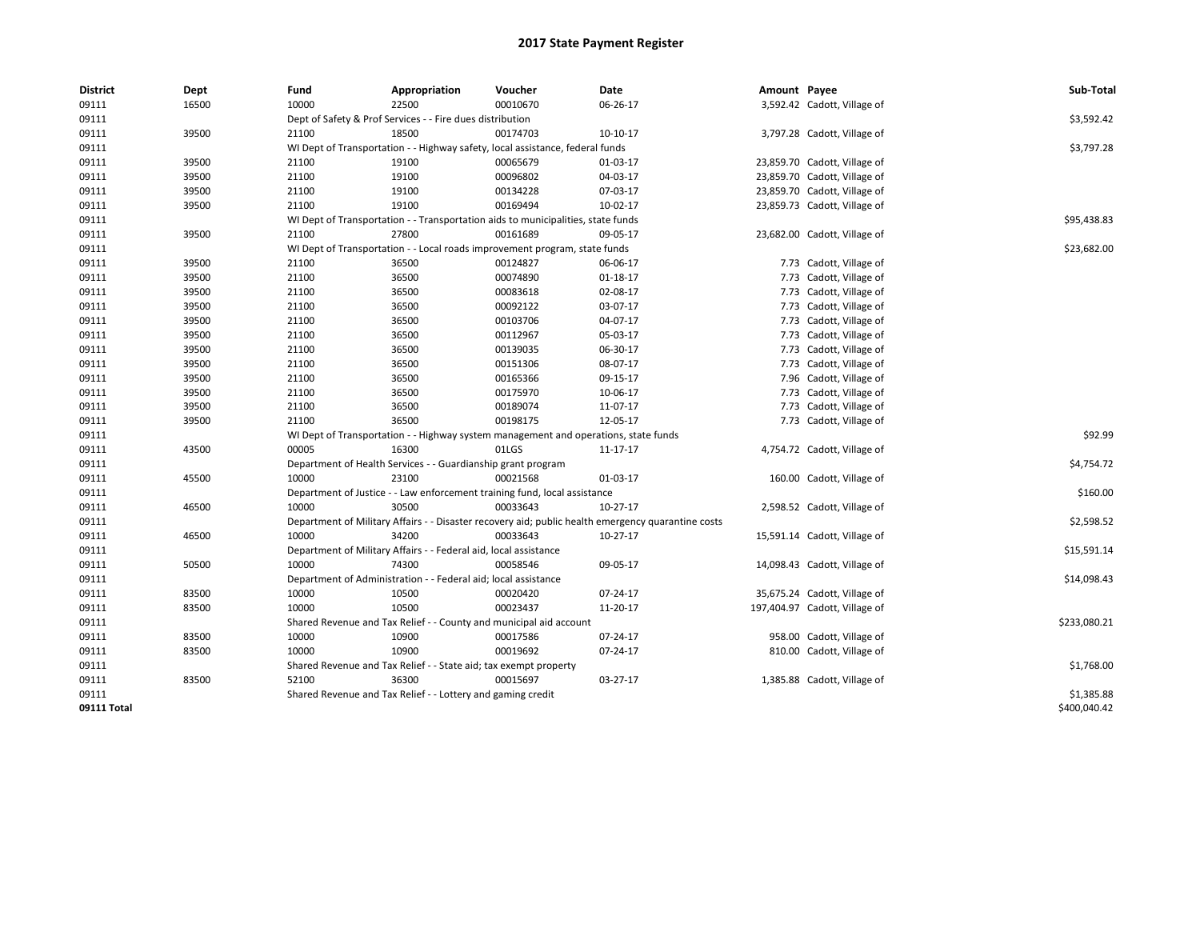# 2017 State Payment Register

| District | Dept | Fund | Appropriation | Voucher | Date | Amount | Payee | Sub-Total |
|---|---|---|---|---|---|---|---|---|
| 09111 | 16500 | 10000 | 22500 | 00010670 | 06-26-17 | 3,592.42 | Cadott, Village of | |
| 09111 | | Dept of Safety & Prof Services - - Fire dues distribution | | | | | | $3,592.42 |
| 09111 | 39500 | 21100 | 18500 | 00174703 | 10-10-17 | 3,797.28 | Cadott, Village of | |
| 09111 | | WI Dept of Transportation - - Highway safety, local assistance, federal funds | | | | | | $3,797.28 |
| 09111 | 39500 | 21100 | 19100 | 00065679 | 01-03-17 | 23,859.70 | Cadott, Village of | |
| 09111 | 39500 | 21100 | 19100 | 00096802 | 04-03-17 | 23,859.70 | Cadott, Village of | |
| 09111 | 39500 | 21100 | 19100 | 00134228 | 07-03-17 | 23,859.70 | Cadott, Village of | |
| 09111 | 39500 | 21100 | 19100 | 00169494 | 10-02-17 | 23,859.73 | Cadott, Village of | |
| 09111 | | WI Dept of Transportation - - Transportation aids to municipalities, state funds | | | | | | $95,438.83 |
| 09111 | 39500 | 21100 | 27800 | 00161689 | 09-05-17 | 23,682.00 | Cadott, Village of | |
| 09111 | | WI Dept of Transportation - - Local roads improvement program, state funds | | | | | | $23,682.00 |
| 09111 | 39500 | 21100 | 36500 | 00124827 | 06-06-17 | 7.73 | Cadott, Village of | |
| 09111 | 39500 | 21100 | 36500 | 00074890 | 01-18-17 | 7.73 | Cadott, Village of | |
| 09111 | 39500 | 21100 | 36500 | 00083618 | 02-08-17 | 7.73 | Cadott, Village of | |
| 09111 | 39500 | 21100 | 36500 | 00092122 | 03-07-17 | 7.73 | Cadott, Village of | |
| 09111 | 39500 | 21100 | 36500 | 00103706 | 04-07-17 | 7.73 | Cadott, Village of | |
| 09111 | 39500 | 21100 | 36500 | 00112967 | 05-03-17 | 7.73 | Cadott, Village of | |
| 09111 | 39500 | 21100 | 36500 | 00139035 | 06-30-17 | 7.73 | Cadott, Village of | |
| 09111 | 39500 | 21100 | 36500 | 00151306 | 08-07-17 | 7.73 | Cadott, Village of | |
| 09111 | 39500 | 21100 | 36500 | 00165366 | 09-15-17 | 7.96 | Cadott, Village of | |
| 09111 | 39500 | 21100 | 36500 | 00175970 | 10-06-17 | 7.73 | Cadott, Village of | |
| 09111 | 39500 | 21100 | 36500 | 00189074 | 11-07-17 | 7.73 | Cadott, Village of | |
| 09111 | 39500 | 21100 | 36500 | 00198175 | 12-05-17 | 7.73 | Cadott, Village of | |
| 09111 | | WI Dept of Transportation - - Highway system management and operations, state funds | | | | | | $92.99 |
| 09111 | 43500 | 00005 | 16300 | 01LGS | 11-17-17 | 4,754.72 | Cadott, Village of | |
| 09111 | | Department of Health Services - - Guardianship grant program | | | | | | $4,754.72 |
| 09111 | 45500 | 10000 | 23100 | 00021568 | 01-03-17 | 160.00 | Cadott, Village of | |
| 09111 | | Department of Justice - - Law enforcement training fund, local assistance | | | | | | $160.00 |
| 09111 | 46500 | 10000 | 30500 | 00033643 | 10-27-17 | 2,598.52 | Cadott, Village of | |
| 09111 | | Department of Military Affairs - - Disaster recovery aid; public health emergency quarantine costs | | | | | | $2,598.52 |
| 09111 | 46500 | 10000 | 34200 | 00033643 | 10-27-17 | 15,591.14 | Cadott, Village of | |
| 09111 | | Department of Military Affairs - - Federal aid, local assistance | | | | | | $15,591.14 |
| 09111 | 50500 | 10000 | 74300 | 00058546 | 09-05-17 | 14,098.43 | Cadott, Village of | |
| 09111 | | Department of Administration - - Federal aid; local assistance | | | | | | $14,098.43 |
| 09111 | 83500 | 10000 | 10500 | 00020420 | 07-24-17 | 35,675.24 | Cadott, Village of | |
| 09111 | 83500 | 10000 | 10500 | 00023437 | 11-20-17 | 197,404.97 | Cadott, Village of | |
| 09111 | | Shared Revenue and Tax Relief - - County and municipal aid account | | | | | | $233,080.21 |
| 09111 | 83500 | 10000 | 10900 | 00017586 | 07-24-17 | 958.00 | Cadott, Village of | |
| 09111 | 83500 | 10000 | 10900 | 00019692 | 07-24-17 | 810.00 | Cadott, Village of | |
| 09111 | | Shared Revenue and Tax Relief - - State aid; tax exempt property | | | | | | $1,768.00 |
| 09111 | 83500 | 52100 | 36300 | 00015697 | 03-27-17 | 1,385.88 | Cadott, Village of | |
| 09111 | | Shared Revenue and Tax Relief - - Lottery and gaming credit | | | | | | $1,385.88 |
| **09111 Total** | | | | | | | | $400,040.42 |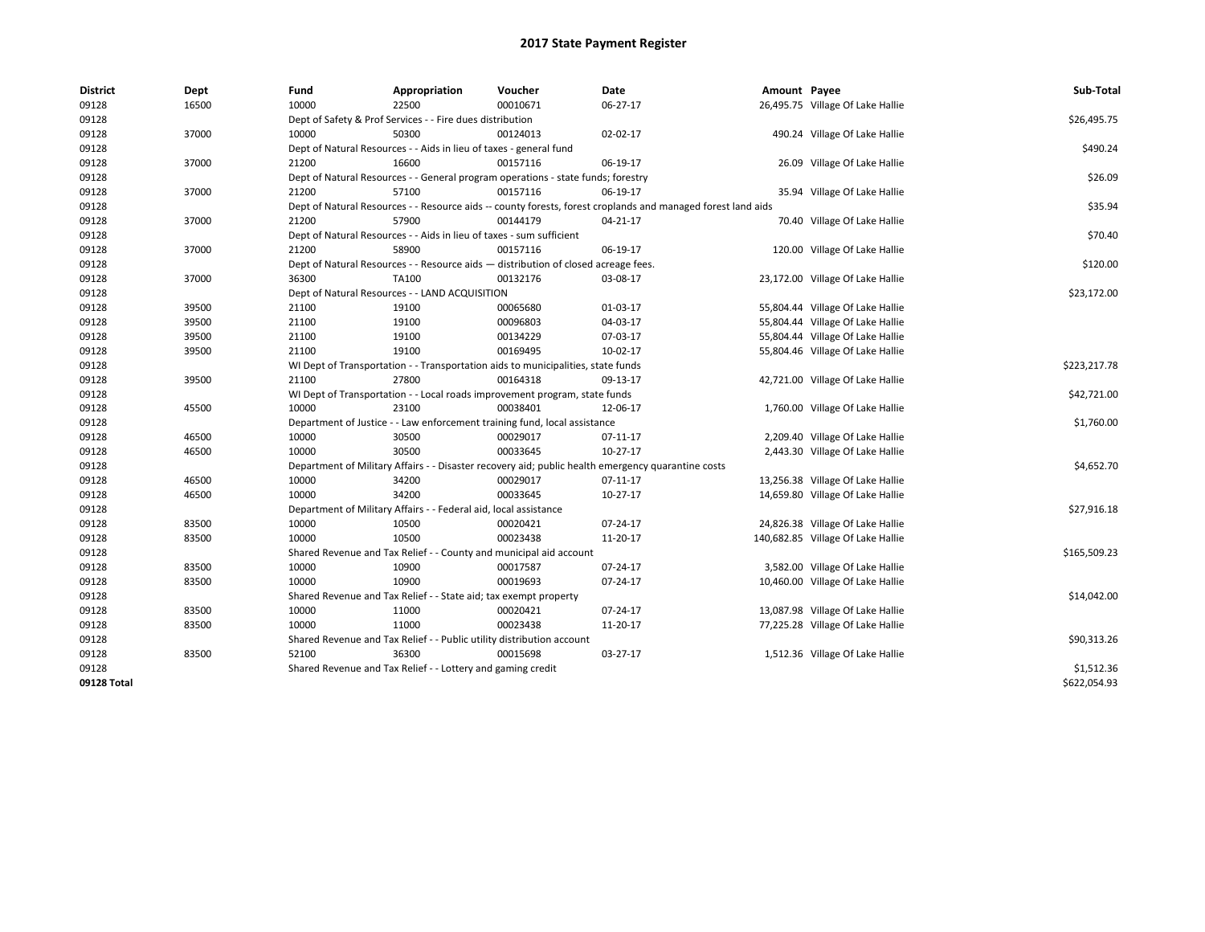# 2017 State Payment Register

| District | Dept | Fund | Appropriation | Voucher | Date | Amount | Payee | Sub-Total |
|---|---|---|---|---|---|---|---|---|
| 09128 | 16500 | 10000 | 22500 | 00010671 | 06-27-17 | 26,495.75 | Village Of Lake Hallie | |
| 09128 | | Dept of Safety & Prof Services - - Fire dues distribution | | | | | | $26,495.75 |
| 09128 | 37000 | 10000 | 50300 | 00124013 | 02-02-17 | 490.24 | Village Of Lake Hallie | |
| 09128 | | Dept of Natural Resources - - Aids in lieu of taxes - general fund | | | | | | $490.24 |
| 09128 | 37000 | 21200 | 16600 | 00157116 | 06-19-17 | 26.09 | Village Of Lake Hallie | |
| 09128 | | Dept of Natural Resources - - General program operations - state funds; forestry | | | | | | $26.09 |
| 09128 | 37000 | 21200 | 57100 | 00157116 | 06-19-17 | 35.94 | Village Of Lake Hallie | |
| 09128 | | Dept of Natural Resources - - Resource aids -- county forests, forest croplands and managed forest land aids | | | | | | $35.94 |
| 09128 | 37000 | 21200 | 57900 | 00144179 | 04-21-17 | 70.40 | Village Of Lake Hallie | |
| 09128 | | Dept of Natural Resources - - Aids in lieu of taxes - sum sufficient | | | | | | $70.40 |
| 09128 | 37000 | 21200 | 58900 | 00157116 | 06-19-17 | 120.00 | Village Of Lake Hallie | |
| 09128 | | Dept of Natural Resources - - Resource aids — distribution of closed acreage fees. | | | | | | $120.00 |
| 09128 | 37000 | 36300 | TA100 | 00132176 | 03-08-17 | 23,172.00 | Village Of Lake Hallie | |
| 09128 | | Dept of Natural Resources - - LAND ACQUISITION | | | | | | $23,172.00 |
| 09128 | 39500 | 21100 | 19100 | 00065680 | 01-03-17 | 55,804.44 | Village Of Lake Hallie | |
| 09128 | 39500 | 21100 | 19100 | 00096803 | 04-03-17 | 55,804.44 | Village Of Lake Hallie | |
| 09128 | 39500 | 21100 | 19100 | 00134229 | 07-03-17 | 55,804.44 | Village Of Lake Hallie | |
| 09128 | 39500 | 21100 | 19100 | 00169495 | 10-02-17 | 55,804.46 | Village Of Lake Hallie | |
| 09128 | | WI Dept of Transportation - - Transportation aids to municipalities, state funds | | | | | | $223,217.78 |
| 09128 | 39500 | 21100 | 27800 | 00164318 | 09-13-17 | 42,721.00 | Village Of Lake Hallie | |
| 09128 | | WI Dept of Transportation - - Local roads improvement program, state funds | | | | | | $42,721.00 |
| 09128 | 45500 | 10000 | 23100 | 00038401 | 12-06-17 | 1,760.00 | Village Of Lake Hallie | |
| 09128 | | Department of Justice - - Law enforcement training fund, local assistance | | | | | | $1,760.00 |
| 09128 | 46500 | 10000 | 30500 | 00029017 | 07-11-17 | 2,209.40 | Village Of Lake Hallie | |
| 09128 | 46500 | 10000 | 30500 | 00033645 | 10-27-17 | 2,443.30 | Village Of Lake Hallie | |
| 09128 | | Department of Military Affairs - - Disaster recovery aid; public health emergency quarantine costs | | | | | | $4,652.70 |
| 09128 | 46500 | 10000 | 34200 | 00029017 | 07-11-17 | 13,256.38 | Village Of Lake Hallie | |
| 09128 | 46500 | 10000 | 34200 | 00033645 | 10-27-17 | 14,659.80 | Village Of Lake Hallie | |
| 09128 | | Department of Military Affairs - - Federal aid, local assistance | | | | | | $27,916.18 |
| 09128 | 83500 | 10000 | 10500 | 00020421 | 07-24-17 | 24,826.38 | Village Of Lake Hallie | |
| 09128 | 83500 | 10000 | 10500 | 00023438 | 11-20-17 | 140,682.85 | Village Of Lake Hallie | |
| 09128 | | Shared Revenue and Tax Relief - - County and municipal aid account | | | | | | $165,509.23 |
| 09128 | 83500 | 10000 | 10900 | 00017587 | 07-24-17 | 3,582.00 | Village Of Lake Hallie | |
| 09128 | 83500 | 10000 | 10900 | 00019693 | 07-24-17 | 10,460.00 | Village Of Lake Hallie | |
| 09128 | | Shared Revenue and Tax Relief - - State aid; tax exempt property | | | | | | $14,042.00 |
| 09128 | 83500 | 10000 | 11000 | 00020421 | 07-24-17 | 13,087.98 | Village Of Lake Hallie | |
| 09128 | 83500 | 10000 | 11000 | 00023438 | 11-20-17 | 77,225.28 | Village Of Lake Hallie | |
| 09128 | | Shared Revenue and Tax Relief - - Public utility distribution account | | | | | | $90,313.26 |
| 09128 | 83500 | 52100 | 36300 | 00015698 | 03-27-17 | 1,512.36 | Village Of Lake Hallie | |
| 09128 | | Shared Revenue and Tax Relief - - Lottery and gaming credit | | | | | | $1,512.36 |
| 09128 Total | | | | | | | | $622,054.93 |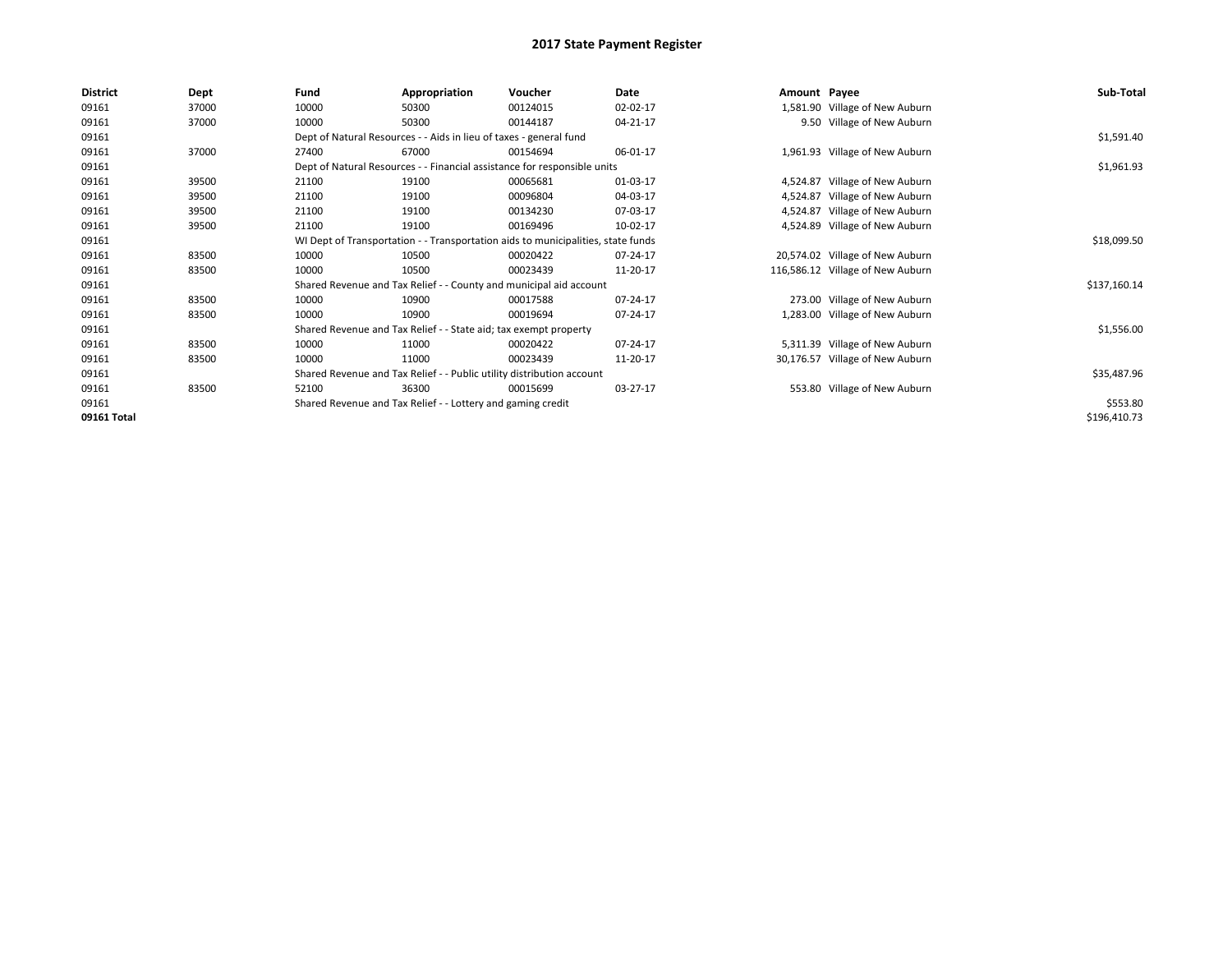# 2017 State Payment Register

| District | Dept | Fund | Appropriation | Voucher | Date | Amount | Payee | Sub-Total |
|---|---|---|---|---|---|---|---|---|
| 09161 | 37000 | 10000 | 50300 | 00124015 | 02-02-17 | 1,581.90 | Village of New Auburn | |
| 09161 | 37000 | 10000 | 50300 | 00144187 | 04-21-17 | 9.50 | Village of New Auburn | |
| 09161 | | Dept of Natural Resources - - Aids in lieu of taxes - general fund | | | | | | $1,591.40 |
| 09161 | 37000 | 27400 | 67000 | 00154694 | 06-01-17 | 1,961.93 | Village of New Auburn | |
| 09161 | | Dept of Natural Resources - - Financial assistance for responsible units | | | | | | $1,961.93 |
| 09161 | 39500 | 21100 | 19100 | 00065681 | 01-03-17 | 4,524.87 | Village of New Auburn | |
| 09161 | 39500 | 21100 | 19100 | 00096804 | 04-03-17 | 4,524.87 | Village of New Auburn | |
| 09161 | 39500 | 21100 | 19100 | 00134230 | 07-03-17 | 4,524.87 | Village of New Auburn | |
| 09161 | 39500 | 21100 | 19100 | 00169496 | 10-02-17 | 4,524.89 | Village of New Auburn | |
| 09161 | | WI Dept of Transportation - - Transportation aids to municipalities, state funds | | | | | | $18,099.50 |
| 09161 | 83500 | 10000 | 10500 | 00020422 | 07-24-17 | 20,574.02 | Village of New Auburn | |
| 09161 | 83500 | 10000 | 10500 | 00023439 | 11-20-17 | 116,586.12 | Village of New Auburn | |
| 09161 | | Shared Revenue and Tax Relief - - County and municipal aid account | | | | | | $137,160.14 |
| 09161 | 83500 | 10000 | 10900 | 00017588 | 07-24-17 | 273.00 | Village of New Auburn | |
| 09161 | 83500 | 10000 | 10900 | 00019694 | 07-24-17 | 1,283.00 | Village of New Auburn | |
| 09161 | | Shared Revenue and Tax Relief - - State aid; tax exempt property | | | | | | $1,556.00 |
| 09161 | 83500 | 10000 | 11000 | 00020422 | 07-24-17 | 5,311.39 | Village of New Auburn | |
| 09161 | 83500 | 10000 | 11000 | 00023439 | 11-20-17 | 30,176.57 | Village of New Auburn | |
| 09161 | | Shared Revenue and Tax Relief - - Public utility distribution account | | | | | | $35,487.96 |
| 09161 | 83500 | 52100 | 36300 | 00015699 | 03-27-17 | 553.80 | Village of New Auburn | |
| 09161 | | Shared Revenue and Tax Relief - - Lottery and gaming credit | | | | | | $553.80 |
| 09161 Total | | | | | | | | $196,410.73 |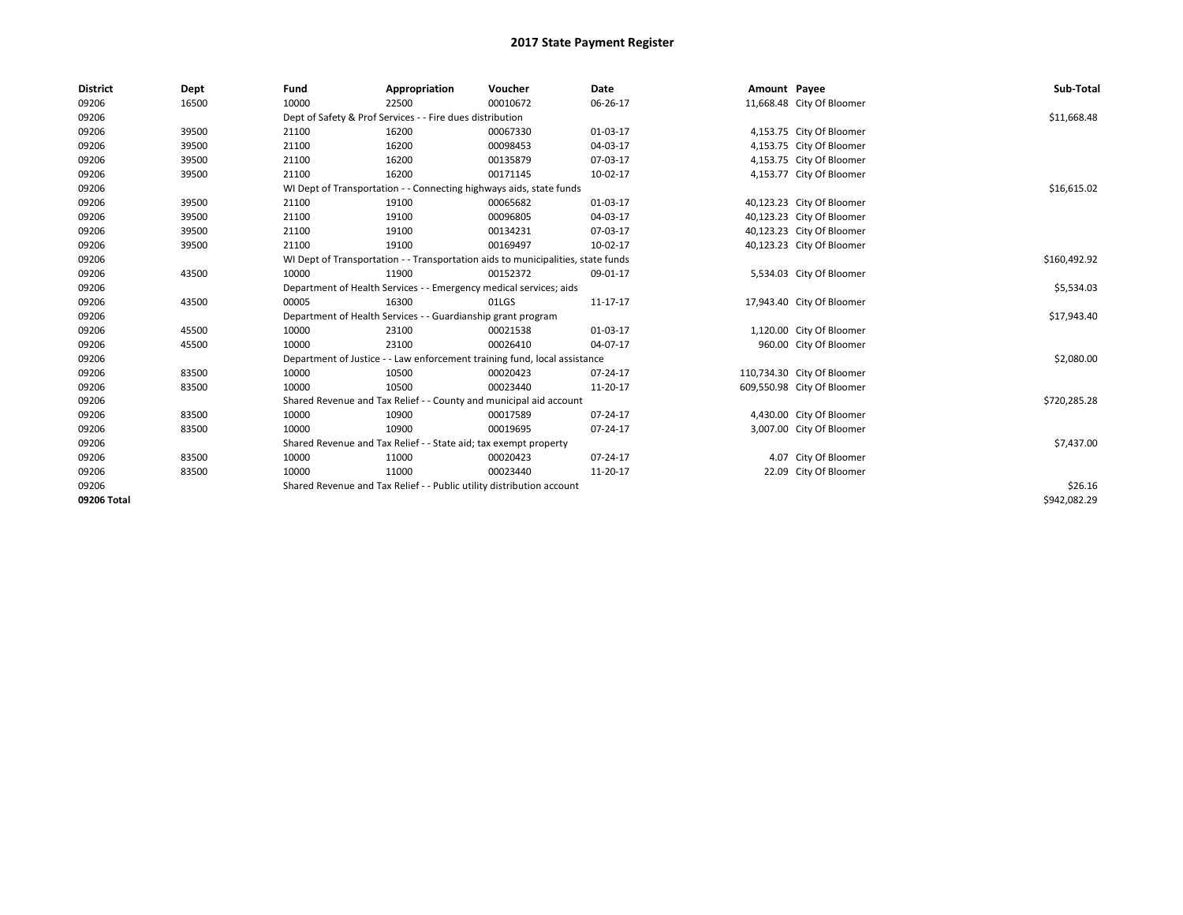# 2017 State Payment Register

| District | Dept | Fund | Appropriation | Voucher | Date | Amount | Payee | Sub-Total |
|---|---|---|---|---|---|---|---|---|
| 09206 | 16500 | 10000 | 22500 | 00010672 | 06-26-17 | 11,668.48 | City Of Bloomer | |
| 09206 | | Dept of Safety & Prof Services - - Fire dues distribution | | | | | | $11,668.48 |
| 09206 | 39500 | 21100 | 16200 | 00067330 | 01-03-17 | 4,153.75 | City Of Bloomer | |
| 09206 | 39500 | 21100 | 16200 | 00098453 | 04-03-17 | 4,153.75 | City Of Bloomer | |
| 09206 | 39500 | 21100 | 16200 | 00135879 | 07-03-17 | 4,153.75 | City Of Bloomer | |
| 09206 | 39500 | 21100 | 16200 | 00171145 | 10-02-17 | 4,153.77 | City Of Bloomer | |
| 09206 | | WI Dept of Transportation - - Connecting highways aids, state funds | | | | | | $16,615.02 |
| 09206 | 39500 | 21100 | 19100 | 00065682 | 01-03-17 | 40,123.23 | City Of Bloomer | |
| 09206 | 39500 | 21100 | 19100 | 00096805 | 04-03-17 | 40,123.23 | City Of Bloomer | |
| 09206 | 39500 | 21100 | 19100 | 00134231 | 07-03-17 | 40,123.23 | City Of Bloomer | |
| 09206 | 39500 | 21100 | 19100 | 00169497 | 10-02-17 | 40,123.23 | City Of Bloomer | |
| 09206 | | WI Dept of Transportation - - Transportation aids to municipalities, state funds | | | | | | $160,492.92 |
| 09206 | 43500 | 10000 | 11900 | 00152372 | 09-01-17 | 5,534.03 | City Of Bloomer | |
| 09206 | | Department of Health Services - - Emergency medical services; aids | | | | | | $5,534.03 |
| 09206 | 43500 | 00005 | 16300 | 01LGS | 11-17-17 | 17,943.40 | City Of Bloomer | |
| 09206 | | Department of Health Services - - Guardianship grant program | | | | | | $17,943.40 |
| 09206 | 45500 | 10000 | 23100 | 00021538 | 01-03-17 | 1,120.00 | City Of Bloomer | |
| 09206 | 45500 | 10000 | 23100 | 00026410 | 04-07-17 | 960.00 | City Of Bloomer | |
| 09206 | | Department of Justice - - Law enforcement training fund, local assistance | | | | | | $2,080.00 |
| 09206 | 83500 | 10000 | 10500 | 00020423 | 07-24-17 | 110,734.30 | City Of Bloomer | |
| 09206 | 83500 | 10000 | 10500 | 00023440 | 11-20-17 | 609,550.98 | City Of Bloomer | |
| 09206 | | Shared Revenue and Tax Relief - - County and municipal aid account | | | | | | $720,285.28 |
| 09206 | 83500 | 10000 | 10900 | 00017589 | 07-24-17 | 4,430.00 | City Of Bloomer | |
| 09206 | 83500 | 10000 | 10900 | 00019695 | 07-24-17 | 3,007.00 | City Of Bloomer | |
| 09206 | | Shared Revenue and Tax Relief - - State aid; tax exempt property | | | | | | $7,437.00 |
| 09206 | 83500 | 10000 | 11000 | 00020423 | 07-24-17 | 4.07 | City Of Bloomer | |
| 09206 | 83500 | 10000 | 11000 | 00023440 | 11-20-17 | 22.09 | City Of Bloomer | |
| 09206 | | Shared Revenue and Tax Relief - - Public utility distribution account | | | | | | $26.16 |
| 09206 Total | | | | | | | | $942,082.29 |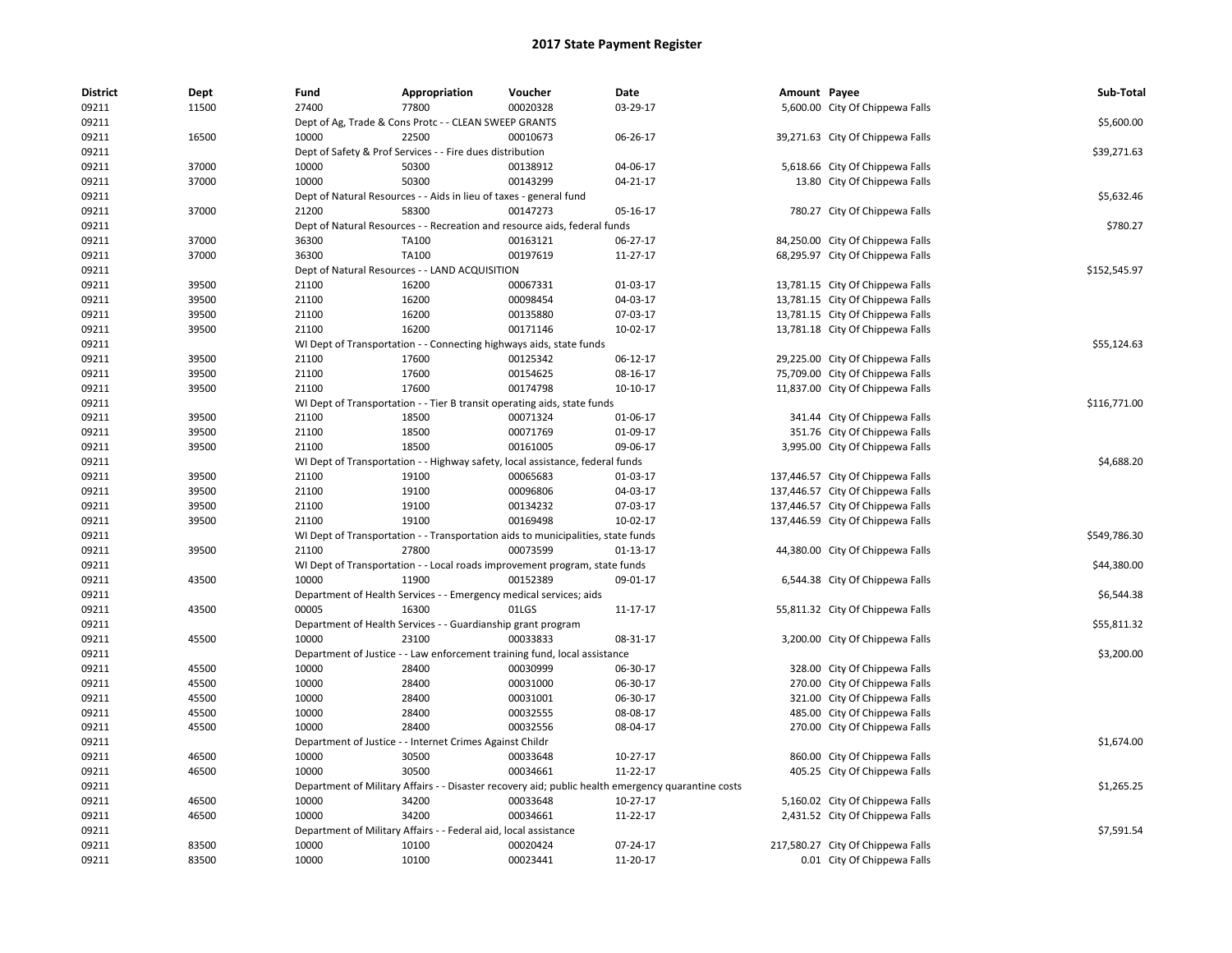# 2017 State Payment Register

| District | Dept | Fund | Appropriation | Voucher | Date | Amount | Payee | Sub-Total |
|---|---|---|---|---|---|---|---|---|
| 09211 | 11500 | 27400 | 77800 | 00020328 | 03-29-17 | 5,600.00 | City Of Chippewa Falls | |
| 09211 | | Dept of Ag, Trade & Cons Protc - - CLEAN SWEEP GRANTS | | | | | | $5,600.00 |
| 09211 | 16500 | 10000 | 22500 | 00010673 | 06-26-17 | 39,271.63 | City Of Chippewa Falls | |
| 09211 | | Dept of Safety & Prof Services - - Fire dues distribution | | | | | | $39,271.63 |
| 09211 | 37000 | 10000 | 50300 | 00138912 | 04-06-17 | 5,618.66 | City Of Chippewa Falls | |
| 09211 | 37000 | 10000 | 50300 | 00143299 | 04-21-17 | 13.80 | City Of Chippewa Falls | |
| 09211 | | Dept of Natural Resources - - Aids in lieu of taxes - general fund | | | | | | $5,632.46 |
| 09211 | 37000 | 21200 | 58300 | 00147273 | 05-16-17 | 780.27 | City Of Chippewa Falls | |
| 09211 | | Dept of Natural Resources - - Recreation and resource aids, federal funds | | | | | | $780.27 |
| 09211 | 37000 | 36300 | TA100 | 00163121 | 06-27-17 | 84,250.00 | City Of Chippewa Falls | |
| 09211 | 37000 | 36300 | TA100 | 00197619 | 11-27-17 | 68,295.97 | City Of Chippewa Falls | |
| 09211 | | Dept of Natural Resources - - LAND ACQUISITION | | | | | | $152,545.97 |
| 09211 | 39500 | 21100 | 16200 | 00067331 | 01-03-17 | 13,781.15 | City Of Chippewa Falls | |
| 09211 | 39500 | 21100 | 16200 | 00098454 | 04-03-17 | 13,781.15 | City Of Chippewa Falls | |
| 09211 | 39500 | 21100 | 16200 | 00135880 | 07-03-17 | 13,781.15 | City Of Chippewa Falls | |
| 09211 | 39500 | 21100 | 16200 | 00171146 | 10-02-17 | 13,781.18 | City Of Chippewa Falls | |
| 09211 | | WI Dept of Transportation - - Connecting highways aids, state funds | | | | | | $55,124.63 |
| 09211 | 39500 | 21100 | 17600 | 00125342 | 06-12-17 | 29,225.00 | City Of Chippewa Falls | |
| 09211 | 39500 | 21100 | 17600 | 00154625 | 08-16-17 | 75,709.00 | City Of Chippewa Falls | |
| 09211 | 39500 | 21100 | 17600 | 00174798 | 10-10-17 | 11,837.00 | City Of Chippewa Falls | |
| 09211 | | WI Dept of Transportation - - Tier B transit operating aids, state funds | | | | | | $116,771.00 |
| 09211 | 39500 | 21100 | 18500 | 00071324 | 01-06-17 | 341.44 | City Of Chippewa Falls | |
| 09211 | 39500 | 21100 | 18500 | 00071769 | 01-09-17 | 351.76 | City Of Chippewa Falls | |
| 09211 | 39500 | 21100 | 18500 | 00161005 | 09-06-17 | 3,995.00 | City Of Chippewa Falls | |
| 09211 | | WI Dept of Transportation - - Highway safety, local assistance, federal funds | | | | | | $4,688.20 |
| 09211 | 39500 | 21100 | 19100 | 00065683 | 01-03-17 | 137,446.57 | City Of Chippewa Falls | |
| 09211 | 39500 | 21100 | 19100 | 00096806 | 04-03-17 | 137,446.57 | City Of Chippewa Falls | |
| 09211 | 39500 | 21100 | 19100 | 00134232 | 07-03-17 | 137,446.57 | City Of Chippewa Falls | |
| 09211 | 39500 | 21100 | 19100 | 00169498 | 10-02-17 | 137,446.59 | City Of Chippewa Falls | |
| 09211 | | WI Dept of Transportation - - Transportation aids to municipalities, state funds | | | | | | $549,786.30 |
| 09211 | 39500 | 21100 | 27800 | 00073599 | 01-13-17 | 44,380.00 | City Of Chippewa Falls | |
| 09211 | | WI Dept of Transportation - - Local roads improvement program, state funds | | | | | | $44,380.00 |
| 09211 | 43500 | 10000 | 11900 | 00152389 | 09-01-17 | 6,544.38 | City Of Chippewa Falls | |
| 09211 | | Department of Health Services - - Emergency medical services; aids | | | | | | $6,544.38 |
| 09211 | 43500 | 00005 | 16300 | 01LGS | 11-17-17 | 55,811.32 | City Of Chippewa Falls | |
| 09211 | | Department of Health Services - - Guardianship grant program | | | | | | $55,811.32 |
| 09211 | 45500 | 10000 | 23100 | 00033833 | 08-31-17 | 3,200.00 | City Of Chippewa Falls | |
| 09211 | | Department of Justice - - Law enforcement training fund, local assistance | | | | | | $3,200.00 |
| 09211 | 45500 | 10000 | 28400 | 00030999 | 06-30-17 | 328.00 | City Of Chippewa Falls | |
| 09211 | 45500 | 10000 | 28400 | 00031000 | 06-30-17 | 270.00 | City Of Chippewa Falls | |
| 09211 | 45500 | 10000 | 28400 | 00031001 | 06-30-17 | 321.00 | City Of Chippewa Falls | |
| 09211 | 45500 | 10000 | 28400 | 00032555 | 08-08-17 | 485.00 | City Of Chippewa Falls | |
| 09211 | 45500 | 10000 | 28400 | 00032556 | 08-04-17 | 270.00 | City Of Chippewa Falls | |
| 09211 | | Department of Justice - - Internet Crimes Against Childr | | | | | | $1,674.00 |
| 09211 | 46500 | 10000 | 30500 | 00033648 | 10-27-17 | 860.00 | City Of Chippewa Falls | |
| 09211 | 46500 | 10000 | 30500 | 00034661 | 11-22-17 | 405.25 | City Of Chippewa Falls | |
| 09211 | | Department of Military Affairs - - Disaster recovery aid; public health emergency quarantine costs | | | | | | $1,265.25 |
| 09211 | 46500 | 10000 | 34200 | 00033648 | 10-27-17 | 5,160.02 | City Of Chippewa Falls | |
| 09211 | 46500 | 10000 | 34200 | 00034661 | 11-22-17 | 2,431.52 | City Of Chippewa Falls | |
| 09211 | | Department of Military Affairs - - Federal aid, local assistance | | | | | | $7,591.54 |
| 09211 | 83500 | 10000 | 10100 | 00020424 | 07-24-17 | 217,580.27 | City Of Chippewa Falls | |
| 09211 | 83500 | 10000 | 10100 | 00023441 | 11-20-17 | 0.01 | City Of Chippewa Falls | |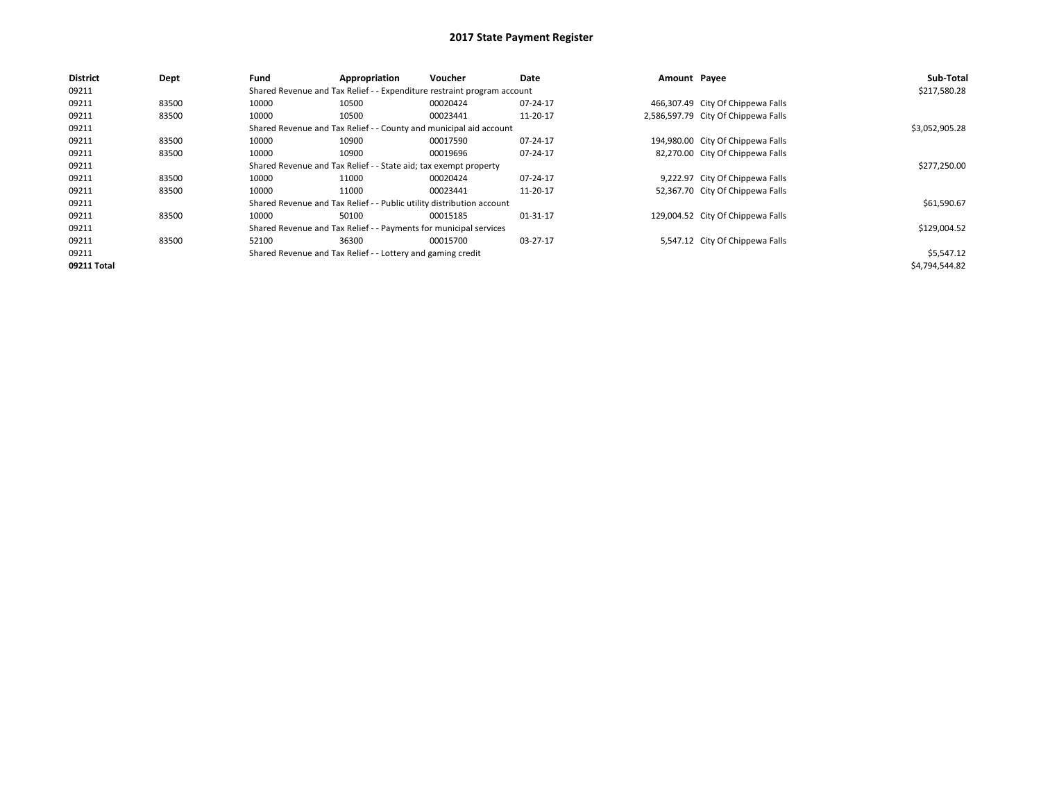# 2017 State Payment Register

| District | Dept | Fund | Appropriation | Voucher | Date | Amount | Payee | Sub-Total |
| --- | --- | --- | --- | --- | --- | --- | --- | --- |
| 09211 | | Shared Revenue and Tax Relief - - Expenditure restraint program account | | | | | | $217,580.28 |
| 09211 | 83500 | 10000 | 10500 | 00020424 | 07-24-17 | 466,307.49 | City Of Chippewa Falls | |
| 09211 | 83500 | 10000 | 10500 | 00023441 | 11-20-17 | 2,586,597.79 | City Of Chippewa Falls | |
| 09211 | | Shared Revenue and Tax Relief - - County and municipal aid account | | | | | | $3,052,905.28 |
| 09211 | 83500 | 10000 | 10900 | 00017590 | 07-24-17 | 194,980.00 | City Of Chippewa Falls | |
| 09211 | 83500 | 10000 | 10900 | 00019696 | 07-24-17 | 82,270.00 | City Of Chippewa Falls | |
| 09211 | | Shared Revenue and Tax Relief - - State aid; tax exempt property | | | | | | $277,250.00 |
| 09211 | 83500 | 10000 | 11000 | 00020424 | 07-24-17 | 9,222.97 | City Of Chippewa Falls | |
| 09211 | 83500 | 10000 | 11000 | 00023441 | 11-20-17 | 52,367.70 | City Of Chippewa Falls | |
| 09211 | | Shared Revenue and Tax Relief - - Public utility distribution account | | | | | | $61,590.67 |
| 09211 | 83500 | 10000 | 50100 | 00015185 | 01-31-17 | 129,004.52 | City Of Chippewa Falls | |
| 09211 | | Shared Revenue and Tax Relief - - Payments for municipal services | | | | | | $129,004.52 |
| 09211 | 83500 | 52100 | 36300 | 00015700 | 03-27-17 | 5,547.12 | City Of Chippewa Falls | |
| 09211 | | Shared Revenue and Tax Relief - - Lottery and gaming credit | | | | | | $5,547.12 |
| **09211 Total** | | | | | | | | $4,794,544.82 |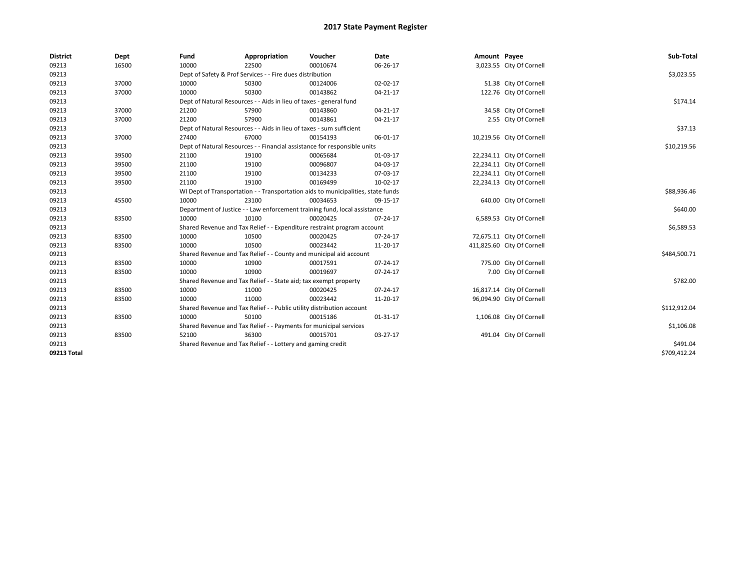# 2017 State Payment Register

| District | Dept | Fund | Appropriation | Voucher | Date | Amount | Payee | Sub-Total |
|---|---|---|---|---|---|---|---|---|
| 09213 | 16500 | 10000 | 22500 | 00010674 | 06-26-17 | 3,023.55 | City Of Cornell | |
| 09213 | | Dept of Safety & Prof Services - - Fire dues distribution | | | | | | $3,023.55 |
| 09213 | 37000 | 10000 | 50300 | 00124006 | 02-02-17 | 51.38 | City Of Cornell | |
| 09213 | 37000 | 10000 | 50300 | 00143862 | 04-21-17 | 122.76 | City Of Cornell | |
| 09213 | | Dept of Natural Resources - - Aids in lieu of taxes - general fund | | | | | | $174.14 |
| 09213 | 37000 | 21200 | 57900 | 00143860 | 04-21-17 | 34.58 | City Of Cornell | |
| 09213 | 37000 | 21200 | 57900 | 00143861 | 04-21-17 | 2.55 | City Of Cornell | |
| 09213 | | Dept of Natural Resources - - Aids in lieu of taxes - sum sufficient | | | | | | $37.13 |
| 09213 | 37000 | 27400 | 67000 | 00154193 | 06-01-17 | 10,219.56 | City Of Cornell | |
| 09213 | | Dept of Natural Resources - - Financial assistance for responsible units | | | | | | $10,219.56 |
| 09213 | 39500 | 21100 | 19100 | 00065684 | 01-03-17 | 22,234.11 | City Of Cornell | |
| 09213 | 39500 | 21100 | 19100 | 00096807 | 04-03-17 | 22,234.11 | City Of Cornell | |
| 09213 | 39500 | 21100 | 19100 | 00134233 | 07-03-17 | 22,234.11 | City Of Cornell | |
| 09213 | 39500 | 21100 | 19100 | 00169499 | 10-02-17 | 22,234.13 | City Of Cornell | |
| 09213 | | WI Dept of Transportation - - Transportation aids to municipalities, state funds | | | | | | $88,936.46 |
| 09213 | 45500 | 10000 | 23100 | 00034653 | 09-15-17 | 640.00 | City Of Cornell | |
| 09213 | | Department of Justice - - Law enforcement training fund, local assistance | | | | | | $640.00 |
| 09213 | 83500 | 10000 | 10100 | 00020425 | 07-24-17 | 6,589.53 | City Of Cornell | |
| 09213 | | Shared Revenue and Tax Relief - - Expenditure restraint program account | | | | | | $6,589.53 |
| 09213 | 83500 | 10000 | 10500 | 00020425 | 07-24-17 | 72,675.11 | City Of Cornell | |
| 09213 | 83500 | 10000 | 10500 | 00023442 | 11-20-17 | 411,825.60 | City Of Cornell | |
| 09213 | | Shared Revenue and Tax Relief - - County and municipal aid account | | | | | | $484,500.71 |
| 09213 | 83500 | 10000 | 10900 | 00017591 | 07-24-17 | 775.00 | City Of Cornell | |
| 09213 | 83500 | 10000 | 10900 | 00019697 | 07-24-17 | 7.00 | City Of Cornell | |
| 09213 | | Shared Revenue and Tax Relief - - State aid; tax exempt property | | | | | | $782.00 |
| 09213 | 83500 | 10000 | 11000 | 00020425 | 07-24-17 | 16,817.14 | City Of Cornell | |
| 09213 | 83500 | 10000 | 11000 | 00023442 | 11-20-17 | 96,094.90 | City Of Cornell | |
| 09213 | | Shared Revenue and Tax Relief - - Public utility distribution account | | | | | | $112,912.04 |
| 09213 | 83500 | 10000 | 50100 | 00015186 | 01-31-17 | 1,106.08 | City Of Cornell | |
| 09213 | | Shared Revenue and Tax Relief - - Payments for municipal services | | | | | | $1,106.08 |
| 09213 | 83500 | 52100 | 36300 | 00015701 | 03-27-17 | 491.04 | City Of Cornell | |
| 09213 | | Shared Revenue and Tax Relief - - Lottery and gaming credit | | | | | | $491.04 |
| **09213 Total** | | | | | | | | $709,412.24 |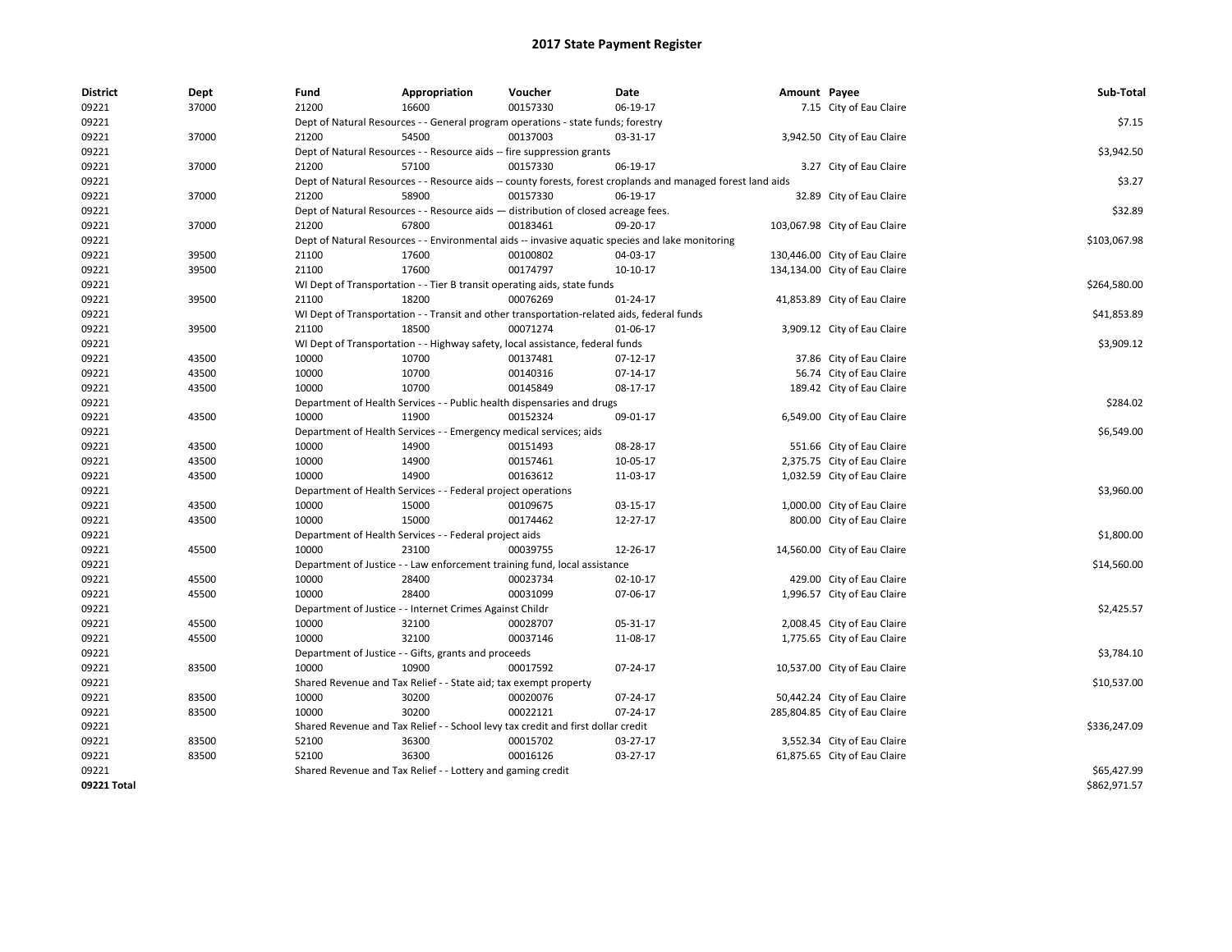# 2017 State Payment Register

| District | Dept | Fund | Appropriation | Voucher | Date | Amount | Payee | Sub-Total |
|---|---|---|---|---|---|---|---|---|
| 09221 | 37000 | 21200 | 16600 | 00157330 | 06-19-17 | 7.15 | City of Eau Claire | |
| 09221 | | Dept of Natural Resources - - General program operations - state funds; forestry | | | | | | $7.15 |
| 09221 | 37000 | 21200 | 54500 | 00137003 | 03-31-17 | 3,942.50 | City of Eau Claire | |
| 09221 | | Dept of Natural Resources - - Resource aids -- fire suppression grants | | | | | | $3,942.50 |
| 09221 | 37000 | 21200 | 57100 | 00157330 | 06-19-17 | 3.27 | City of Eau Claire | |
| 09221 | | Dept of Natural Resources - - Resource aids -- county forests, forest croplands and managed forest land aids | | | | | | $3.27 |
| 09221 | 37000 | 21200 | 58900 | 00157330 | 06-19-17 | 32.89 | City of Eau Claire | |
| 09221 | | Dept of Natural Resources - - Resource aids — distribution of closed acreage fees. | | | | | | $32.89 |
| 09221 | 37000 | 21200 | 67800 | 00183461 | 09-20-17 | 103,067.98 | City of Eau Claire | |
| 09221 | | Dept of Natural Resources - - Environmental aids -- invasive aquatic species and lake monitoring | | | | | | $103,067.98 |
| 09221 | 39500 | 21100 | 17600 | 00100802 | 04-03-17 | 130,446.00 | City of Eau Claire | |
| 09221 | 39500 | 21100 | 17600 | 00174797 | 10-10-17 | 134,134.00 | City of Eau Claire | |
| 09221 | | WI Dept of Transportation - - Tier B transit operating aids, state funds | | | | | | $264,580.00 |
| 09221 | 39500 | 21100 | 18200 | 00076269 | 01-24-17 | 41,853.89 | City of Eau Claire | |
| 09221 | | WI Dept of Transportation - - Transit and other transportation-related aids, federal funds | | | | | | $41,853.89 |
| 09221 | 39500 | 21100 | 18500 | 00071274 | 01-06-17 | 3,909.12 | City of Eau Claire | |
| 09221 | | WI Dept of Transportation - - Highway safety, local assistance, federal funds | | | | | | $3,909.12 |
| 09221 | 43500 | 10000 | 10700 | 00137481 | 07-12-17 | 37.86 | City of Eau Claire | |
| 09221 | 43500 | 10000 | 10700 | 00140316 | 07-14-17 | 56.74 | City of Eau Claire | |
| 09221 | 43500 | 10000 | 10700 | 00145849 | 08-17-17 | 189.42 | City of Eau Claire | |
| 09221 | | Department of Health Services - - Public health dispensaries and drugs | | | | | | $284.02 |
| 09221 | 43500 | 10000 | 11900 | 00152324 | 09-01-17 | 6,549.00 | City of Eau Claire | |
| 09221 | | Department of Health Services - - Emergency medical services; aids | | | | | | $6,549.00 |
| 09221 | 43500 | 10000 | 14900 | 00151493 | 08-28-17 | 551.66 | City of Eau Claire | |
| 09221 | 43500 | 10000 | 14900 | 00157461 | 10-05-17 | 2,375.75 | City of Eau Claire | |
| 09221 | 43500 | 10000 | 14900 | 00163612 | 11-03-17 | 1,032.59 | City of Eau Claire | |
| 09221 | | Department of Health Services - - Federal project operations | | | | | | $3,960.00 |
| 09221 | 43500 | 10000 | 15000 | 00109675 | 03-15-17 | 1,000.00 | City of Eau Claire | |
| 09221 | 43500 | 10000 | 15000 | 00174462 | 12-27-17 | 800.00 | City of Eau Claire | |
| 09221 | | Department of Health Services - - Federal project aids | | | | | | $1,800.00 |
| 09221 | 45500 | 10000 | 23100 | 00039755 | 12-26-17 | 14,560.00 | City of Eau Claire | |
| 09221 | | Department of Justice - - Law enforcement training fund, local assistance | | | | | | $14,560.00 |
| 09221 | 45500 | 10000 | 28400 | 00023734 | 02-10-17 | 429.00 | City of Eau Claire | |
| 09221 | 45500 | 10000 | 28400 | 00031099 | 07-06-17 | 1,996.57 | City of Eau Claire | |
| 09221 | | Department of Justice - - Internet Crimes Against Childr | | | | | | $2,425.57 |
| 09221 | 45500 | 10000 | 32100 | 00028707 | 05-31-17 | 2,008.45 | City of Eau Claire | |
| 09221 | 45500 | 10000 | 32100 | 00037146 | 11-08-17 | 1,775.65 | City of Eau Claire | |
| 09221 | | Department of Justice - - Gifts, grants and proceeds | | | | | | $3,784.10 |
| 09221 | 83500 | 10000 | 10900 | 00017592 | 07-24-17 | 10,537.00 | City of Eau Claire | |
| 09221 | | Shared Revenue and Tax Relief - - State aid; tax exempt property | | | | | | $10,537.00 |
| 09221 | 83500 | 10000 | 30200 | 00020076 | 07-24-17 | 50,442.24 | City of Eau Claire | |
| 09221 | 83500 | 10000 | 30200 | 00022121 | 07-24-17 | 285,804.85 | City of Eau Claire | |
| 09221 | | Shared Revenue and Tax Relief - - School levy tax credit and first dollar credit | | | | | | $336,247.09 |
| 09221 | 83500 | 52100 | 36300 | 00015702 | 03-27-17 | 3,552.34 | City of Eau Claire | |
| 09221 | 83500 | 52100 | 36300 | 00016126 | 03-27-17 | 61,875.65 | City of Eau Claire | |
| 09221 | | Shared Revenue and Tax Relief - - Lottery and gaming credit | | | | | | $65,427.99 |
| 09221 Total | | | | | | | | $862,971.57 |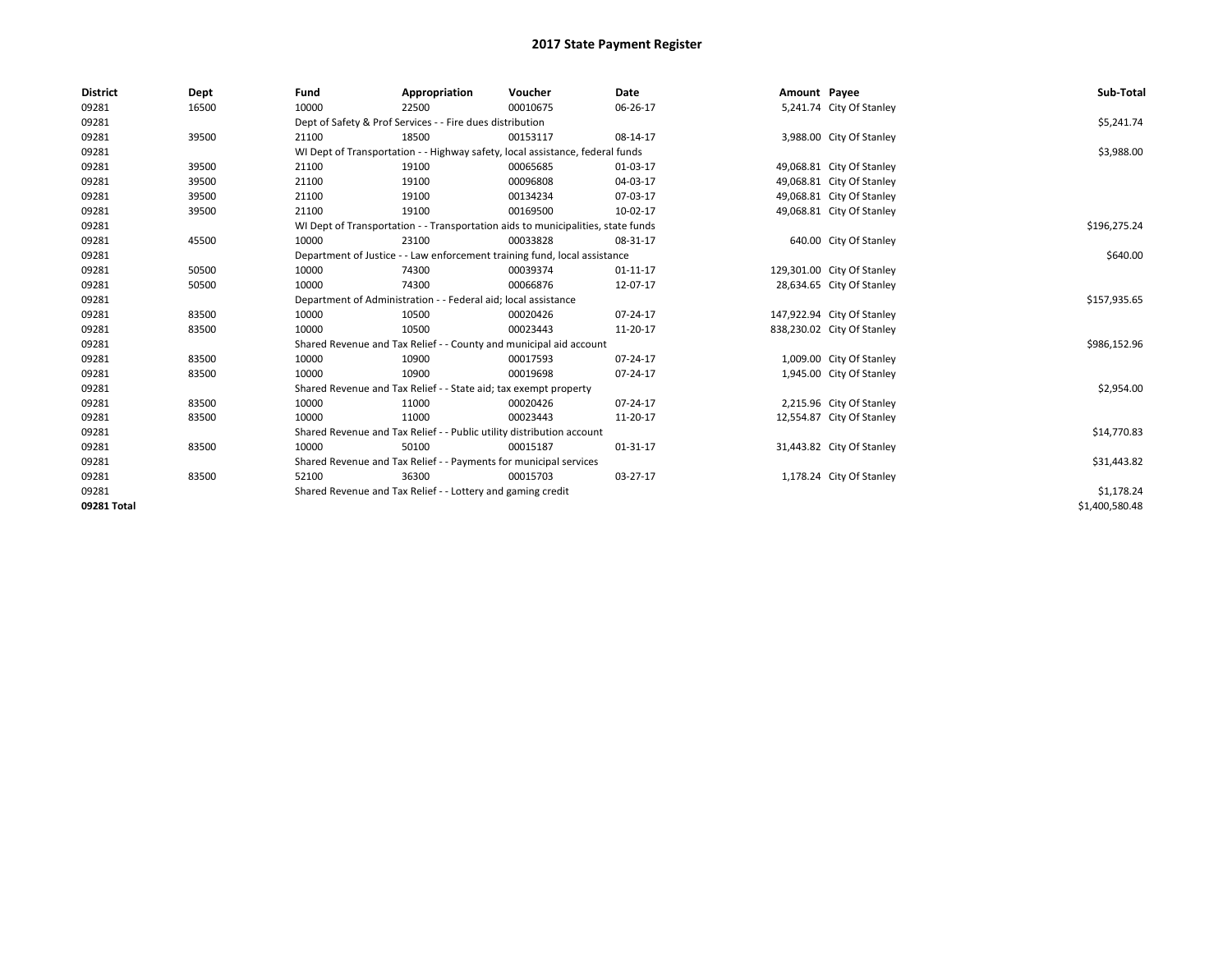# 2017 State Payment Register

| District | Dept | Fund | Appropriation | Voucher | Date | Amount | Payee | Sub-Total |
|---|---|---|---|---|---|---|---|---|
| 09281 | 16500 | 10000 | 22500 | 00010675 | 06-26-17 | 5,241.74 | City Of Stanley | |
| 09281 | | Dept of Safety & Prof Services - - Fire dues distribution | | | | | | $5,241.74 |
| 09281 | 39500 | 21100 | 18500 | 00153117 | 08-14-17 | 3,988.00 | City Of Stanley | |
| 09281 | | WI Dept of Transportation - - Highway safety, local assistance, federal funds | | | | | | $3,988.00 |
| 09281 | 39500 | 21100 | 19100 | 00065685 | 01-03-17 | 49,068.81 | City Of Stanley | |
| 09281 | 39500 | 21100 | 19100 | 00096808 | 04-03-17 | 49,068.81 | City Of Stanley | |
| 09281 | 39500 | 21100 | 19100 | 00134234 | 07-03-17 | 49,068.81 | City Of Stanley | |
| 09281 | 39500 | 21100 | 19100 | 00169500 | 10-02-17 | 49,068.81 | City Of Stanley | |
| 09281 | | WI Dept of Transportation - - Transportation aids to municipalities, state funds | | | | | | $196,275.24 |
| 09281 | 45500 | 10000 | 23100 | 00033828 | 08-31-17 | 640.00 | City Of Stanley | |
| 09281 | | Department of Justice - - Law enforcement training fund, local assistance | | | | | | $640.00 |
| 09281 | 50500 | 10000 | 74300 | 00039374 | 01-11-17 | 129,301.00 | City Of Stanley | |
| 09281 | 50500 | 10000 | 74300 | 00066876 | 12-07-17 | 28,634.65 | City Of Stanley | |
| 09281 | | Department of Administration - - Federal aid; local assistance | | | | | | $157,935.65 |
| 09281 | 83500 | 10000 | 10500 | 00020426 | 07-24-17 | 147,922.94 | City Of Stanley | |
| 09281 | 83500 | 10000 | 10500 | 00023443 | 11-20-17 | 838,230.02 | City Of Stanley | |
| 09281 | | Shared Revenue and Tax Relief - - County and municipal aid account | | | | | | $986,152.96 |
| 09281 | 83500 | 10000 | 10900 | 00017593 | 07-24-17 | 1,009.00 | City Of Stanley | |
| 09281 | 83500 | 10000 | 10900 | 00019698 | 07-24-17 | 1,945.00 | City Of Stanley | |
| 09281 | | Shared Revenue and Tax Relief - - State aid; tax exempt property | | | | | | $2,954.00 |
| 09281 | 83500 | 10000 | 11000 | 00020426 | 07-24-17 | 2,215.96 | City Of Stanley | |
| 09281 | 83500 | 10000 | 11000 | 00023443 | 11-20-17 | 12,554.87 | City Of Stanley | |
| 09281 | | Shared Revenue and Tax Relief - - Public utility distribution account | | | | | | $14,770.83 |
| 09281 | 83500 | 10000 | 50100 | 00015187 | 01-31-17 | 31,443.82 | City Of Stanley | |
| 09281 | | Shared Revenue and Tax Relief - - Payments for municipal services | | | | | | $31,443.82 |
| 09281 | 83500 | 52100 | 36300 | 00015703 | 03-27-17 | 1,178.24 | City Of Stanley | |
| 09281 | | Shared Revenue and Tax Relief - - Lottery and gaming credit | | | | | | $1,178.24 |
| 09281 Total | | | | | | | | $1,400,580.48 |